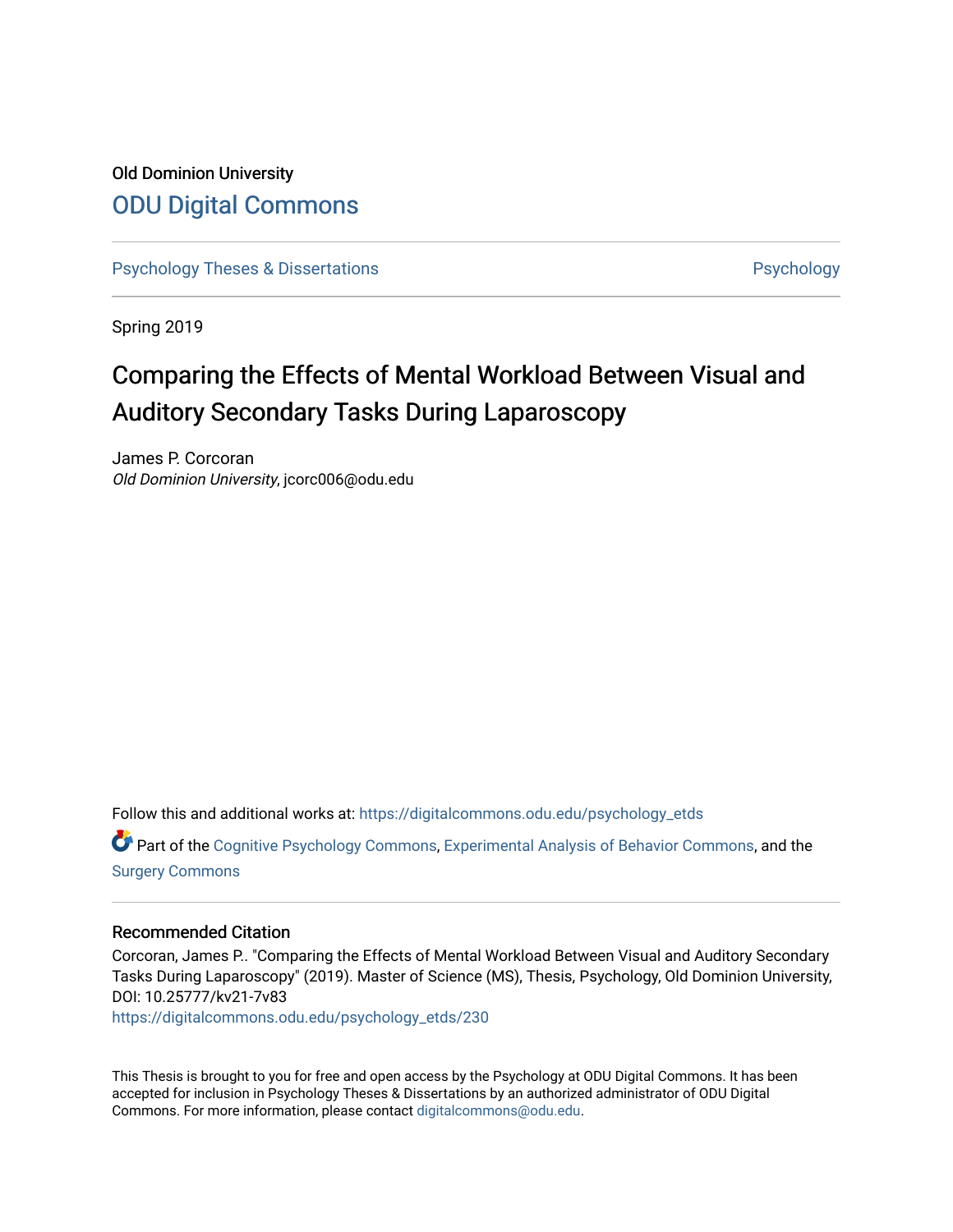Old Dominion University

# ODU Digital Commons

Psychology Theses & Dissertations | Psychology

Spring 2019

## Comparing the Effects of Mental Workload Between Visual and Auditory Secondary Tasks During Laparoscopy

James P. Corcoran
*Old Dominion University*, jcorc006@odu.edu

Follow this and additional works at: https://digitalcommons.odu.edu/psychology_etds

Part of the Cognitive Psychology Commons, Experimental Analysis of Behavior Commons, and the Surgery Commons

### Recommended Citation

Corcoran, James P.. "Comparing the Effects of Mental Workload Between Visual and Auditory Secondary Tasks During Laparoscopy" (2019). Master of Science (MS), Thesis, Psychology, Old Dominion University, DOI: 10.25777/kv21-7v83
https://digitalcommons.odu.edu/psychology_etds/230

This Thesis is brought to you for free and open access by the Psychology at ODU Digital Commons. It has been accepted for inclusion in Psychology Theses & Dissertations by an authorized administrator of ODU Digital Commons. For more information, please contact digitalcommons@odu.edu.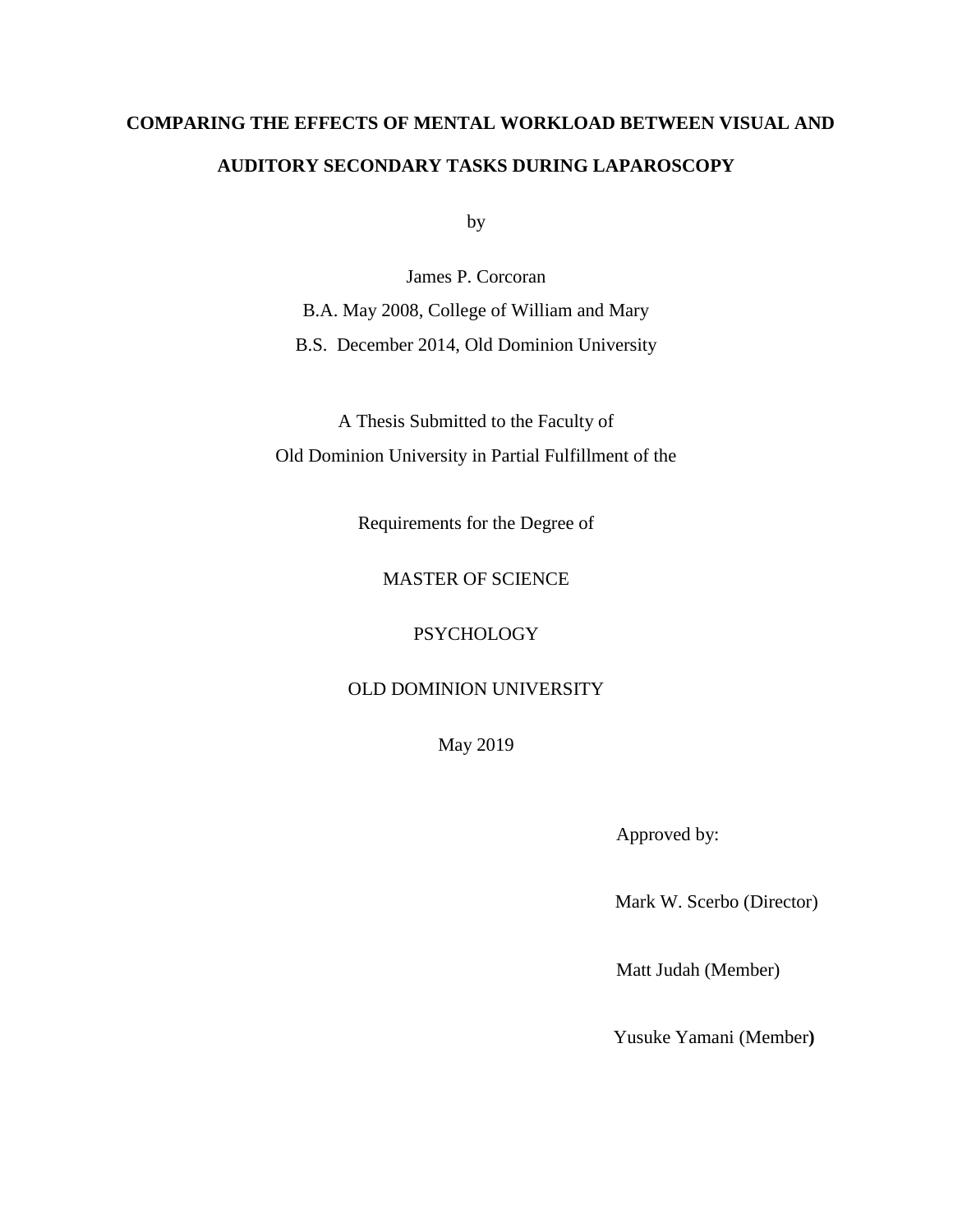**COMPARING THE EFFECTS OF MENTAL WORKLOAD BETWEEN VISUAL AND AUDITORY SECONDARY TASKS DURING LAPAROSCOPY**

by

James P. Corcoran
B.A. May 2008, College of William and Mary
B.S. December 2014, Old Dominion University

A Thesis Submitted to the Faculty of
Old Dominion University in Partial Fulfillment of the

Requirements for the Degree of

MASTER OF SCIENCE

PSYCHOLOGY

OLD DOMINION UNIVERSITY

May 2019

Approved by:

Mark W. Scerbo (Director)

Matt Judah (Member)

Yusuke Yamani (Member)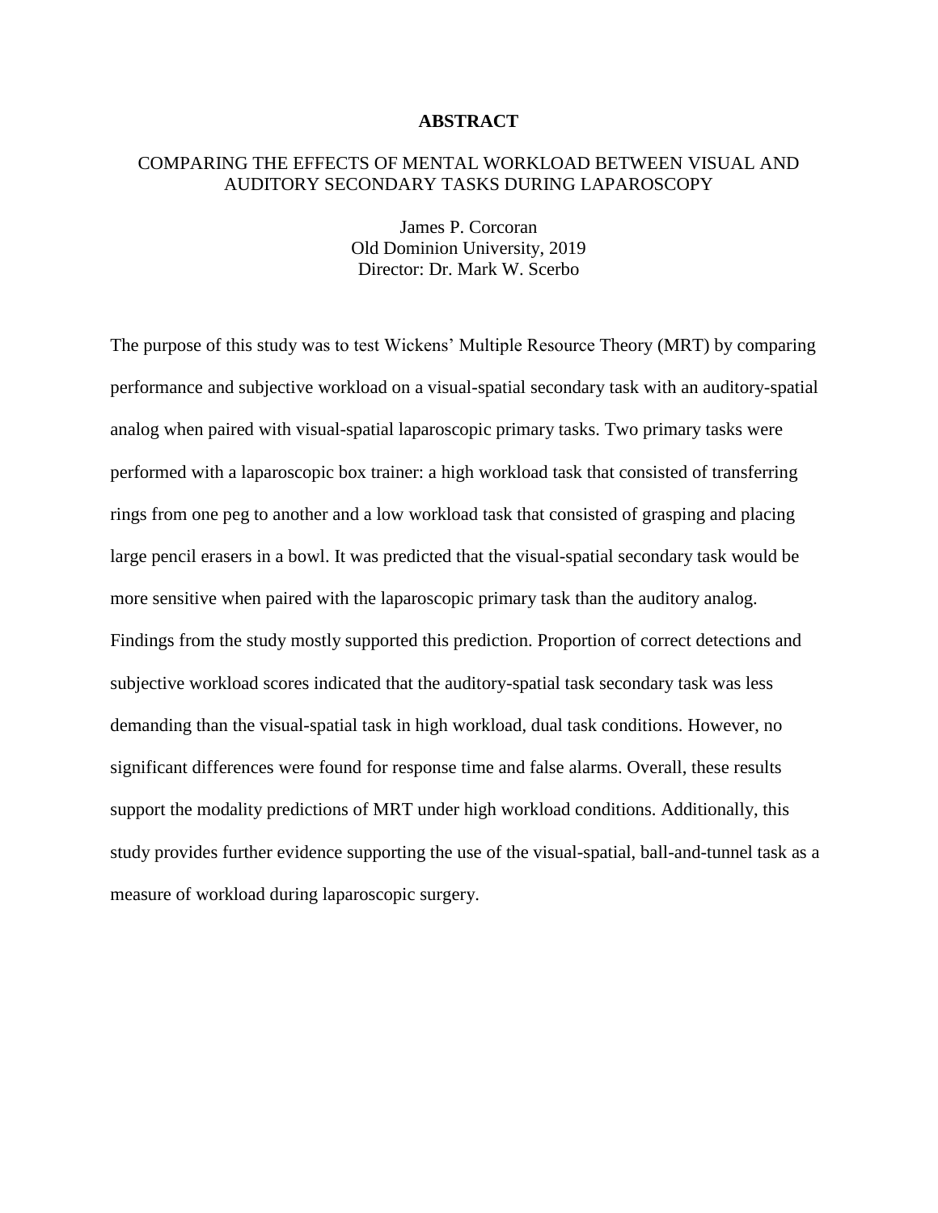# ABSTRACT

## COMPARING THE EFFECTS OF MENTAL WORKLOAD BETWEEN VISUAL AND AUDITORY SECONDARY TASKS DURING LAPAROSCOPY

James P. Corcoran
Old Dominion University, 2019
Director: Dr. Mark W. Scerbo

The purpose of this study was to test Wickens' Multiple Resource Theory (MRT) by comparing performance and subjective workload on a visual-spatial secondary task with an auditory-spatial analog when paired with visual-spatial laparoscopic primary tasks. Two primary tasks were performed with a laparoscopic box trainer: a high workload task that consisted of transferring rings from one peg to another and a low workload task that consisted of grasping and placing large pencil erasers in a bowl. It was predicted that the visual-spatial secondary task would be more sensitive when paired with the laparoscopic primary task than the auditory analog. Findings from the study mostly supported this prediction. Proportion of correct detections and subjective workload scores indicated that the auditory-spatial task secondary task was less demanding than the visual-spatial task in high workload, dual task conditions. However, no significant differences were found for response time and false alarms. Overall, these results support the modality predictions of MRT under high workload conditions. Additionally, this study provides further evidence supporting the use of the visual-spatial, ball-and-tunnel task as a measure of workload during laparoscopic surgery.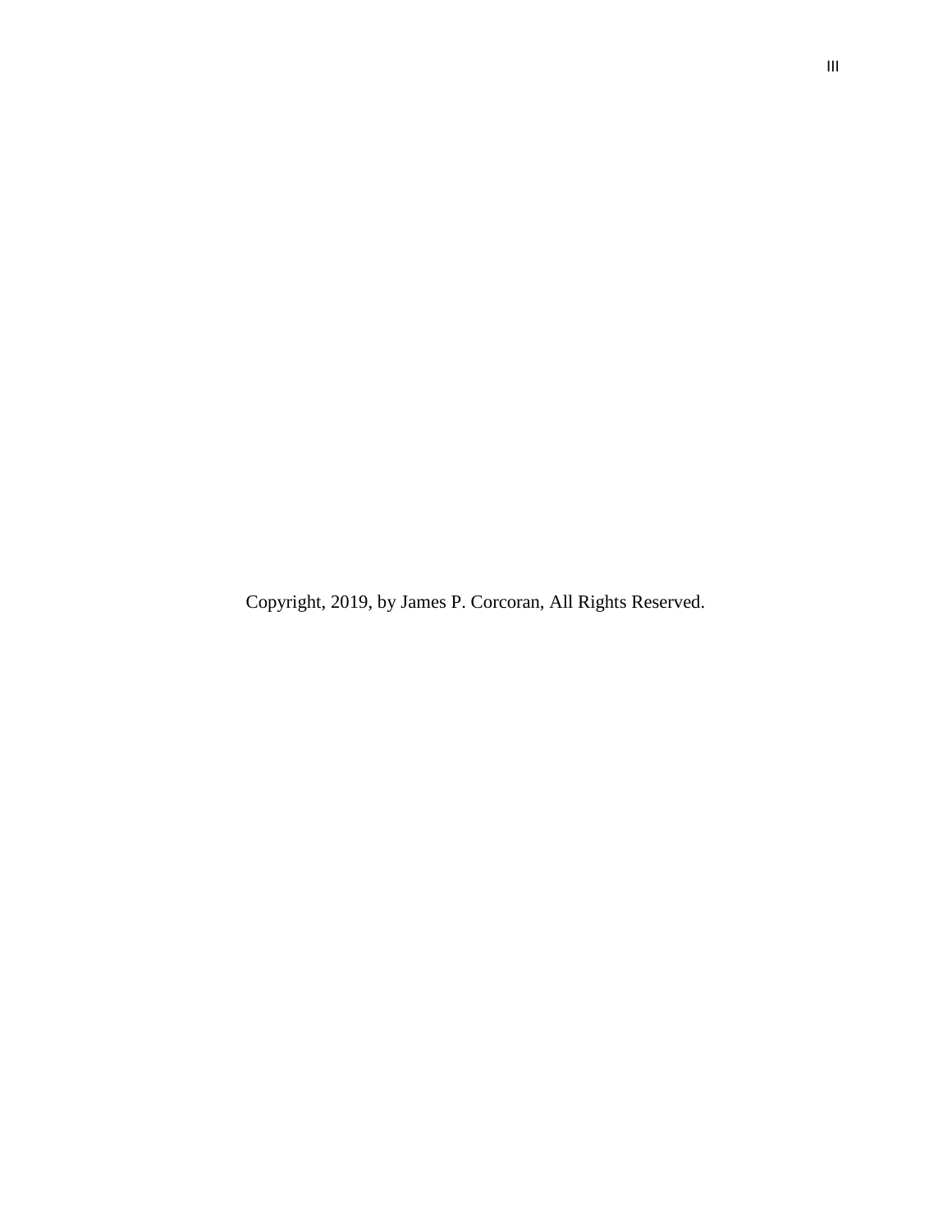Copyright, 2019, by James P. Corcoran, All Rights Reserved.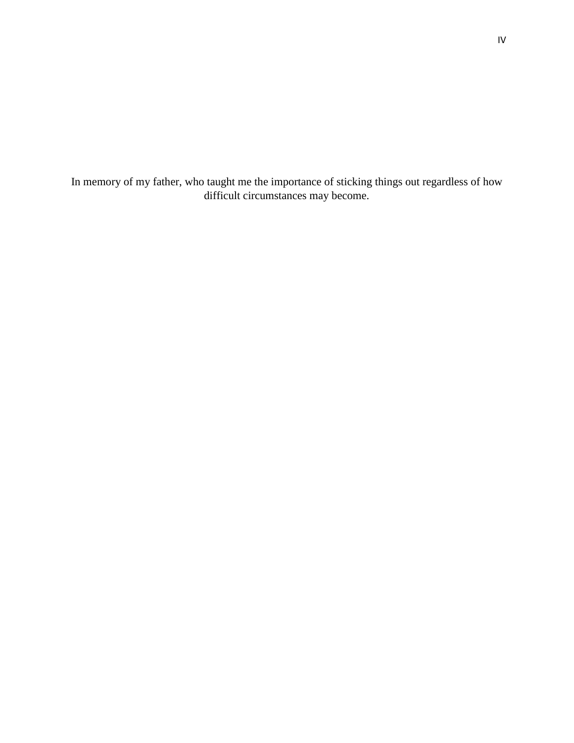In memory of my father, who taught me the importance of sticking things out regardless of how difficult circumstances may become.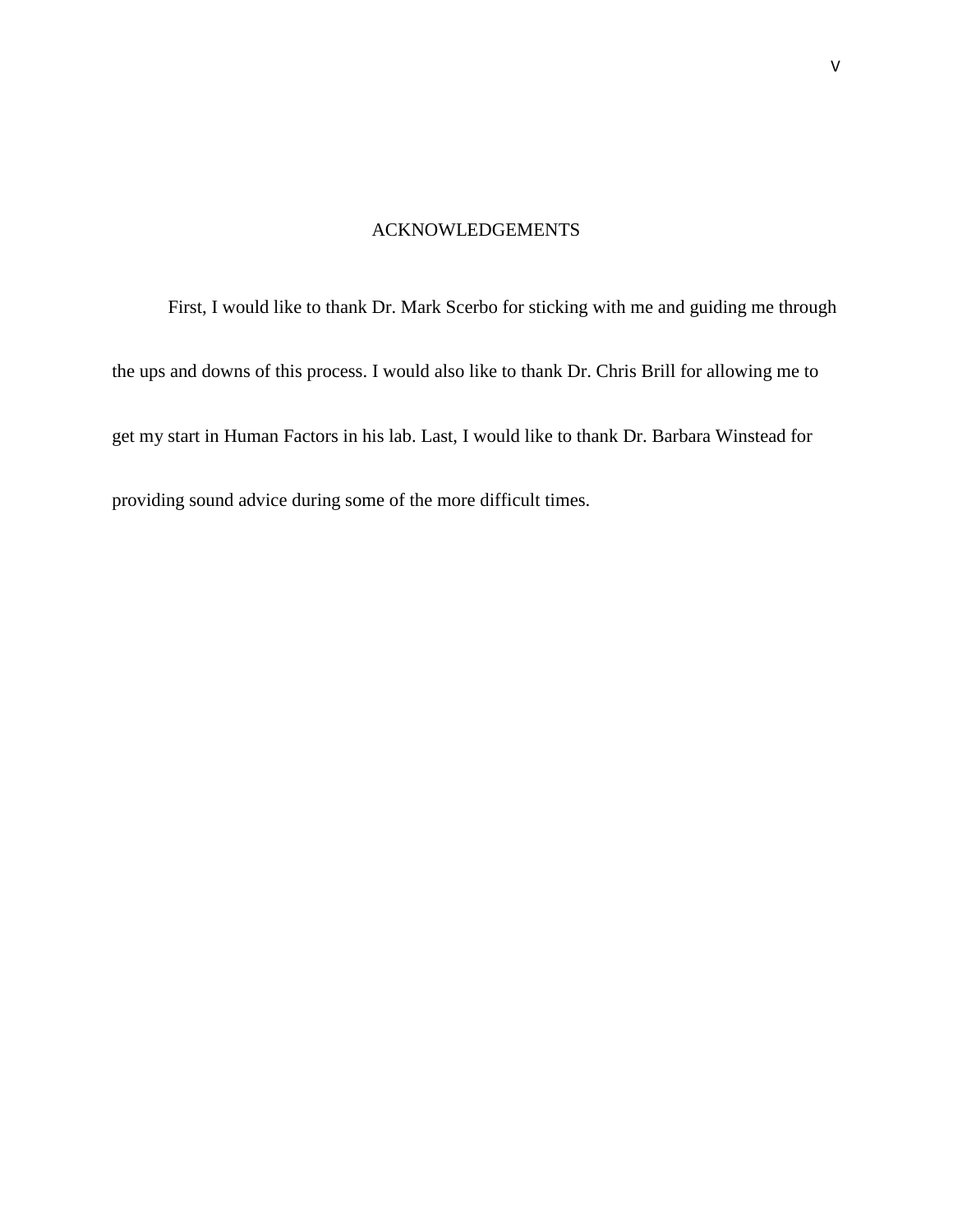# ACKNOWLEDGEMENTS

First, I would like to thank Dr. Mark Scerbo for sticking with me and guiding me through the ups and downs of this process. I would also like to thank Dr. Chris Brill for allowing me to get my start in Human Factors in his lab. Last, I would like to thank Dr. Barbara Winstead for providing sound advice during some of the more difficult times.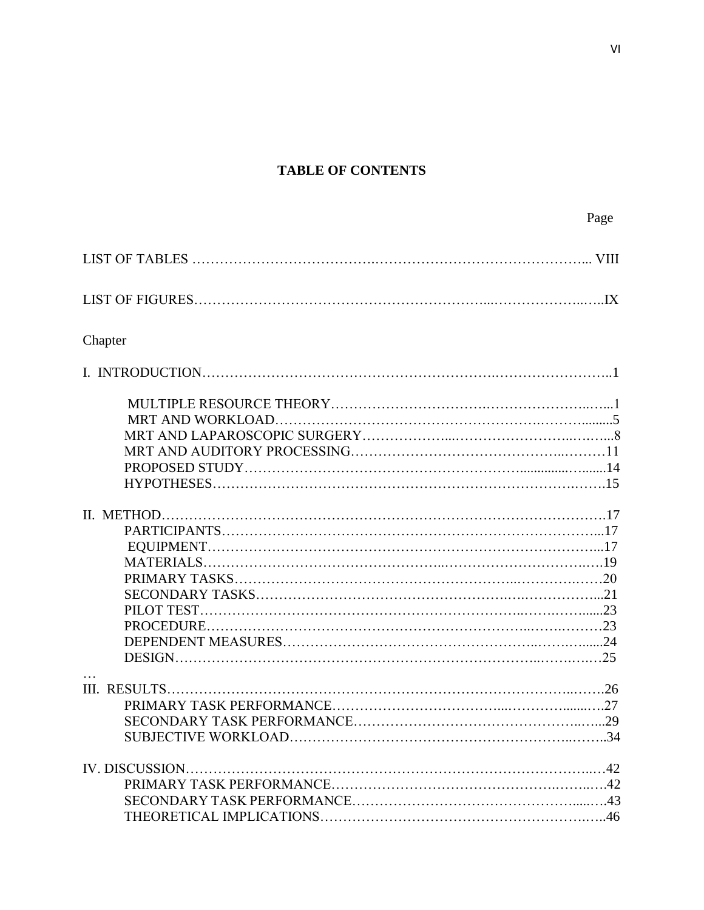# TABLE OF CONTENTS

Page

LIST OF TABLES ... VIII

LIST OF FIGURES ... IX

Chapter

I. INTRODUCTION ... 1

- MULTIPLE RESOURCE THEORY ... 1
- MRT AND WORKLOAD ... 5
- MRT AND LAPAROSCOPIC SURGERY ... 8
- MRT AND AUDITORY PROCESSING ... 11
- PROPOSED STUDY ... 14
- HYPOTHESES ... 15

II. METHOD ... 17

- PARTICIPANTS ... 17
- EQUIPMENT ... 17
- MATERIALS ... 19
- PRIMARY TASKS ... 20
- SECONDARY TASKS ... 21
- PILOT TEST ... 23
- PROCEDURE ... 23
- DEPENDENT MEASURES ... 24
- DESIGN ... 25

…

III. RESULTS ... 26

- PRIMARY TASK PERFORMANCE ... 27
- SECONDARY TASK PERFORMANCE ... 29
- SUBJECTIVE WORKLOAD ... 34

IV. DISCUSSION ... 42

- PRIMARY TASK PERFORMANCE ... 42
- SECONDARY TASK PERFORMANCE ... 43
- THEORETICAL IMPLICATIONS ... 46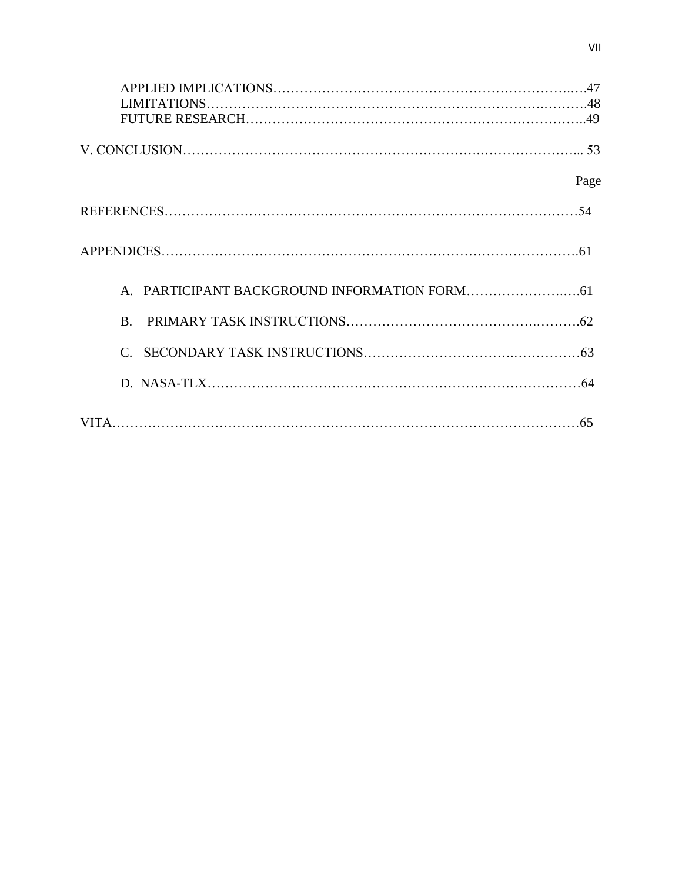APPLIED IMPLICATIONS……………………………………………………………….…47
LIMITATIONS…………………………………………………………………….……….48
FUTURE RESEARCH…………………………………………………………………..49

V. CONCLUSION……………………………………………………….………………... 53

Page

REFERENCES………………………………………………………………………………54

APPENDICES……………………………………………………………………………….61

A. PARTICIPANT BACKGROUND INFORMATION FORM……………………..….61

B. PRIMARY TASK INSTRUCTIONS…………………………………….……….62

C. SECONDARY TASK INSTRUCTIONS………………………….……………63

D. NASA-TLX…………………………………………………………………………64

VITA…………………………………………………………………………………………65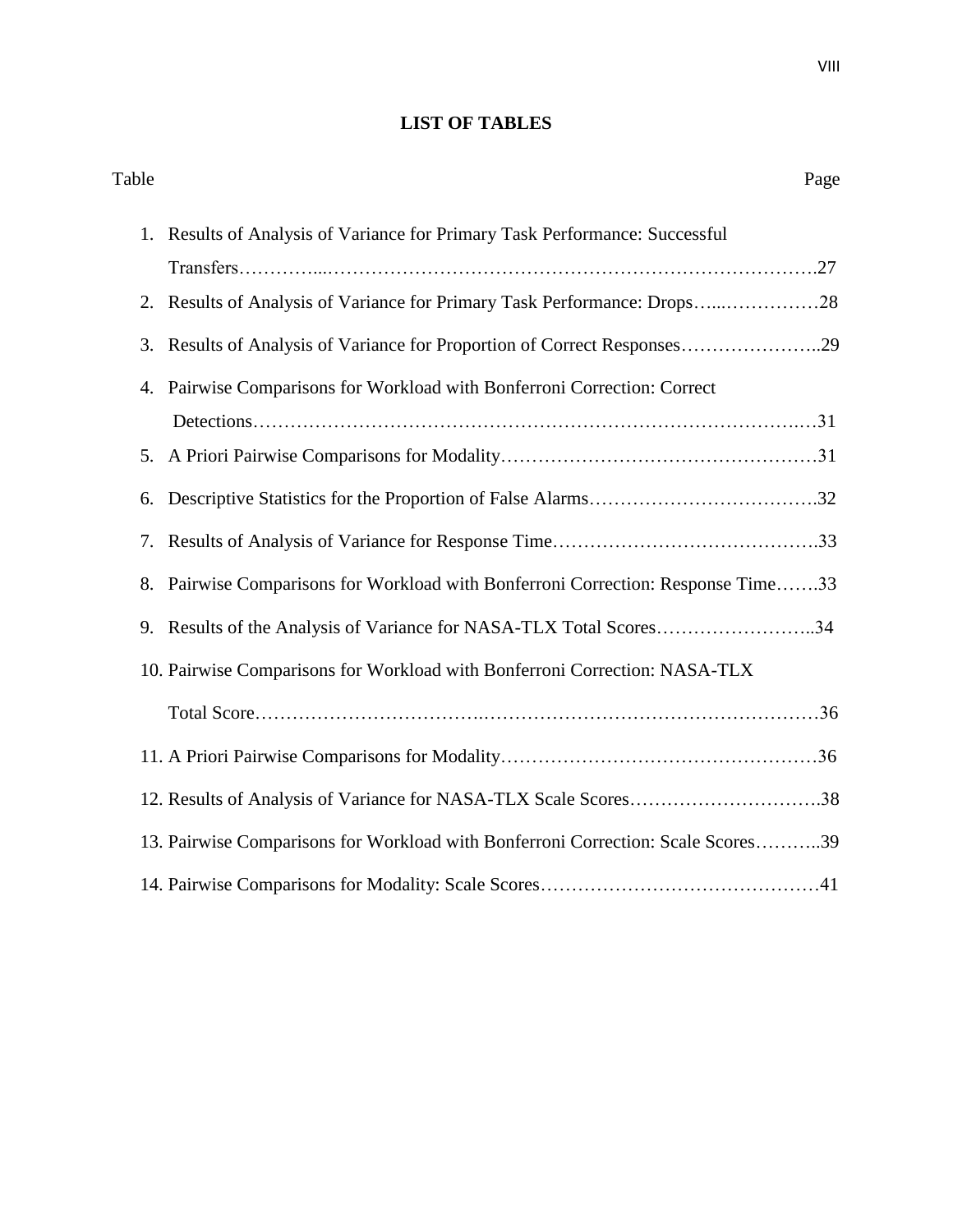# LIST OF TABLES

| Table | Page |
|---|---|
| 1. Results of Analysis of Variance for Primary Task Performance: Successful Transfers | 27 |
| 2. Results of Analysis of Variance for Primary Task Performance: Drops | 28 |
| 3. Results of Analysis of Variance for Proportion of Correct Responses | 29 |
| 4. Pairwise Comparisons for Workload with Bonferroni Correction: Correct Detections | 31 |
| 5. A Priori Pairwise Comparisons for Modality | 31 |
| 6. Descriptive Statistics for the Proportion of False Alarms | 32 |
| 7. Results of Analysis of Variance for Response Time | 33 |
| 8. Pairwise Comparisons for Workload with Bonferroni Correction: Response Time | 33 |
| 9. Results of the Analysis of Variance for NASA-TLX Total Scores | 34 |
| 10. Pairwise Comparisons for Workload with Bonferroni Correction: NASA-TLX Total Score | 36 |
| 11. A Priori Pairwise Comparisons for Modality | 36 |
| 12. Results of Analysis of Variance for NASA-TLX Scale Scores | 38 |
| 13. Pairwise Comparisons for Workload with Bonferroni Correction: Scale Scores | 39 |
| 14. Pairwise Comparisons for Modality: Scale Scores | 41 |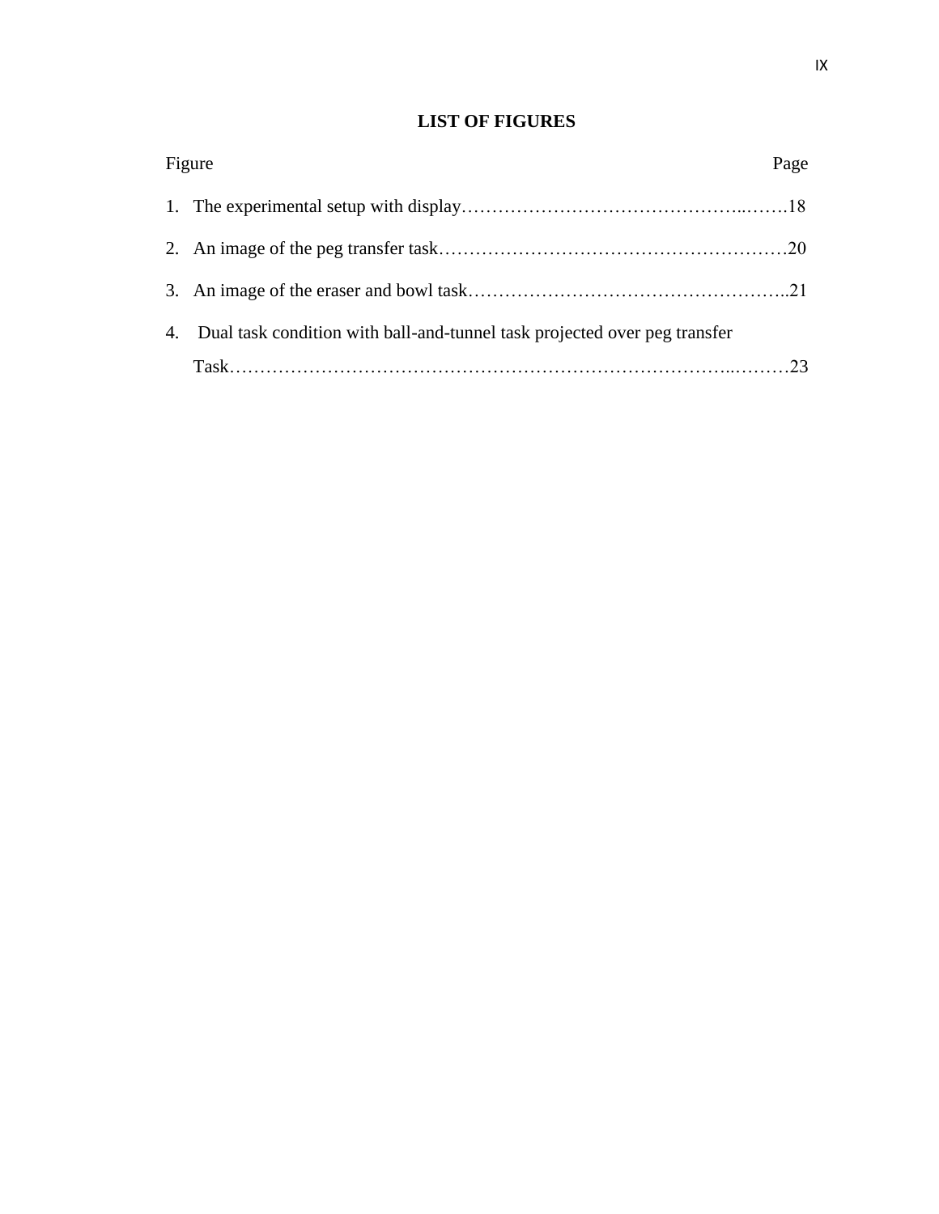# LIST OF FIGURES

| Figure | Page |
|---|---|
| 1. The experimental setup with display | 18 |
| 2. An image of the peg transfer task | 20 |
| 3. An image of the eraser and bowl task | 21 |
| 4. Dual task condition with ball-and-tunnel task projected over peg transfer Task | 23 |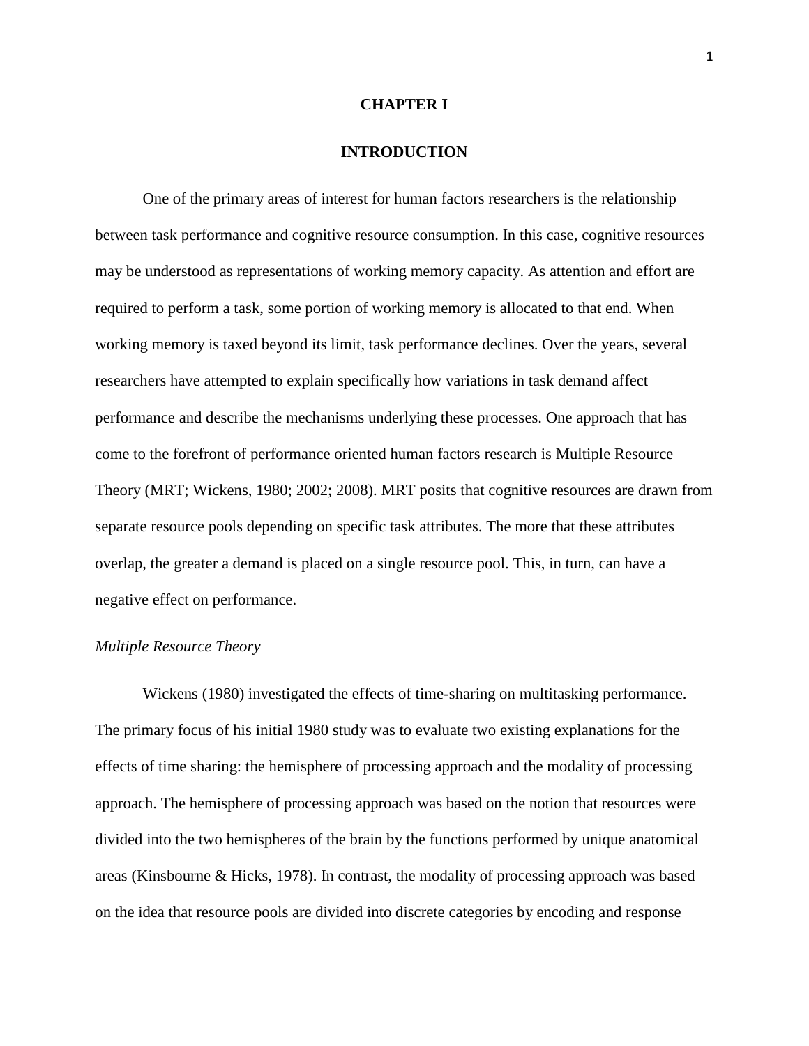# CHAPTER I

# INTRODUCTION

One of the primary areas of interest for human factors researchers is the relationship between task performance and cognitive resource consumption. In this case, cognitive resources may be understood as representations of working memory capacity. As attention and effort are required to perform a task, some portion of working memory is allocated to that end. When working memory is taxed beyond its limit, task performance declines. Over the years, several researchers have attempted to explain specifically how variations in task demand affect performance and describe the mechanisms underlying these processes. One approach that has come to the forefront of performance oriented human factors research is Multiple Resource Theory (MRT; Wickens, 1980; 2002; 2008). MRT posits that cognitive resources are drawn from separate resource pools depending on specific task attributes. The more that these attributes overlap, the greater a demand is placed on a single resource pool. This, in turn, can have a negative effect on performance.

## *Multiple Resource Theory*

Wickens (1980) investigated the effects of time-sharing on multitasking performance. The primary focus of his initial 1980 study was to evaluate two existing explanations for the effects of time sharing: the hemisphere of processing approach and the modality of processing approach. The hemisphere of processing approach was based on the notion that resources were divided into the two hemispheres of the brain by the functions performed by unique anatomical areas (Kinsbourne & Hicks, 1978). In contrast, the modality of processing approach was based on the idea that resource pools are divided into discrete categories by encoding and response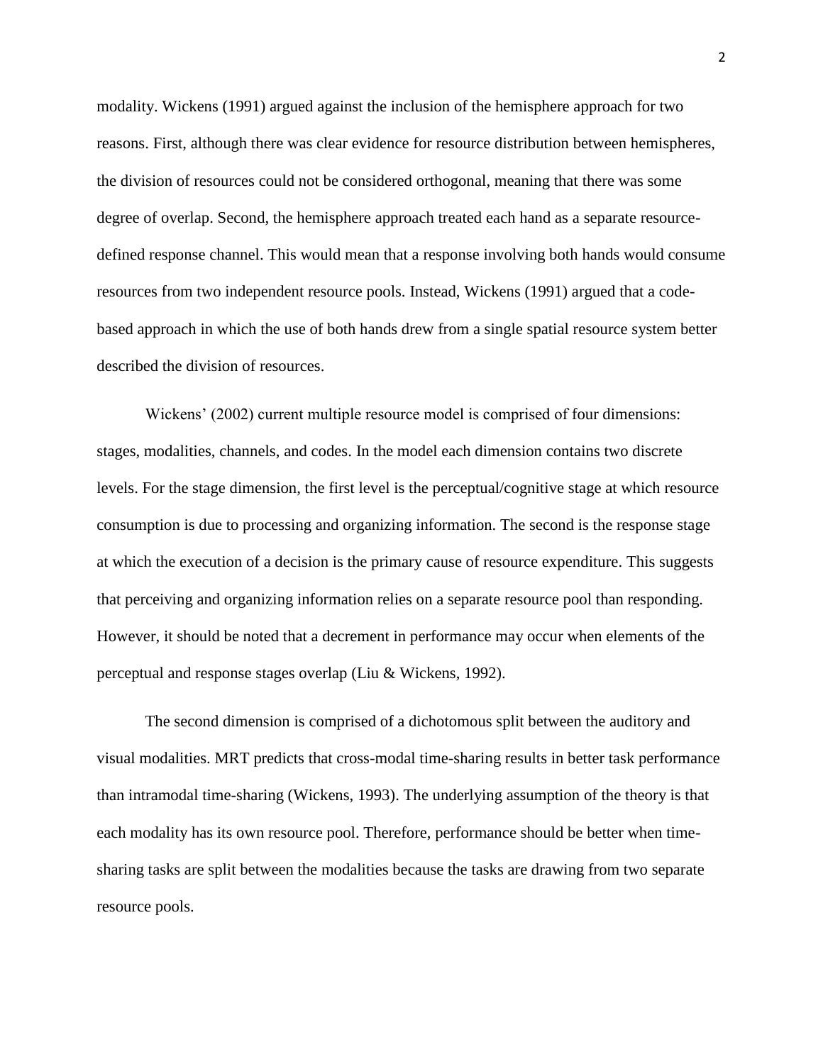modality. Wickens (1991) argued against the inclusion of the hemisphere approach for two reasons. First, although there was clear evidence for resource distribution between hemispheres, the division of resources could not be considered orthogonal, meaning that there was some degree of overlap. Second, the hemisphere approach treated each hand as a separate resource-defined response channel. This would mean that a response involving both hands would consume resources from two independent resource pools. Instead, Wickens (1991) argued that a code-based approach in which the use of both hands drew from a single spatial resource system better described the division of resources.

Wickens' (2002) current multiple resource model is comprised of four dimensions: stages, modalities, channels, and codes. In the model each dimension contains two discrete levels. For the stage dimension, the first level is the perceptual/cognitive stage at which resource consumption is due to processing and organizing information. The second is the response stage at which the execution of a decision is the primary cause of resource expenditure. This suggests that perceiving and organizing information relies on a separate resource pool than responding. However, it should be noted that a decrement in performance may occur when elements of the perceptual and response stages overlap (Liu & Wickens, 1992).

The second dimension is comprised of a dichotomous split between the auditory and visual modalities. MRT predicts that cross-modal time-sharing results in better task performance than intramodal time-sharing (Wickens, 1993). The underlying assumption of the theory is that each modality has its own resource pool. Therefore, performance should be better when time-sharing tasks are split between the modalities because the tasks are drawing from two separate resource pools.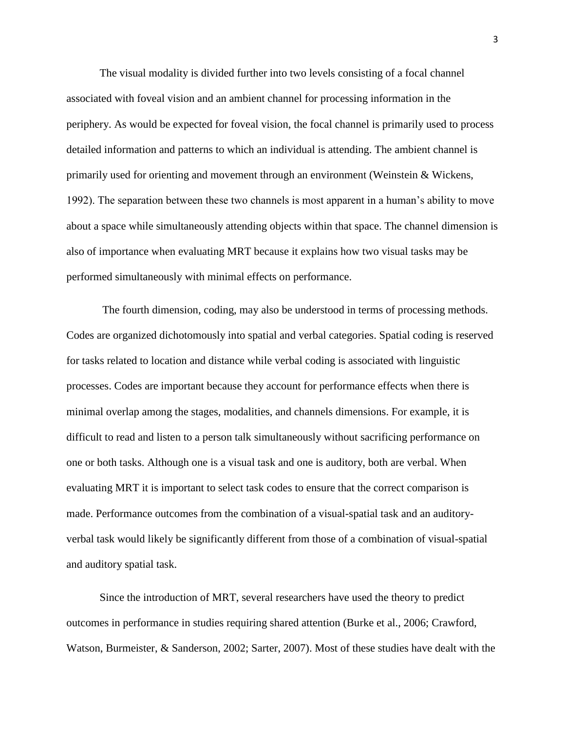The visual modality is divided further into two levels consisting of a focal channel associated with foveal vision and an ambient channel for processing information in the periphery. As would be expected for foveal vision, the focal channel is primarily used to process detailed information and patterns to which an individual is attending. The ambient channel is primarily used for orienting and movement through an environment (Weinstein & Wickens, 1992). The separation between these two channels is most apparent in a human's ability to move about a space while simultaneously attending objects within that space. The channel dimension is also of importance when evaluating MRT because it explains how two visual tasks may be performed simultaneously with minimal effects on performance.

The fourth dimension, coding, may also be understood in terms of processing methods. Codes are organized dichotomously into spatial and verbal categories. Spatial coding is reserved for tasks related to location and distance while verbal coding is associated with linguistic processes. Codes are important because they account for performance effects when there is minimal overlap among the stages, modalities, and channels dimensions. For example, it is difficult to read and listen to a person talk simultaneously without sacrificing performance on one or both tasks. Although one is a visual task and one is auditory, both are verbal. When evaluating MRT it is important to select task codes to ensure that the correct comparison is made. Performance outcomes from the combination of a visual-spatial task and an auditory-verbal task would likely be significantly different from those of a combination of visual-spatial and auditory spatial task.

Since the introduction of MRT, several researchers have used the theory to predict outcomes in performance in studies requiring shared attention (Burke et al., 2006; Crawford, Watson, Burmeister, & Sanderson, 2002; Sarter, 2007). Most of these studies have dealt with the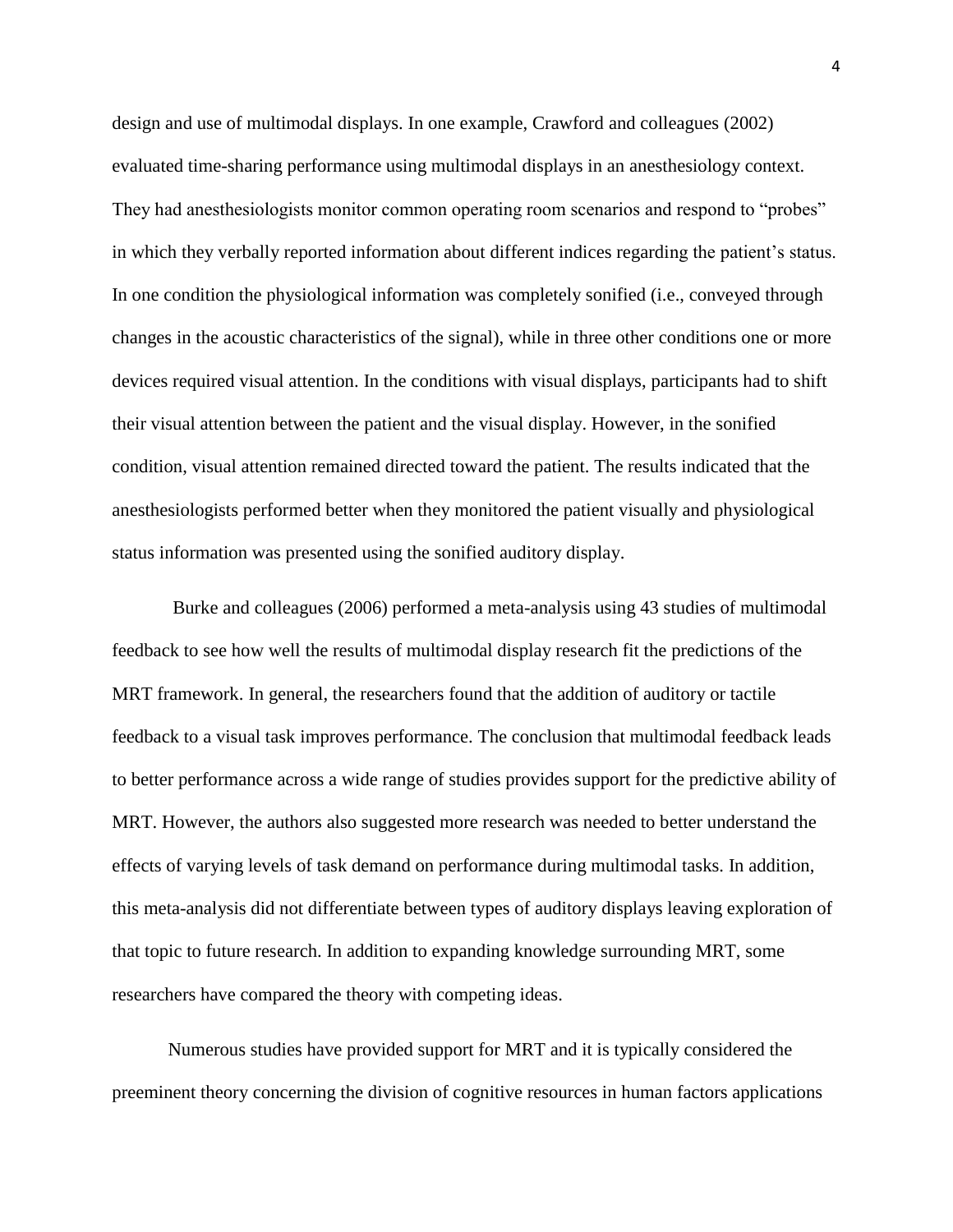design and use of multimodal displays. In one example, Crawford and colleagues (2002) evaluated time-sharing performance using multimodal displays in an anesthesiology context. They had anesthesiologists monitor common operating room scenarios and respond to "probes" in which they verbally reported information about different indices regarding the patient's status. In one condition the physiological information was completely sonified (i.e., conveyed through changes in the acoustic characteristics of the signal), while in three other conditions one or more devices required visual attention. In the conditions with visual displays, participants had to shift their visual attention between the patient and the visual display. However, in the sonified condition, visual attention remained directed toward the patient. The results indicated that the anesthesiologists performed better when they monitored the patient visually and physiological status information was presented using the sonified auditory display.

Burke and colleagues (2006) performed a meta-analysis using 43 studies of multimodal feedback to see how well the results of multimodal display research fit the predictions of the MRT framework. In general, the researchers found that the addition of auditory or tactile feedback to a visual task improves performance. The conclusion that multimodal feedback leads to better performance across a wide range of studies provides support for the predictive ability of MRT. However, the authors also suggested more research was needed to better understand the effects of varying levels of task demand on performance during multimodal tasks. In addition, this meta-analysis did not differentiate between types of auditory displays leaving exploration of that topic to future research. In addition to expanding knowledge surrounding MRT, some researchers have compared the theory with competing ideas.

Numerous studies have provided support for MRT and it is typically considered the preeminent theory concerning the division of cognitive resources in human factors applications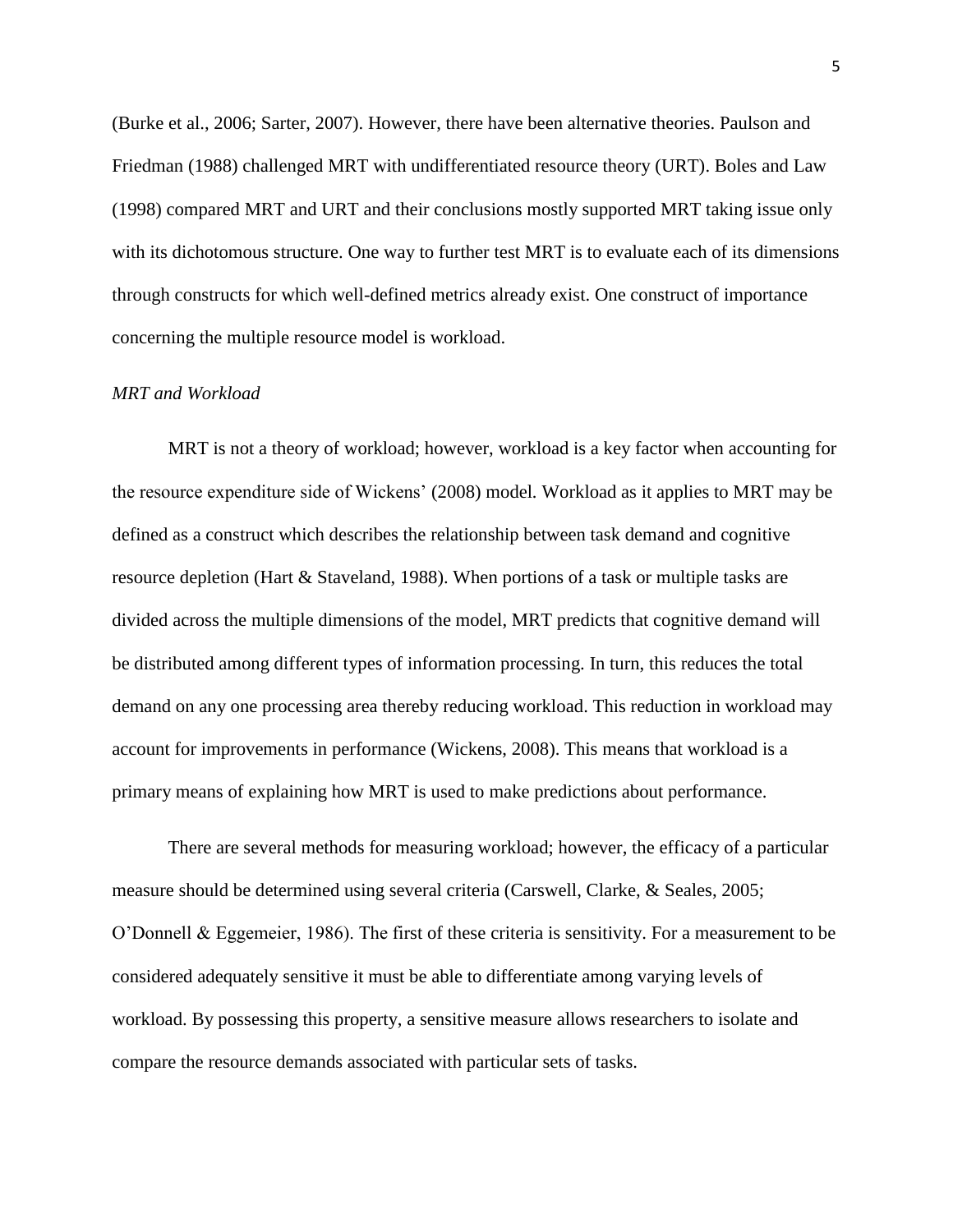(Burke et al., 2006; Sarter, 2007). However, there have been alternative theories. Paulson and Friedman (1988) challenged MRT with undifferentiated resource theory (URT). Boles and Law (1998) compared MRT and URT and their conclusions mostly supported MRT taking issue only with its dichotomous structure. One way to further test MRT is to evaluate each of its dimensions through constructs for which well-defined metrics already exist. One construct of importance concerning the multiple resource model is workload.

### *MRT and Workload*

MRT is not a theory of workload; however, workload is a key factor when accounting for the resource expenditure side of Wickens' (2008) model. Workload as it applies to MRT may be defined as a construct which describes the relationship between task demand and cognitive resource depletion (Hart & Staveland, 1988). When portions of a task or multiple tasks are divided across the multiple dimensions of the model, MRT predicts that cognitive demand will be distributed among different types of information processing. In turn, this reduces the total demand on any one processing area thereby reducing workload. This reduction in workload may account for improvements in performance (Wickens, 2008). This means that workload is a primary means of explaining how MRT is used to make predictions about performance.

There are several methods for measuring workload; however, the efficacy of a particular measure should be determined using several criteria (Carswell, Clarke, & Seales, 2005; O'Donnell & Eggemeier, 1986). The first of these criteria is sensitivity. For a measurement to be considered adequately sensitive it must be able to differentiate among varying levels of workload. By possessing this property, a sensitive measure allows researchers to isolate and compare the resource demands associated with particular sets of tasks.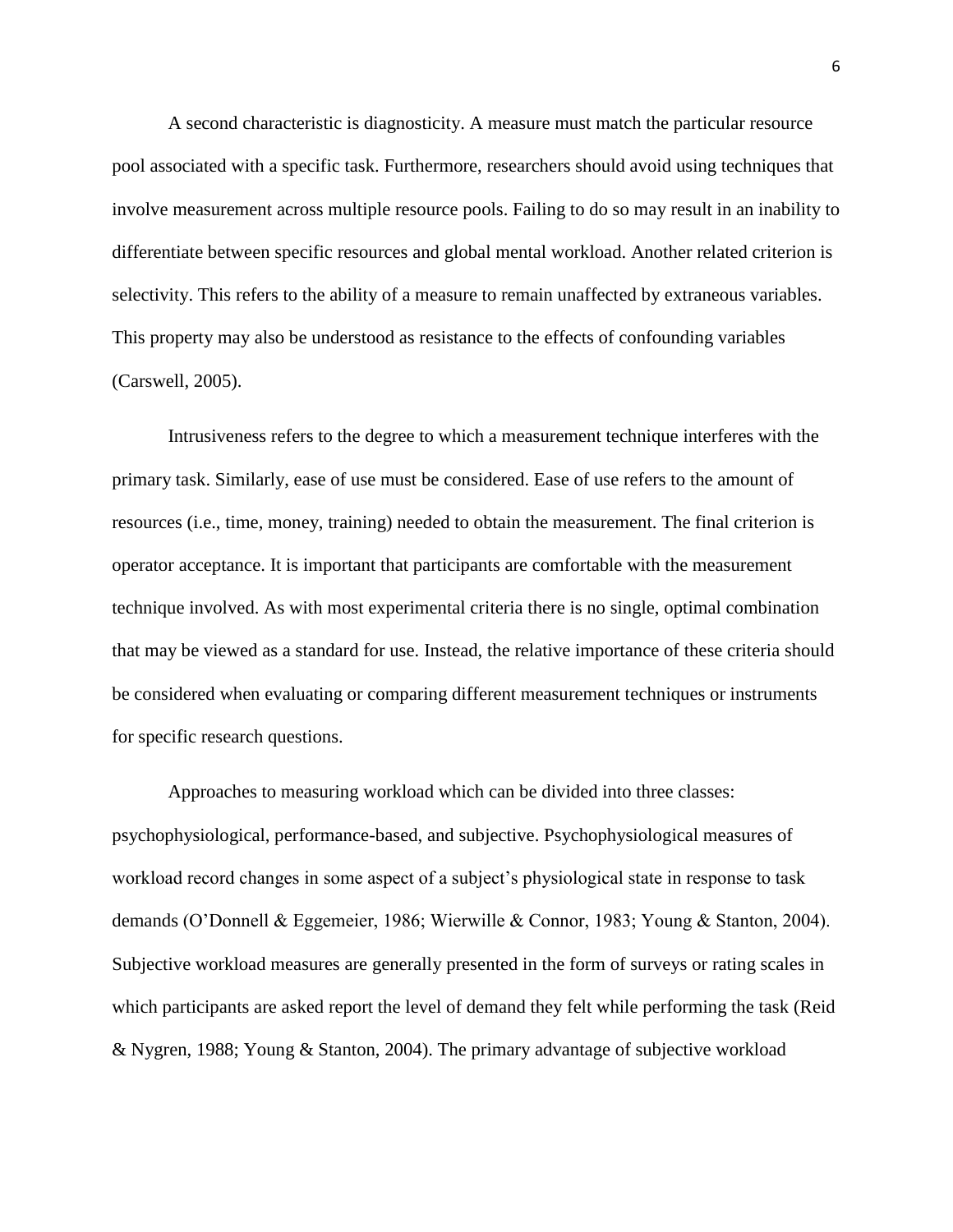A second characteristic is diagnosticity. A measure must match the particular resource pool associated with a specific task. Furthermore, researchers should avoid using techniques that involve measurement across multiple resource pools. Failing to do so may result in an inability to differentiate between specific resources and global mental workload. Another related criterion is selectivity. This refers to the ability of a measure to remain unaffected by extraneous variables. This property may also be understood as resistance to the effects of confounding variables (Carswell, 2005).

Intrusiveness refers to the degree to which a measurement technique interferes with the primary task. Similarly, ease of use must be considered. Ease of use refers to the amount of resources (i.e., time, money, training) needed to obtain the measurement. The final criterion is operator acceptance. It is important that participants are comfortable with the measurement technique involved. As with most experimental criteria there is no single, optimal combination that may be viewed as a standard for use. Instead, the relative importance of these criteria should be considered when evaluating or comparing different measurement techniques or instruments for specific research questions.

Approaches to measuring workload which can be divided into three classes: psychophysiological, performance-based, and subjective. Psychophysiological measures of workload record changes in some aspect of a subject's physiological state in response to task demands (O'Donnell & Eggemeier, 1986; Wierwille & Connor, 1983; Young & Stanton, 2004). Subjective workload measures are generally presented in the form of surveys or rating scales in which participants are asked report the level of demand they felt while performing the task (Reid & Nygren, 1988; Young & Stanton, 2004). The primary advantage of subjective workload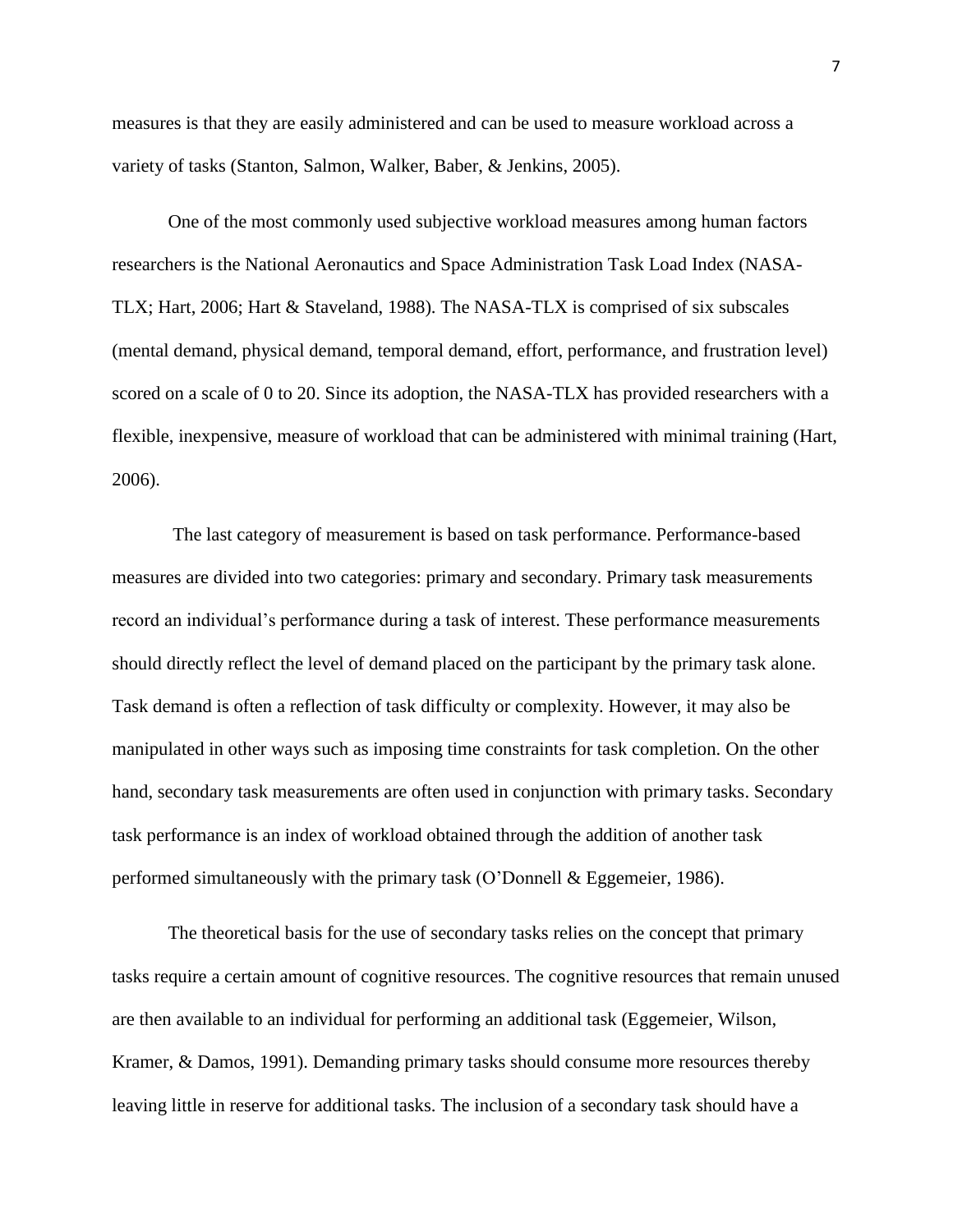measures is that they are easily administered and can be used to measure workload across a variety of tasks (Stanton, Salmon, Walker, Baber, & Jenkins, 2005).

One of the most commonly used subjective workload measures among human factors researchers is the National Aeronautics and Space Administration Task Load Index (NASA-TLX; Hart, 2006; Hart & Staveland, 1988). The NASA-TLX is comprised of six subscales (mental demand, physical demand, temporal demand, effort, performance, and frustration level) scored on a scale of 0 to 20. Since its adoption, the NASA-TLX has provided researchers with a flexible, inexpensive, measure of workload that can be administered with minimal training (Hart, 2006).

The last category of measurement is based on task performance. Performance-based measures are divided into two categories: primary and secondary. Primary task measurements record an individual's performance during a task of interest. These performance measurements should directly reflect the level of demand placed on the participant by the primary task alone. Task demand is often a reflection of task difficulty or complexity. However, it may also be manipulated in other ways such as imposing time constraints for task completion. On the other hand, secondary task measurements are often used in conjunction with primary tasks. Secondary task performance is an index of workload obtained through the addition of another task performed simultaneously with the primary task (O'Donnell & Eggemeier, 1986).

The theoretical basis for the use of secondary tasks relies on the concept that primary tasks require a certain amount of cognitive resources. The cognitive resources that remain unused are then available to an individual for performing an additional task (Eggemeier, Wilson, Kramer, & Damos, 1991). Demanding primary tasks should consume more resources thereby leaving little in reserve for additional tasks. The inclusion of a secondary task should have a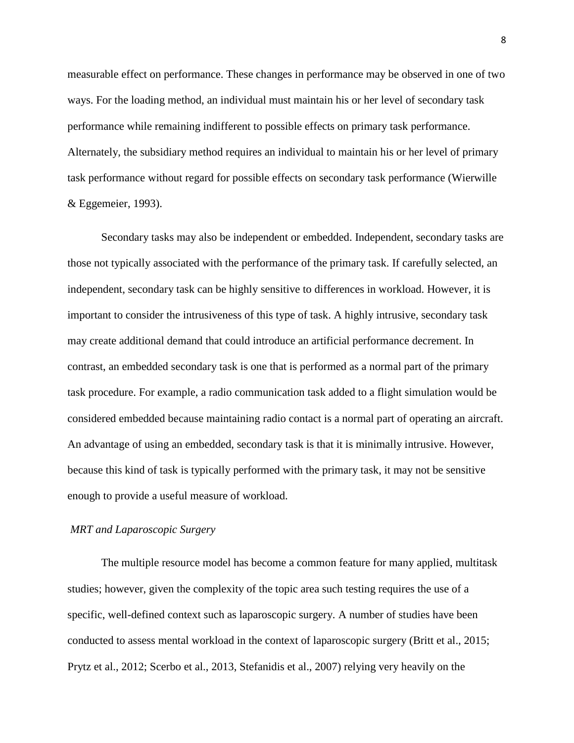measurable effect on performance. These changes in performance may be observed in one of two ways. For the loading method, an individual must maintain his or her level of secondary task performance while remaining indifferent to possible effects on primary task performance. Alternately, the subsidiary method requires an individual to maintain his or her level of primary task performance without regard for possible effects on secondary task performance (Wierwille & Eggemeier, 1993).

Secondary tasks may also be independent or embedded. Independent, secondary tasks are those not typically associated with the performance of the primary task. If carefully selected, an independent, secondary task can be highly sensitive to differences in workload. However, it is important to consider the intrusiveness of this type of task. A highly intrusive, secondary task may create additional demand that could introduce an artificial performance decrement. In contrast, an embedded secondary task is one that is performed as a normal part of the primary task procedure. For example, a radio communication task added to a flight simulation would be considered embedded because maintaining radio contact is a normal part of operating an aircraft. An advantage of using an embedded, secondary task is that it is minimally intrusive. However, because this kind of task is typically performed with the primary task, it may not be sensitive enough to provide a useful measure of workload.

### *MRT and Laparoscopic Surgery*

The multiple resource model has become a common feature for many applied, multitask studies; however, given the complexity of the topic area such testing requires the use of a specific, well-defined context such as laparoscopic surgery. A number of studies have been conducted to assess mental workload in the context of laparoscopic surgery (Britt et al., 2015; Prytz et al., 2012; Scerbo et al., 2013, Stefanidis et al., 2007) relying very heavily on the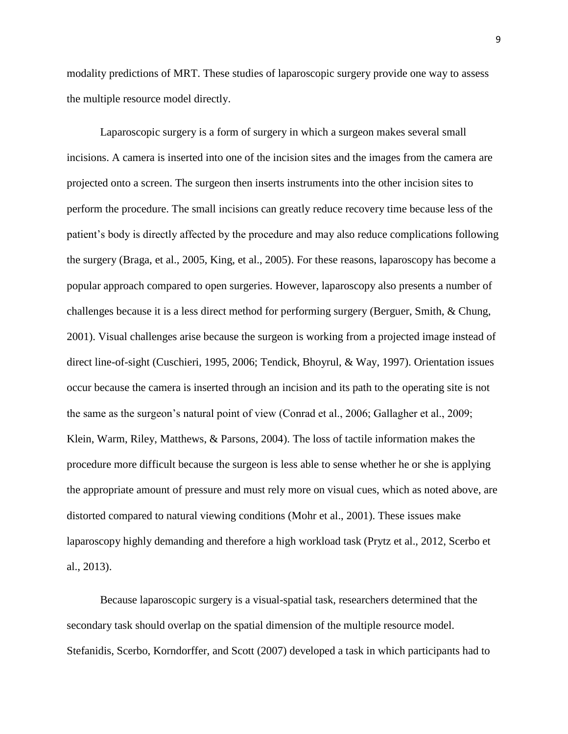modality predictions of MRT. These studies of laparoscopic surgery provide one way to assess the multiple resource model directly.

Laparoscopic surgery is a form of surgery in which a surgeon makes several small incisions. A camera is inserted into one of the incision sites and the images from the camera are projected onto a screen. The surgeon then inserts instruments into the other incision sites to perform the procedure. The small incisions can greatly reduce recovery time because less of the patient's body is directly affected by the procedure and may also reduce complications following the surgery (Braga, et al., 2005, King, et al., 2005). For these reasons, laparoscopy has become a popular approach compared to open surgeries. However, laparoscopy also presents a number of challenges because it is a less direct method for performing surgery (Berguer, Smith, & Chung, 2001). Visual challenges arise because the surgeon is working from a projected image instead of direct line-of-sight (Cuschieri, 1995, 2006; Tendick, Bhoyrul, & Way, 1997). Orientation issues occur because the camera is inserted through an incision and its path to the operating site is not the same as the surgeon's natural point of view (Conrad et al., 2006; Gallagher et al., 2009; Klein, Warm, Riley, Matthews, & Parsons, 2004). The loss of tactile information makes the procedure more difficult because the surgeon is less able to sense whether he or she is applying the appropriate amount of pressure and must rely more on visual cues, which as noted above, are distorted compared to natural viewing conditions (Mohr et al., 2001). These issues make laparoscopy highly demanding and therefore a high workload task (Prytz et al., 2012, Scerbo et al., 2013).

Because laparoscopic surgery is a visual-spatial task, researchers determined that the secondary task should overlap on the spatial dimension of the multiple resource model. Stefanidis, Scerbo, Korndorffer, and Scott (2007) developed a task in which participants had to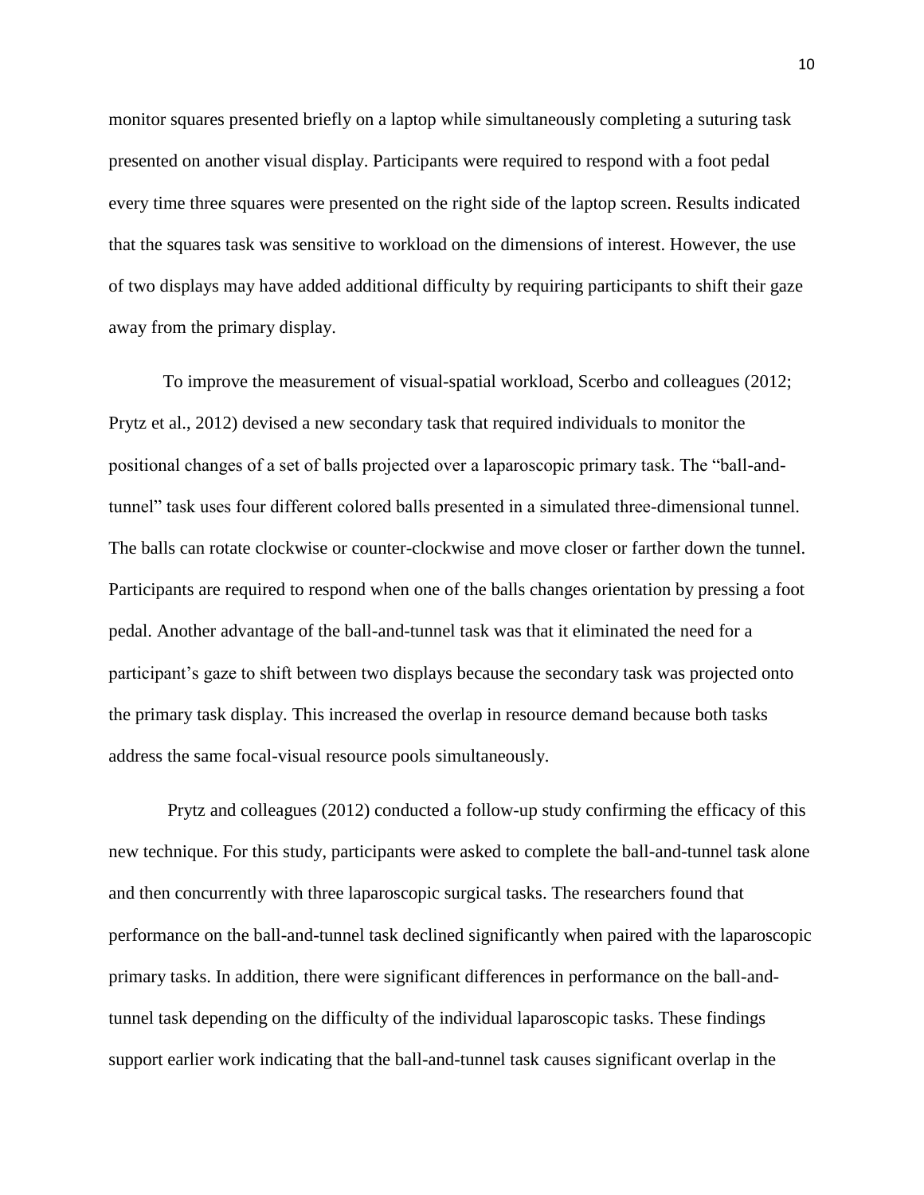monitor squares presented briefly on a laptop while simultaneously completing a suturing task presented on another visual display. Participants were required to respond with a foot pedal every time three squares were presented on the right side of the laptop screen. Results indicated that the squares task was sensitive to workload on the dimensions of interest. However, the use of two displays may have added additional difficulty by requiring participants to shift their gaze away from the primary display.

To improve the measurement of visual-spatial workload, Scerbo and colleagues (2012; Prytz et al., 2012) devised a new secondary task that required individuals to monitor the positional changes of a set of balls projected over a laparoscopic primary task. The "ball-and-tunnel" task uses four different colored balls presented in a simulated three-dimensional tunnel. The balls can rotate clockwise or counter-clockwise and move closer or farther down the tunnel. Participants are required to respond when one of the balls changes orientation by pressing a foot pedal. Another advantage of the ball-and-tunnel task was that it eliminated the need for a participant's gaze to shift between two displays because the secondary task was projected onto the primary task display. This increased the overlap in resource demand because both tasks address the same focal-visual resource pools simultaneously.

Prytz and colleagues (2012) conducted a follow-up study confirming the efficacy of this new technique. For this study, participants were asked to complete the ball-and-tunnel task alone and then concurrently with three laparoscopic surgical tasks. The researchers found that performance on the ball-and-tunnel task declined significantly when paired with the laparoscopic primary tasks. In addition, there were significant differences in performance on the ball-and-tunnel task depending on the difficulty of the individual laparoscopic tasks. These findings support earlier work indicating that the ball-and-tunnel task causes significant overlap in the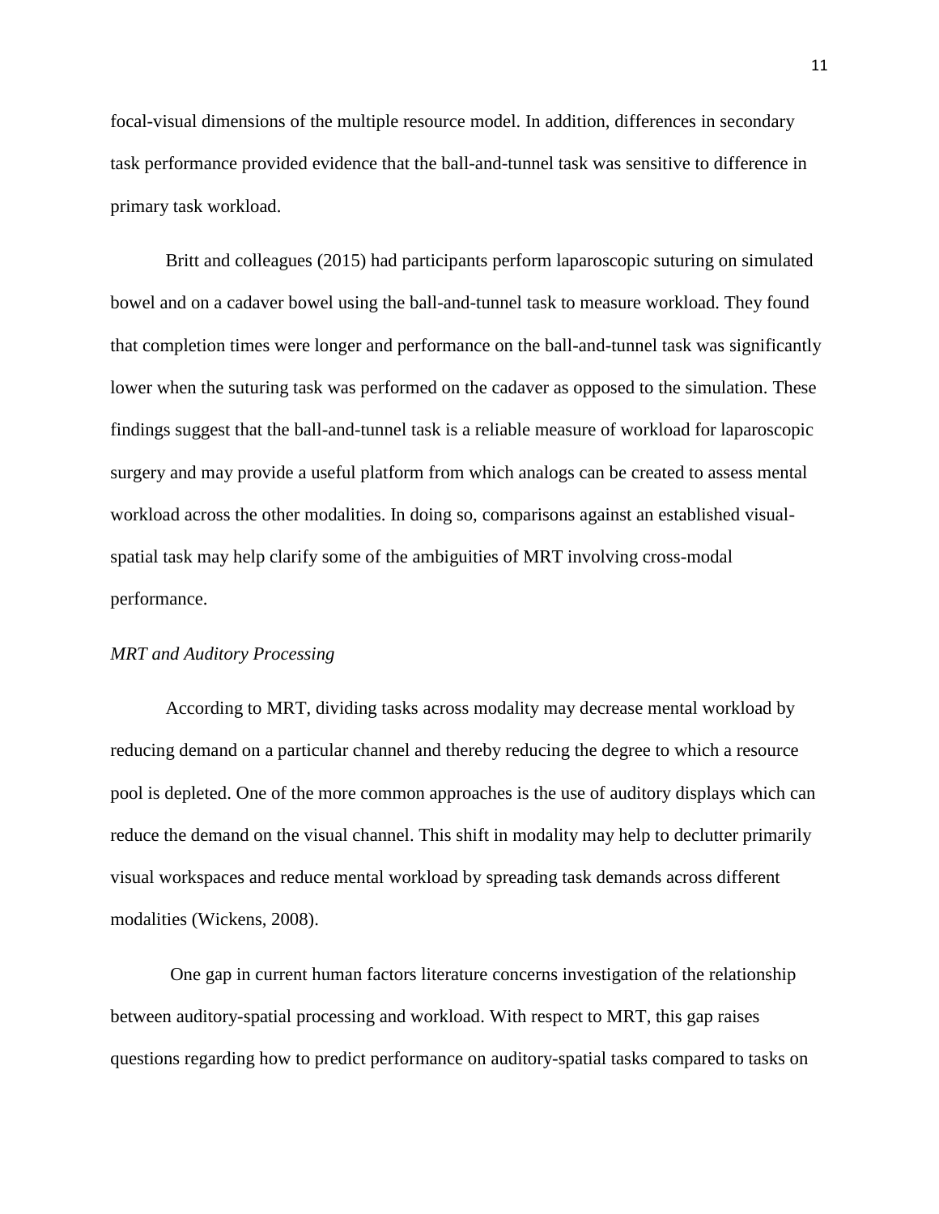focal-visual dimensions of the multiple resource model. In addition, differences in secondary task performance provided evidence that the ball-and-tunnel task was sensitive to difference in primary task workload.

Britt and colleagues (2015) had participants perform laparoscopic suturing on simulated bowel and on a cadaver bowel using the ball-and-tunnel task to measure workload. They found that completion times were longer and performance on the ball-and-tunnel task was significantly lower when the suturing task was performed on the cadaver as opposed to the simulation. These findings suggest that the ball-and-tunnel task is a reliable measure of workload for laparoscopic surgery and may provide a useful platform from which analogs can be created to assess mental workload across the other modalities. In doing so, comparisons against an established visual-spatial task may help clarify some of the ambiguities of MRT involving cross-modal performance.

*MRT and Auditory Processing*

According to MRT, dividing tasks across modality may decrease mental workload by reducing demand on a particular channel and thereby reducing the degree to which a resource pool is depleted. One of the more common approaches is the use of auditory displays which can reduce the demand on the visual channel. This shift in modality may help to declutter primarily visual workspaces and reduce mental workload by spreading task demands across different modalities (Wickens, 2008).

One gap in current human factors literature concerns investigation of the relationship between auditory-spatial processing and workload. With respect to MRT, this gap raises questions regarding how to predict performance on auditory-spatial tasks compared to tasks on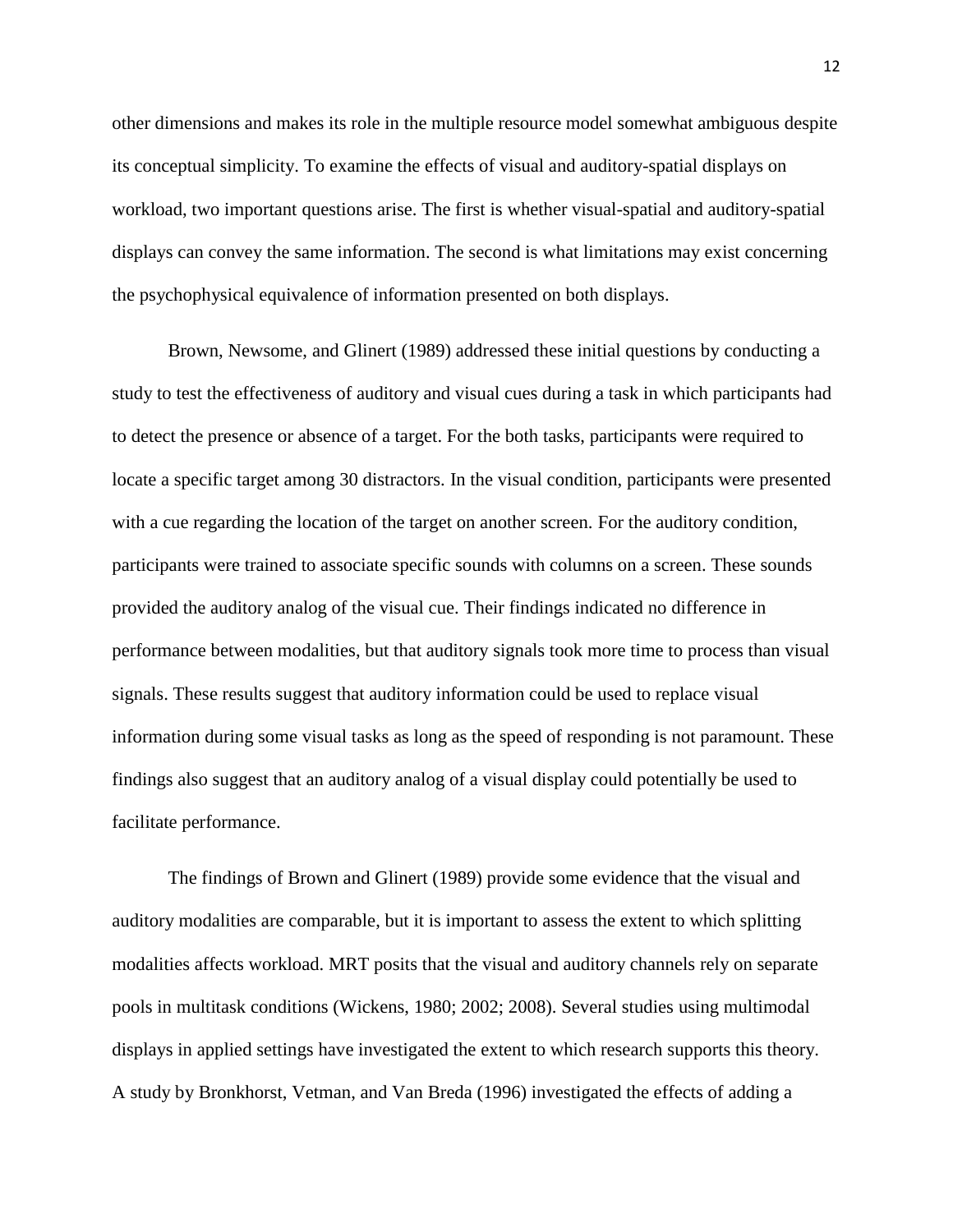other dimensions and makes its role in the multiple resource model somewhat ambiguous despite its conceptual simplicity. To examine the effects of visual and auditory-spatial displays on workload, two important questions arise. The first is whether visual-spatial and auditory-spatial displays can convey the same information. The second is what limitations may exist concerning the psychophysical equivalence of information presented on both displays.

Brown, Newsome, and Glinert (1989) addressed these initial questions by conducting a study to test the effectiveness of auditory and visual cues during a task in which participants had to detect the presence or absence of a target. For the both tasks, participants were required to locate a specific target among 30 distractors. In the visual condition, participants were presented with a cue regarding the location of the target on another screen. For the auditory condition, participants were trained to associate specific sounds with columns on a screen. These sounds provided the auditory analog of the visual cue. Their findings indicated no difference in performance between modalities, but that auditory signals took more time to process than visual signals. These results suggest that auditory information could be used to replace visual information during some visual tasks as long as the speed of responding is not paramount. These findings also suggest that an auditory analog of a visual display could potentially be used to facilitate performance.

The findings of Brown and Glinert (1989) provide some evidence that the visual and auditory modalities are comparable, but it is important to assess the extent to which splitting modalities affects workload. MRT posits that the visual and auditory channels rely on separate pools in multitask conditions (Wickens, 1980; 2002; 2008). Several studies using multimodal displays in applied settings have investigated the extent to which research supports this theory. A study by Bronkhorst, Vetman, and Van Breda (1996) investigated the effects of adding a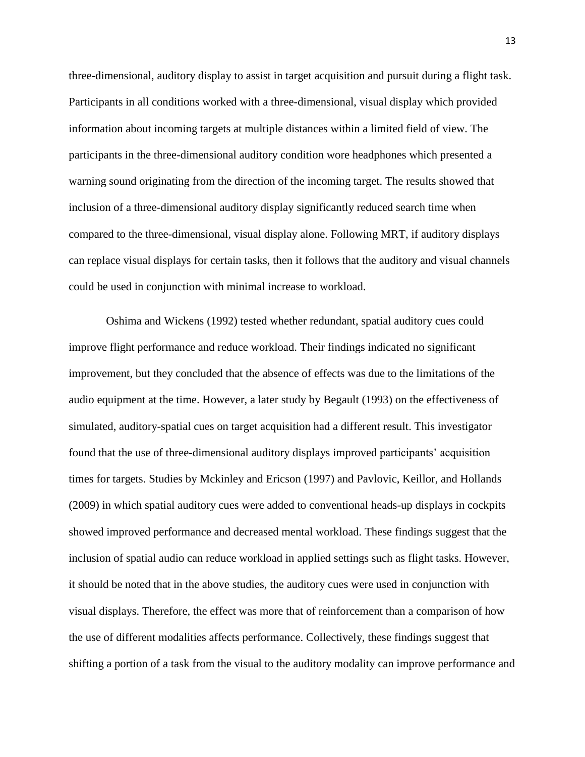three-dimensional, auditory display to assist in target acquisition and pursuit during a flight task. Participants in all conditions worked with a three-dimensional, visual display which provided information about incoming targets at multiple distances within a limited field of view. The participants in the three-dimensional auditory condition wore headphones which presented a warning sound originating from the direction of the incoming target. The results showed that inclusion of a three-dimensional auditory display significantly reduced search time when compared to the three-dimensional, visual display alone. Following MRT, if auditory displays can replace visual displays for certain tasks, then it follows that the auditory and visual channels could be used in conjunction with minimal increase to workload.

Oshima and Wickens (1992) tested whether redundant, spatial auditory cues could improve flight performance and reduce workload. Their findings indicated no significant improvement, but they concluded that the absence of effects was due to the limitations of the audio equipment at the time. However, a later study by Begault (1993) on the effectiveness of simulated, auditory-spatial cues on target acquisition had a different result. This investigator found that the use of three-dimensional auditory displays improved participants' acquisition times for targets. Studies by Mckinley and Ericson (1997) and Pavlovic, Keillor, and Hollands (2009) in which spatial auditory cues were added to conventional heads-up displays in cockpits showed improved performance and decreased mental workload. These findings suggest that the inclusion of spatial audio can reduce workload in applied settings such as flight tasks. However, it should be noted that in the above studies, the auditory cues were used in conjunction with visual displays. Therefore, the effect was more that of reinforcement than a comparison of how the use of different modalities affects performance. Collectively, these findings suggest that shifting a portion of a task from the visual to the auditory modality can improve performance and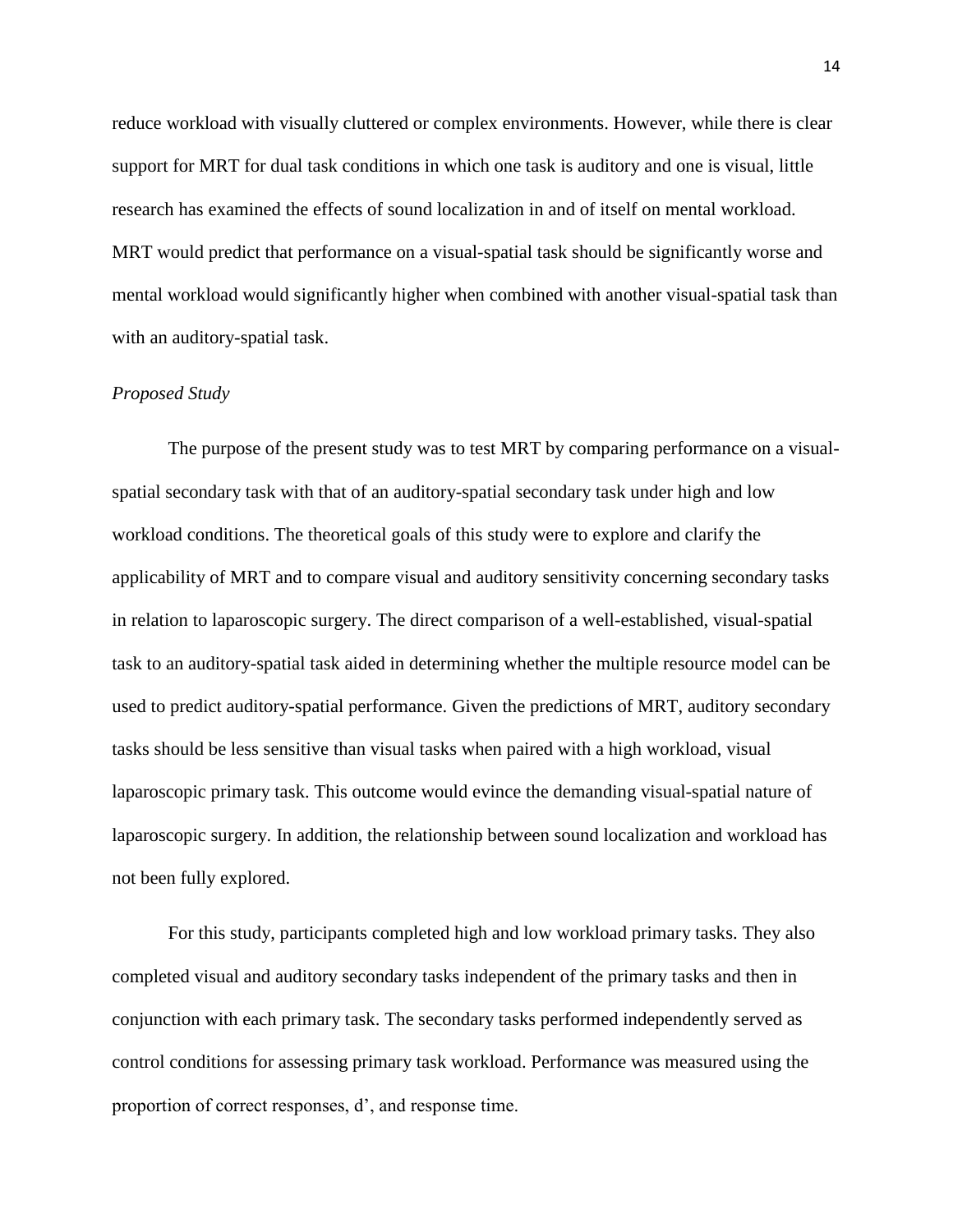reduce workload with visually cluttered or complex environments. However, while there is clear support for MRT for dual task conditions in which one task is auditory and one is visual, little research has examined the effects of sound localization in and of itself on mental workload. MRT would predict that performance on a visual-spatial task should be significantly worse and mental workload would significantly higher when combined with another visual-spatial task than with an auditory-spatial task.

### *Proposed Study*

The purpose of the present study was to test MRT by comparing performance on a visual-spatial secondary task with that of an auditory-spatial secondary task under high and low workload conditions. The theoretical goals of this study were to explore and clarify the applicability of MRT and to compare visual and auditory sensitivity concerning secondary tasks in relation to laparoscopic surgery. The direct comparison of a well-established, visual-spatial task to an auditory-spatial task aided in determining whether the multiple resource model can be used to predict auditory-spatial performance. Given the predictions of MRT, auditory secondary tasks should be less sensitive than visual tasks when paired with a high workload, visual laparoscopic primary task. This outcome would evince the demanding visual-spatial nature of laparoscopic surgery. In addition, the relationship between sound localization and workload has not been fully explored.

For this study, participants completed high and low workload primary tasks. They also completed visual and auditory secondary tasks independent of the primary tasks and then in conjunction with each primary task. The secondary tasks performed independently served as control conditions for assessing primary task workload. Performance was measured using the proportion of correct responses, d', and response time.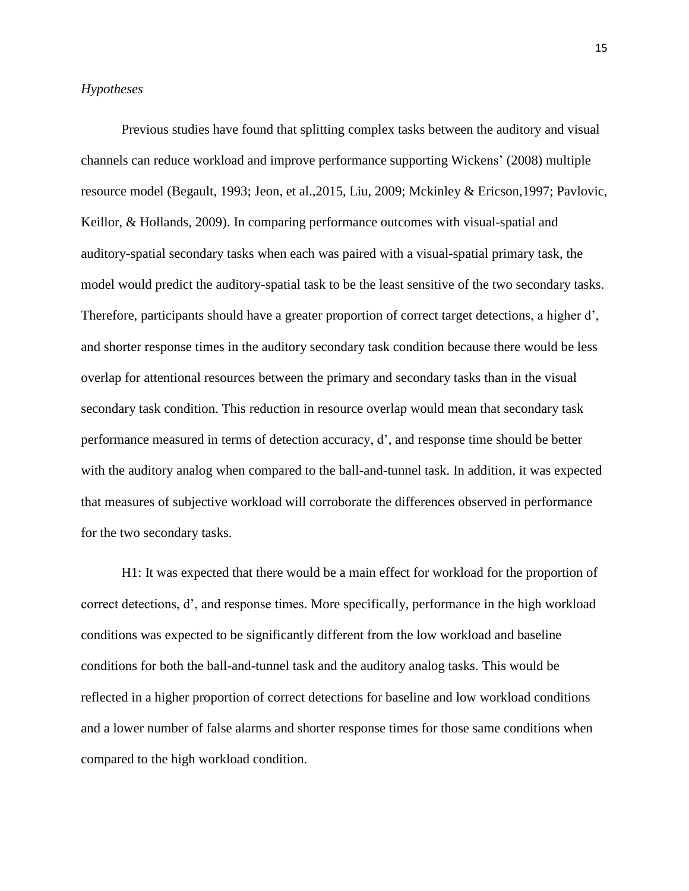*Hypotheses*

Previous studies have found that splitting complex tasks between the auditory and visual channels can reduce workload and improve performance supporting Wickens' (2008) multiple resource model (Begault, 1993; Jeon, et al.,2015, Liu, 2009; Mckinley & Ericson,1997; Pavlovic, Keillor, & Hollands, 2009). In comparing performance outcomes with visual-spatial and auditory-spatial secondary tasks when each was paired with a visual-spatial primary task, the model would predict the auditory-spatial task to be the least sensitive of the two secondary tasks. Therefore, participants should have a greater proportion of correct target detections, a higher d', and shorter response times in the auditory secondary task condition because there would be less overlap for attentional resources between the primary and secondary tasks than in the visual secondary task condition. This reduction in resource overlap would mean that secondary task performance measured in terms of detection accuracy, d', and response time should be better with the auditory analog when compared to the ball-and-tunnel task. In addition, it was expected that measures of subjective workload will corroborate the differences observed in performance for the two secondary tasks.

H1: It was expected that there would be a main effect for workload for the proportion of correct detections, d', and response times. More specifically, performance in the high workload conditions was expected to be significantly different from the low workload and baseline conditions for both the ball-and-tunnel task and the auditory analog tasks. This would be reflected in a higher proportion of correct detections for baseline and low workload conditions and a lower number of false alarms and shorter response times for those same conditions when compared to the high workload condition.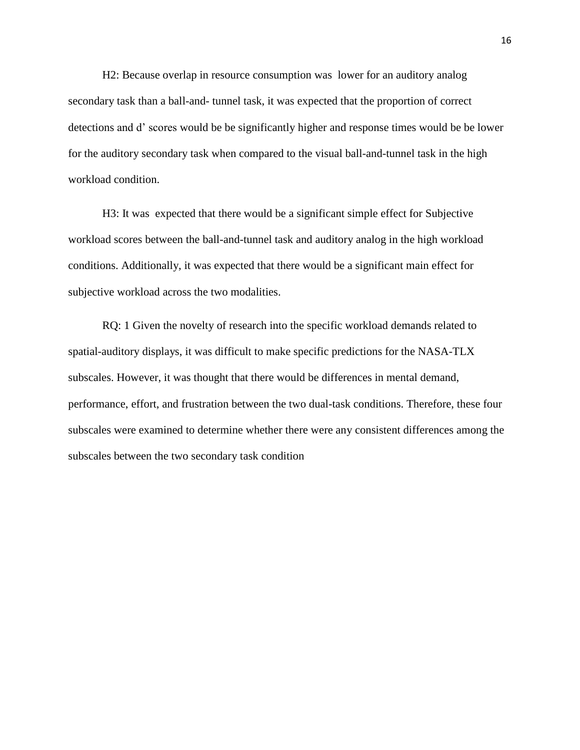H2: Because overlap in resource consumption was lower for an auditory analog secondary task than a ball-and- tunnel task, it was expected that the proportion of correct detections and d' scores would be be significantly higher and response times would be be lower for the auditory secondary task when compared to the visual ball-and-tunnel task in the high workload condition.

H3: It was expected that there would be a significant simple effect for Subjective workload scores between the ball-and-tunnel task and auditory analog in the high workload conditions. Additionally, it was expected that there would be a significant main effect for subjective workload across the two modalities.

RQ: 1 Given the novelty of research into the specific workload demands related to spatial-auditory displays, it was difficult to make specific predictions for the NASA-TLX subscales. However, it was thought that there would be differences in mental demand, performance, effort, and frustration between the two dual-task conditions. Therefore, these four subscales were examined to determine whether there were any consistent differences among the subscales between the two secondary task condition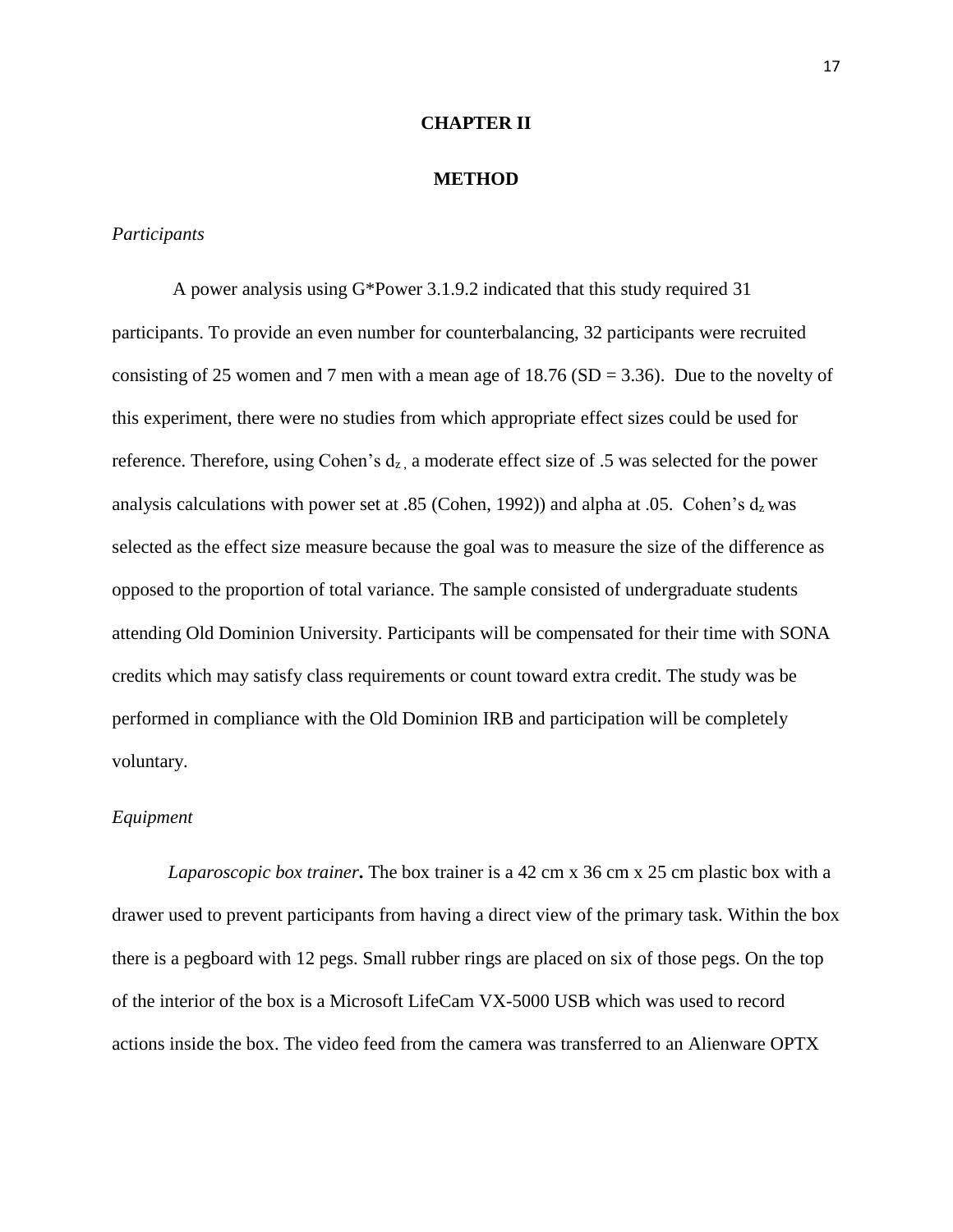# CHAPTER II

# METHOD

*Participants*

A power analysis using G*Power 3.1.9.2 indicated that this study required 31 participants. To provide an even number for counterbalancing, 32 participants were recruited consisting of 25 women and 7 men with a mean age of 18.76 (SD = 3.36). Due to the novelty of this experiment, there were no studies from which appropriate effect sizes could be used for reference. Therefore, using Cohen's $d_z$, a moderate effect size of .5 was selected for the power analysis calculations with power set at .85 (Cohen, 1992)) and alpha at .05. Cohen's $d_z$ was selected as the effect size measure because the goal was to measure the size of the difference as opposed to the proportion of total variance. The sample consisted of undergraduate students attending Old Dominion University. Participants will be compensated for their time with SONA credits which may satisfy class requirements or count toward extra credit. The study was be performed in compliance with the Old Dominion IRB and participation will be completely voluntary.

*Equipment*

***Laparoscopic box trainer*.** The box trainer is a 42 cm x 36 cm x 25 cm plastic box with a drawer used to prevent participants from having a direct view of the primary task. Within the box there is a pegboard with 12 pegs. Small rubber rings are placed on six of those pegs. On the top of the interior of the box is a Microsoft LifeCam VX-5000 USB which was used to record actions inside the box. The video feed from the camera was transferred to an Alienware OPTX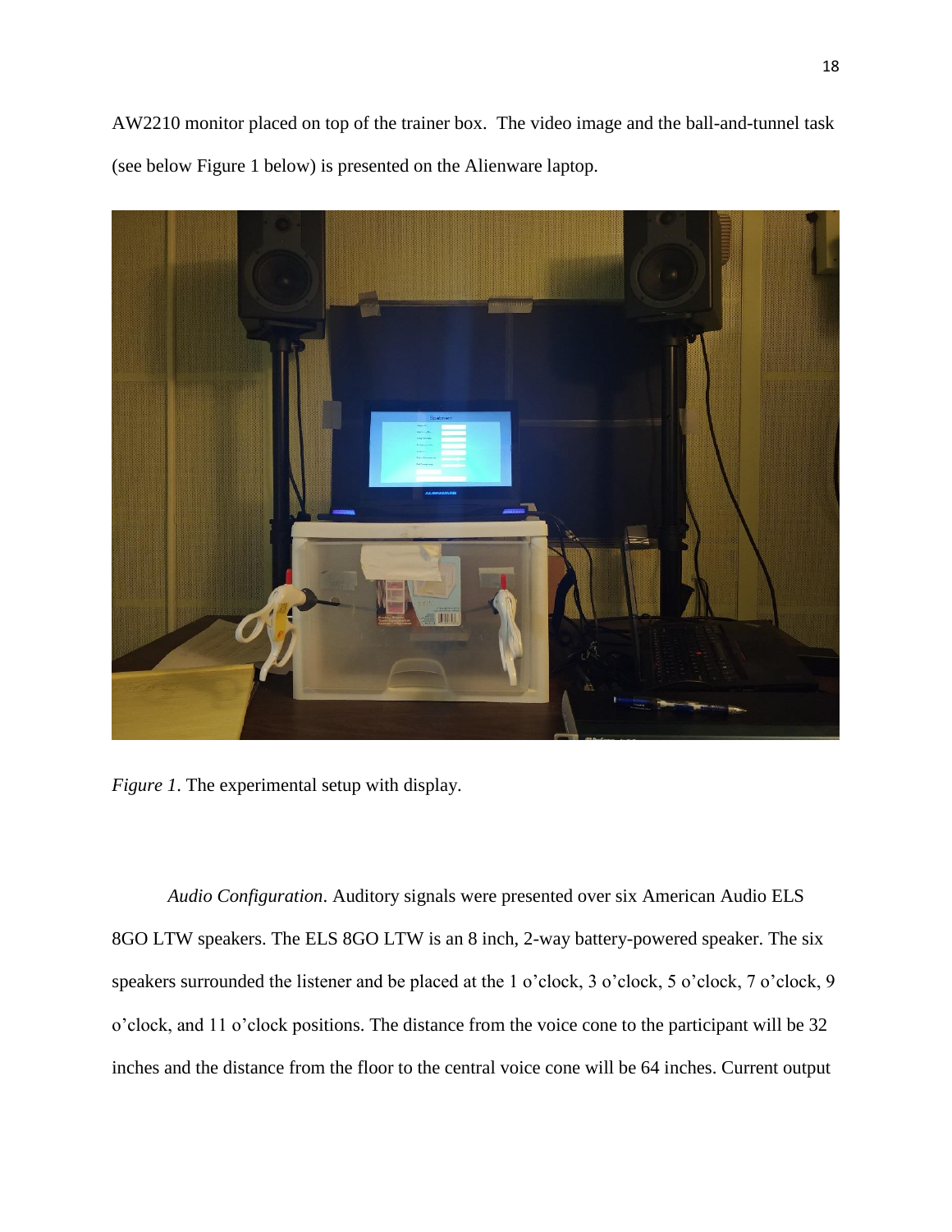AW2210 monitor placed on top of the trainer box. The video image and the ball-and-tunnel task (see below Figure 1 below) is presented on the Alienware laptop.

*Figure 1*. The experimental setup with display.

*Audio Configuration*. Auditory signals were presented over six American Audio ELS 8GO LTW speakers. The ELS 8GO LTW is an 8 inch, 2-way battery-powered speaker. The six speakers surrounded the listener and be placed at the 1 o'clock, 3 o'clock, 5 o'clock, 7 o'clock, 9 o'clock, and 11 o'clock positions. The distance from the voice cone to the participant will be 32 inches and the distance from the floor to the central voice cone will be 64 inches. Current output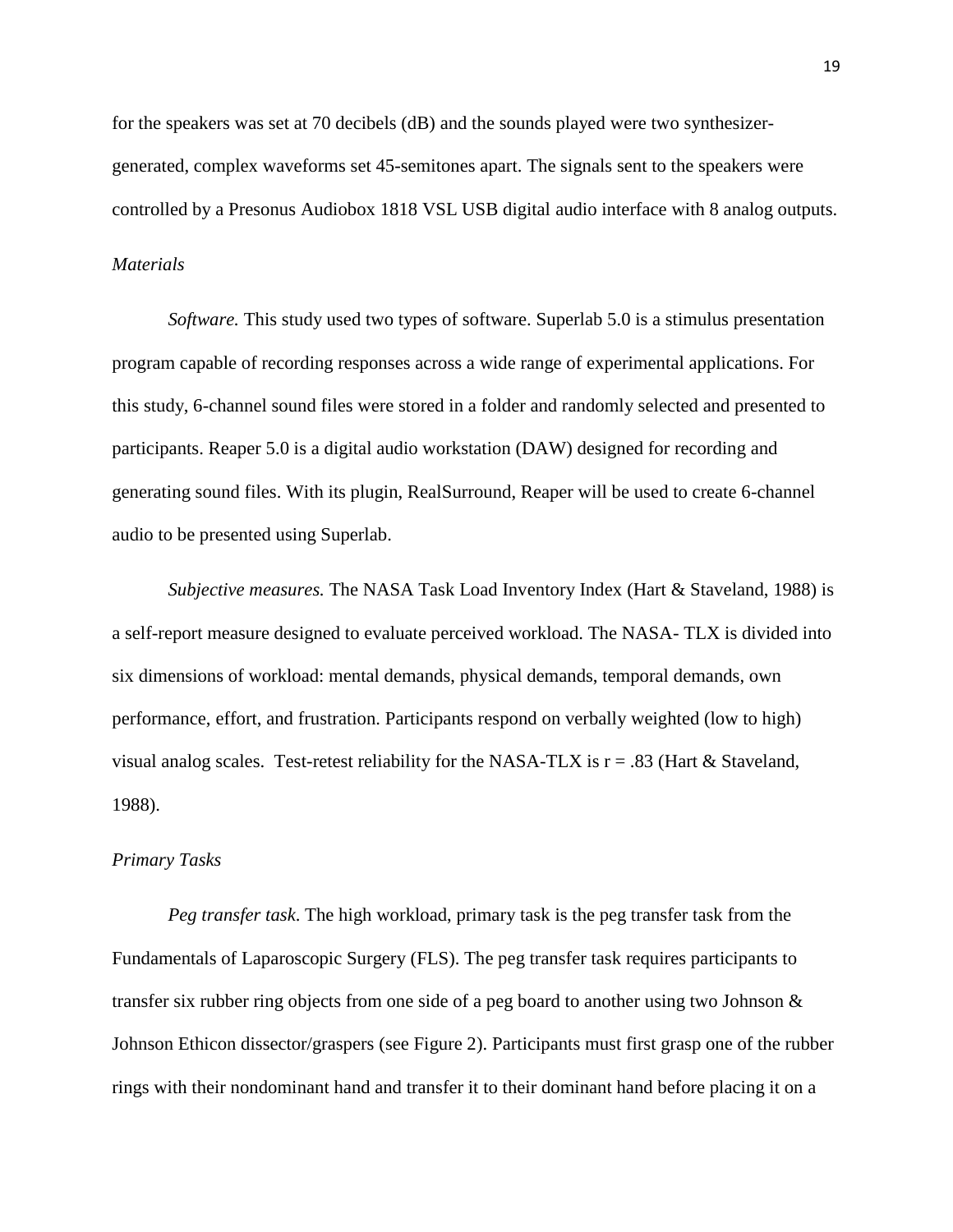for the speakers was set at 70 decibels (dB) and the sounds played were two synthesizer-generated, complex waveforms set 45-semitones apart. The signals sent to the speakers were controlled by a Presonus Audiobox 1818 VSL USB digital audio interface with 8 analog outputs.

### *Materials*

*Software.* This study used two types of software. Superlab 5.0 is a stimulus presentation program capable of recording responses across a wide range of experimental applications. For this study, 6-channel sound files were stored in a folder and randomly selected and presented to participants. Reaper 5.0 is a digital audio workstation (DAW) designed for recording and generating sound files. With its plugin, RealSurround, Reaper will be used to create 6-channel audio to be presented using Superlab.

*Subjective measures.* The NASA Task Load Inventory Index (Hart & Staveland, 1988) is a self-report measure designed to evaluate perceived workload. The NASA- TLX is divided into six dimensions of workload: mental demands, physical demands, temporal demands, own performance, effort, and frustration. Participants respond on verbally weighted (low to high) visual analog scales. Test-retest reliability for the NASA-TLX is $r = .83$ (Hart & Staveland, 1988).

### *Primary Tasks*

*Peg transfer task*. The high workload, primary task is the peg transfer task from the Fundamentals of Laparoscopic Surgery (FLS). The peg transfer task requires participants to transfer six rubber ring objects from one side of a peg board to another using two Johnson & Johnson Ethicon dissector/graspers (see Figure 2). Participants must first grasp one of the rubber rings with their nondominant hand and transfer it to their dominant hand before placing it on a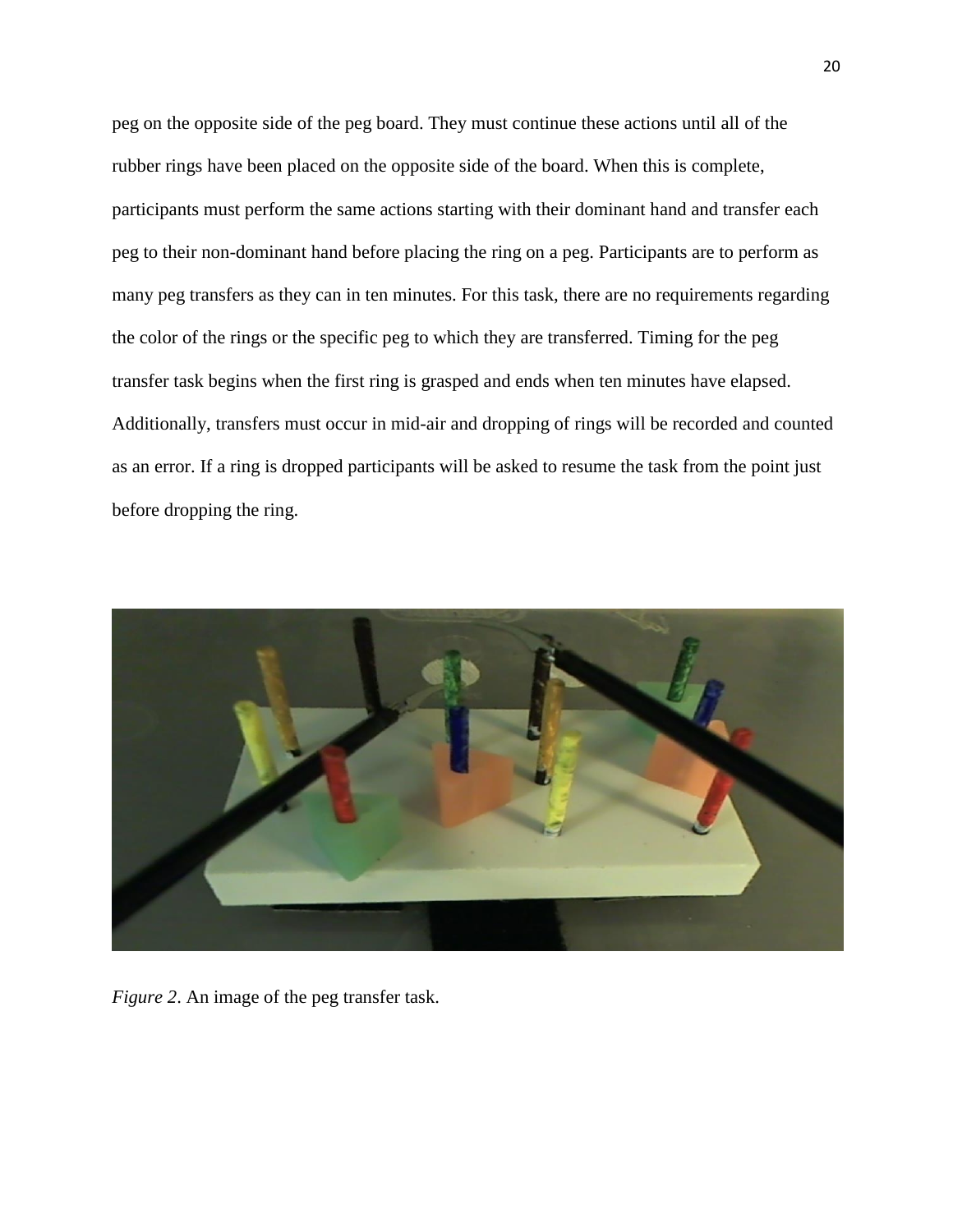peg on the opposite side of the peg board. They must continue these actions until all of the rubber rings have been placed on the opposite side of the board. When this is complete, participants must perform the same actions starting with their dominant hand and transfer each peg to their non-dominant hand before placing the ring on a peg. Participants are to perform as many peg transfers as they can in ten minutes. For this task, there are no requirements regarding the color of the rings or the specific peg to which they are transferred. Timing for the peg transfer task begins when the first ring is grasped and ends when ten minutes have elapsed. Additionally, transfers must occur in mid-air and dropping of rings will be recorded and counted as an error. If a ring is dropped participants will be asked to resume the task from the point just before dropping the ring.

*Figure 2*. An image of the peg transfer task.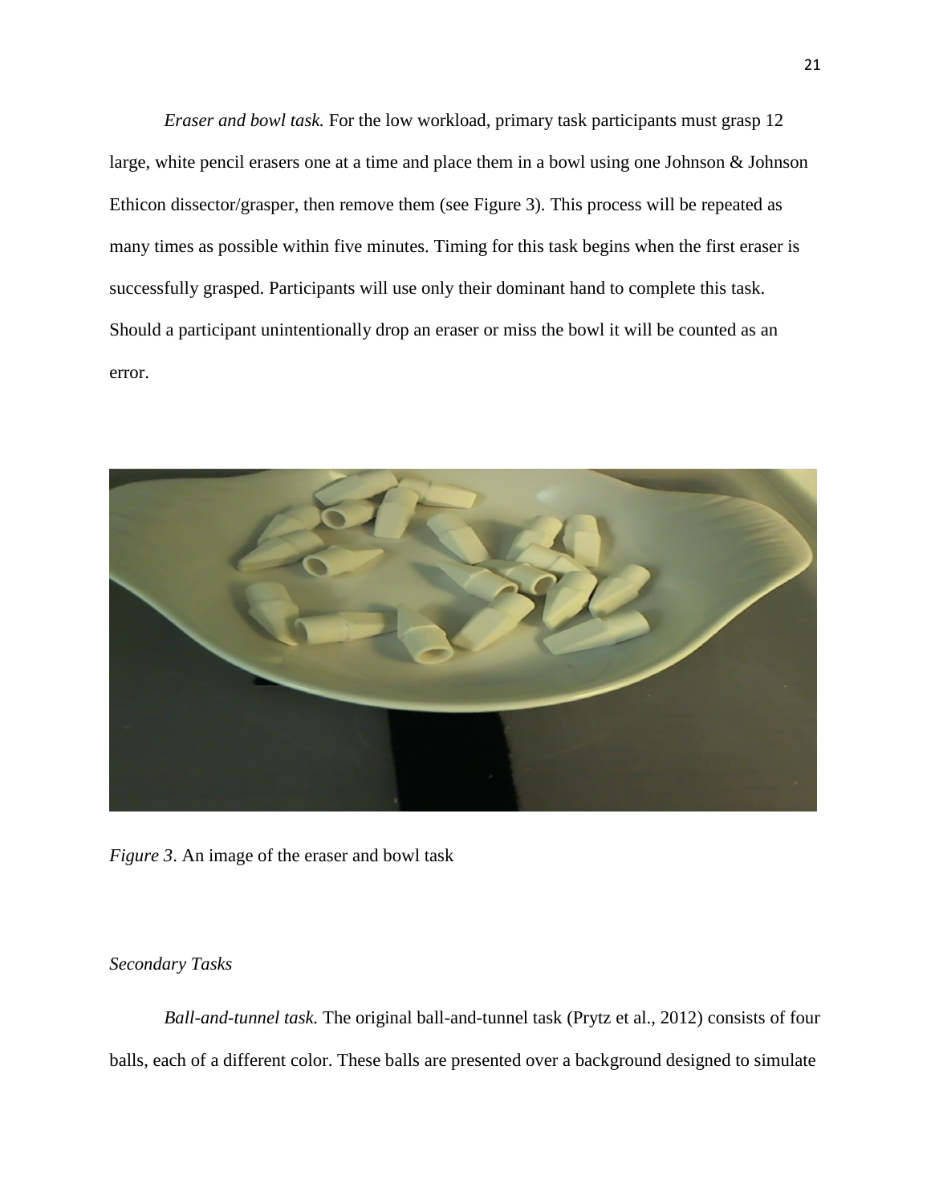*Eraser and bowl task.* For the low workload, primary task participants must grasp 12 large, white pencil erasers one at a time and place them in a bowl using one Johnson & Johnson Ethicon dissector/grasper, then remove them (see Figure 3). This process will be repeated as many times as possible within five minutes. Timing for this task begins when the first eraser is successfully grasped. Participants will use only their dominant hand to complete this task. Should a participant unintentionally drop an eraser or miss the bowl it will be counted as an error.

*Figure 3*. An image of the eraser and bowl task

*Secondary Tasks*

*Ball-and-tunnel task.* The original ball-and-tunnel task (Prytz et al., 2012) consists of four balls, each of a different color. These balls are presented over a background designed to simulate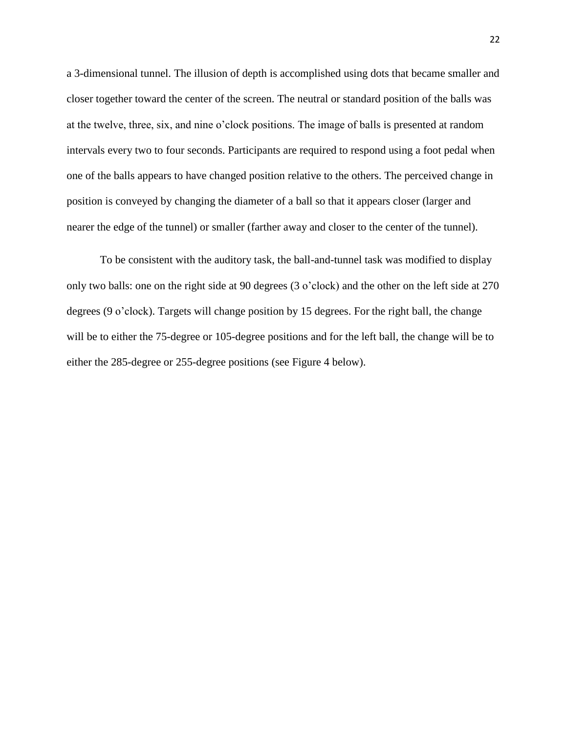a 3-dimensional tunnel. The illusion of depth is accomplished using dots that became smaller and closer together toward the center of the screen. The neutral or standard position of the balls was at the twelve, three, six, and nine o'clock positions. The image of balls is presented at random intervals every two to four seconds. Participants are required to respond using a foot pedal when one of the balls appears to have changed position relative to the others. The perceived change in position is conveyed by changing the diameter of a ball so that it appears closer (larger and nearer the edge of the tunnel) or smaller (farther away and closer to the center of the tunnel).

To be consistent with the auditory task, the ball-and-tunnel task was modified to display only two balls: one on the right side at 90 degrees (3 o'clock) and the other on the left side at 270 degrees (9 o'clock). Targets will change position by 15 degrees. For the right ball, the change will be to either the 75-degree or 105-degree positions and for the left ball, the change will be to either the 285-degree or 255-degree positions (see Figure 4 below).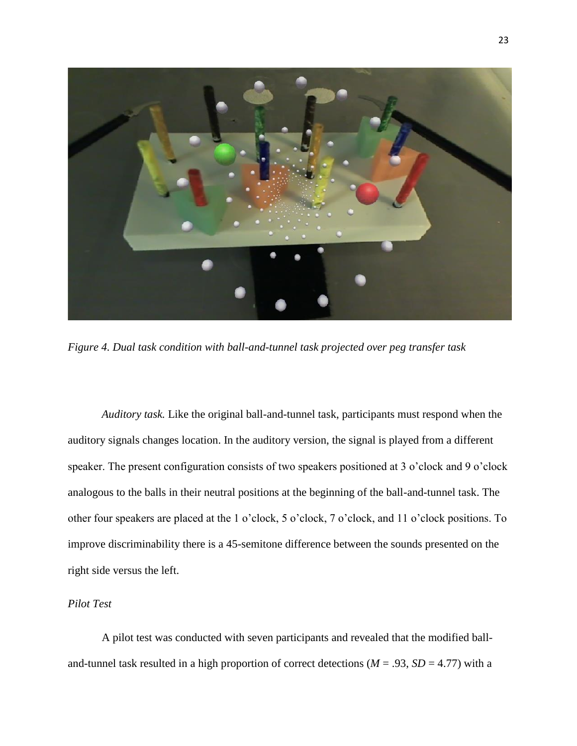*Figure 4. Dual task condition with ball-and-tunnel task projected over peg transfer task*

*Auditory task.* Like the original ball-and-tunnel task, participants must respond when the auditory signals changes location. In the auditory version, the signal is played from a different speaker. The present configuration consists of two speakers positioned at 3 o'clock and 9 o'clock analogous to the balls in their neutral positions at the beginning of the ball-and-tunnel task. The other four speakers are placed at the 1 o'clock, 5 o'clock, 7 o'clock, and 11 o'clock positions. To improve discriminability there is a 45-semitone difference between the sounds presented on the right side versus the left.

*Pilot Test*

A pilot test was conducted with seven participants and revealed that the modified ball-and-tunnel task resulted in a high proportion of correct detections ($M$ = .93, $SD$ = 4.77) with a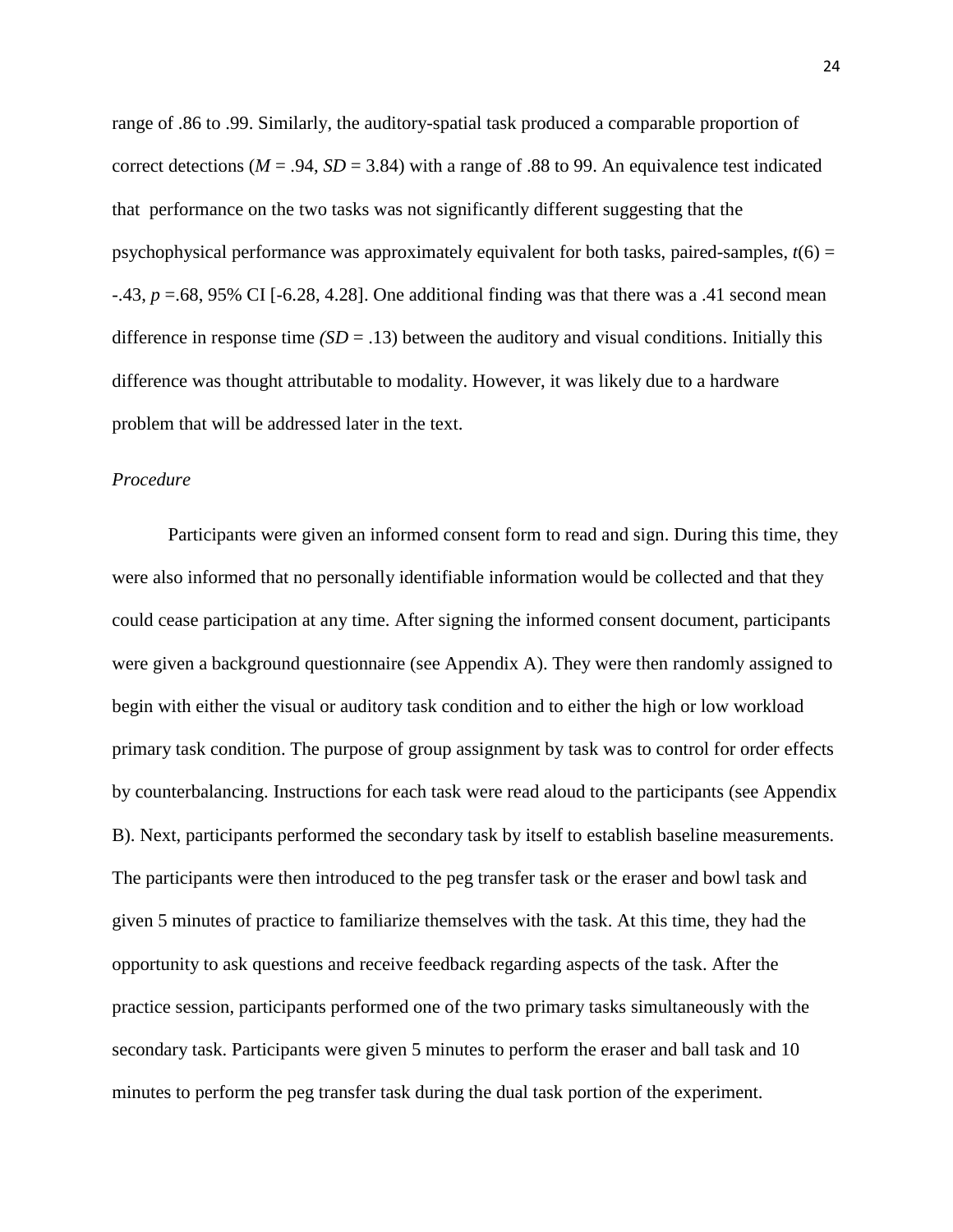range of .86 to .99. Similarly, the auditory-spatial task produced a comparable proportion of correct detections ($M$ = .94, $SD$ = 3.84) with a range of .88 to 99. An equivalence test indicated that performance on the two tasks was not significantly different suggesting that the psychophysical performance was approximately equivalent for both tasks, paired-samples, $t(6)$ = -.43, $p$ =.68, 95% CI [-6.28, 4.28]. One additional finding was that there was a .41 second mean difference in response time ($SD$ = .13) between the auditory and visual conditions. Initially this difference was thought attributable to modality. However, it was likely due to a hardware problem that will be addressed later in the text.

*Procedure*

Participants were given an informed consent form to read and sign. During this time, they were also informed that no personally identifiable information would be collected and that they could cease participation at any time. After signing the informed consent document, participants were given a background questionnaire (see Appendix A). They were then randomly assigned to begin with either the visual or auditory task condition and to either the high or low workload primary task condition. The purpose of group assignment by task was to control for order effects by counterbalancing. Instructions for each task were read aloud to the participants (see Appendix B). Next, participants performed the secondary task by itself to establish baseline measurements. The participants were then introduced to the peg transfer task or the eraser and bowl task and given 5 minutes of practice to familiarize themselves with the task. At this time, they had the opportunity to ask questions and receive feedback regarding aspects of the task. After the practice session, participants performed one of the two primary tasks simultaneously with the secondary task. Participants were given 5 minutes to perform the eraser and ball task and 10 minutes to perform the peg transfer task during the dual task portion of the experiment.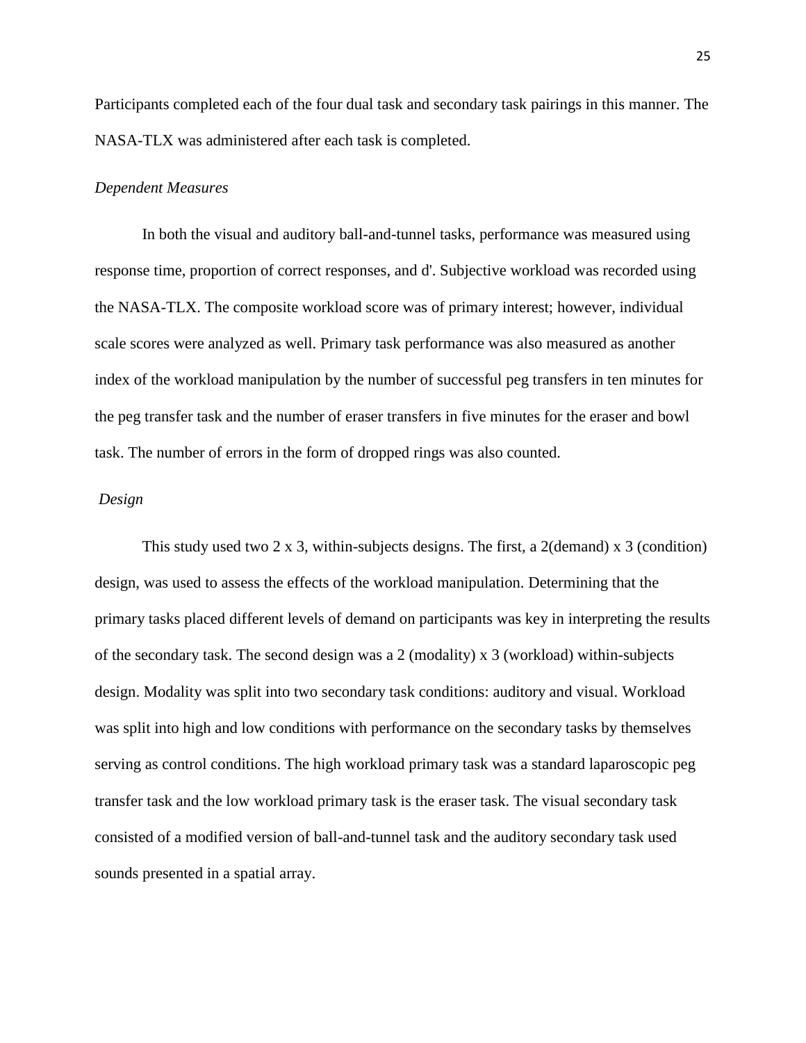Participants completed each of the four dual task and secondary task pairings in this manner. The NASA-TLX was administered after each task is completed.

*Dependent Measures*

In both the visual and auditory ball-and-tunnel tasks, performance was measured using response time, proportion of correct responses, and d'. Subjective workload was recorded using the NASA-TLX. The composite workload score was of primary interest; however, individual scale scores were analyzed as well. Primary task performance was also measured as another index of the workload manipulation by the number of successful peg transfers in ten minutes for the peg transfer task and the number of eraser transfers in five minutes for the eraser and bowl task. The number of errors in the form of dropped rings was also counted.

*Design*

This study used two 2 x 3, within-subjects designs. The first, a 2(demand) x 3 (condition) design, was used to assess the effects of the workload manipulation. Determining that the primary tasks placed different levels of demand on participants was key in interpreting the results of the secondary task. The second design was a 2 (modality) x 3 (workload) within-subjects design. Modality was split into two secondary task conditions: auditory and visual. Workload was split into high and low conditions with performance on the secondary tasks by themselves serving as control conditions. The high workload primary task was a standard laparoscopic peg transfer task and the low workload primary task is the eraser task. The visual secondary task consisted of a modified version of ball-and-tunnel task and the auditory secondary task used sounds presented in a spatial array.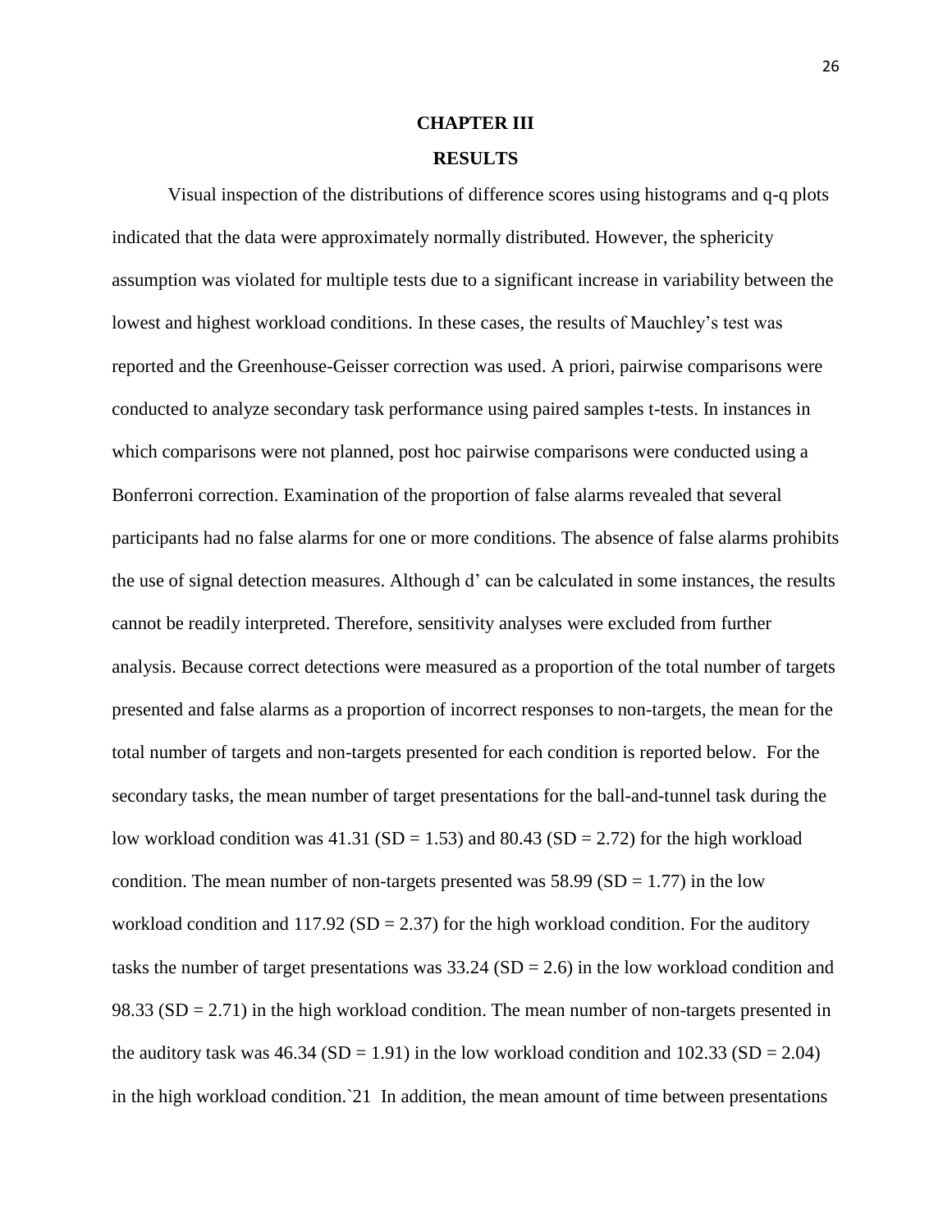# CHAPTER III

## RESULTS

Visual inspection of the distributions of difference scores using histograms and q-q plots indicated that the data were approximately normally distributed. However, the sphericity assumption was violated for multiple tests due to a significant increase in variability between the lowest and highest workload conditions. In these cases, the results of Mauchley's test was reported and the Greenhouse-Geisser correction was used. A priori, pairwise comparisons were conducted to analyze secondary task performance using paired samples t-tests. In instances in which comparisons were not planned, post hoc pairwise comparisons were conducted using a Bonferroni correction. Examination of the proportion of false alarms revealed that several participants had no false alarms for one or more conditions. The absence of false alarms prohibits the use of signal detection measures. Although d' can be calculated in some instances, the results cannot be readily interpreted. Therefore, sensitivity analyses were excluded from further analysis. Because correct detections were measured as a proportion of the total number of targets presented and false alarms as a proportion of incorrect responses to non-targets, the mean for the total number of targets and non-targets presented for each condition is reported below. For the secondary tasks, the mean number of target presentations for the ball-and-tunnel task during the low workload condition was 41.31 (SD = 1.53) and 80.43 (SD = 2.72) for the high workload condition. The mean number of non-targets presented was 58.99 (SD = 1.77) in the low workload condition and 117.92 (SD = 2.37) for the high workload condition. For the auditory tasks the number of target presentations was 33.24 (SD = 2.6) in the low workload condition and 98.33 (SD = 2.71) in the high workload condition. The mean number of non-targets presented in the auditory task was 46.34 (SD = 1.91) in the low workload condition and 102.33 (SD = 2.04) in the high workload condition.`21 In addition, the mean amount of time between presentations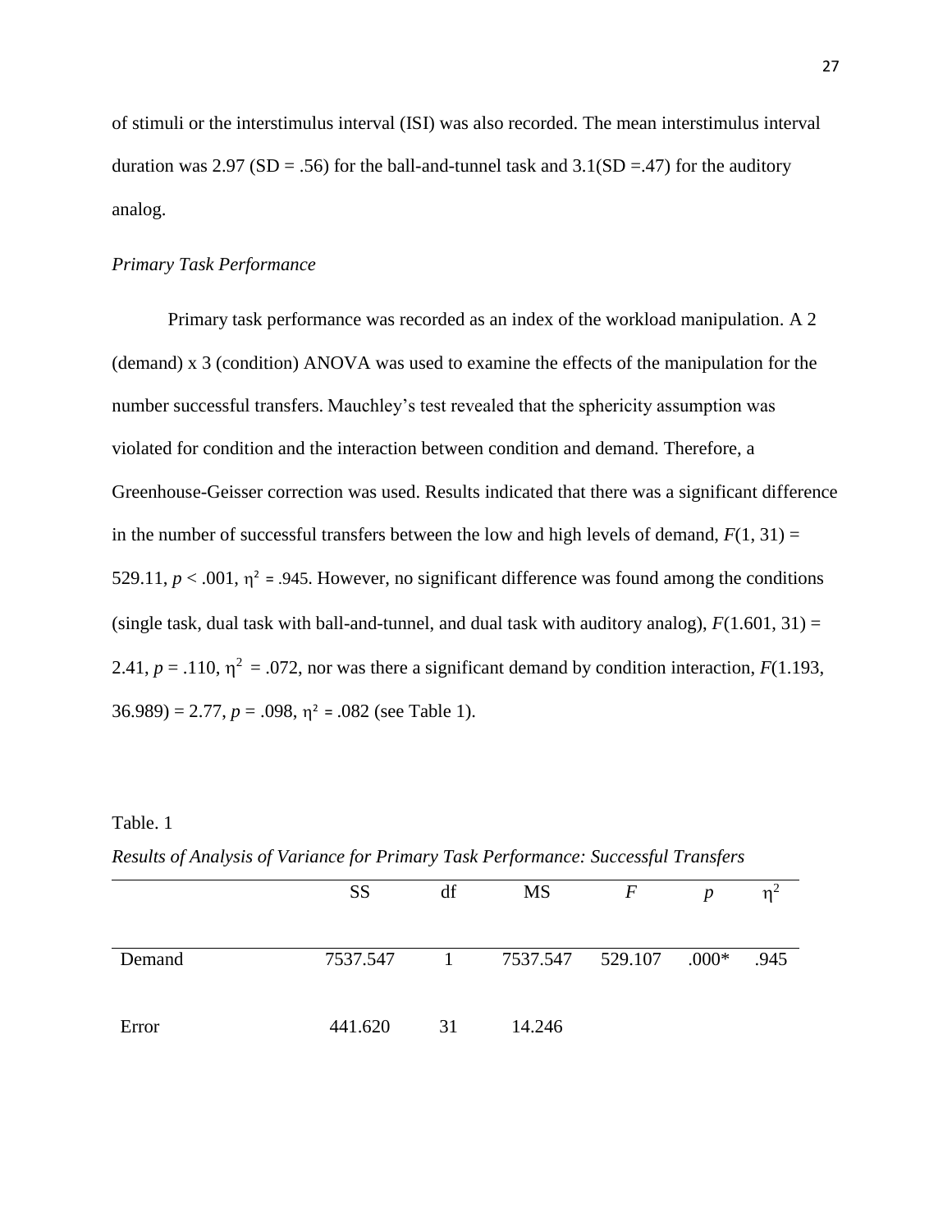of stimuli or the interstimulus interval (ISI) was also recorded. The mean interstimulus interval duration was 2.97 (SD = .56) for the ball-and-tunnel task and 3.1(SD =.47) for the auditory analog.

*Primary Task Performance*

Primary task performance was recorded as an index of the workload manipulation. A 2 (demand) x 3 (condition) ANOVA was used to examine the effects of the manipulation for the number successful transfers. Mauchley's test revealed that the sphericity assumption was violated for condition and the interaction between condition and demand. Therefore, a Greenhouse-Geisser correction was used. Results indicated that there was a significant difference in the number of successful transfers between the low and high levels of demand, $F(1, 31) = 529.11$, $p < .001$, $\eta^2 = .945$. However, no significant difference was found among the conditions (single task, dual task with ball-and-tunnel, and dual task with auditory analog), $F(1.601, 31) = 2.41$, $p = .110$, $\eta^2 = .072$, nor was there a significant demand by condition interaction, $F(1.193, 36.989) = 2.77$, $p = .098$, $\eta^2 = .082$ (see Table 1).

Table. 1

*Results of Analysis of Variance for Primary Task Performance: Successful Transfers*

| | SS | df | MS | $F$ | $p$ | $\eta^2$ |
|---|---|---|---|---|---|---|
| Demand | 7537.547 | 1 | 7537.547 | 529.107 | .000* | .945 |
| Error | 441.620 | 31 | 14.246 | | | |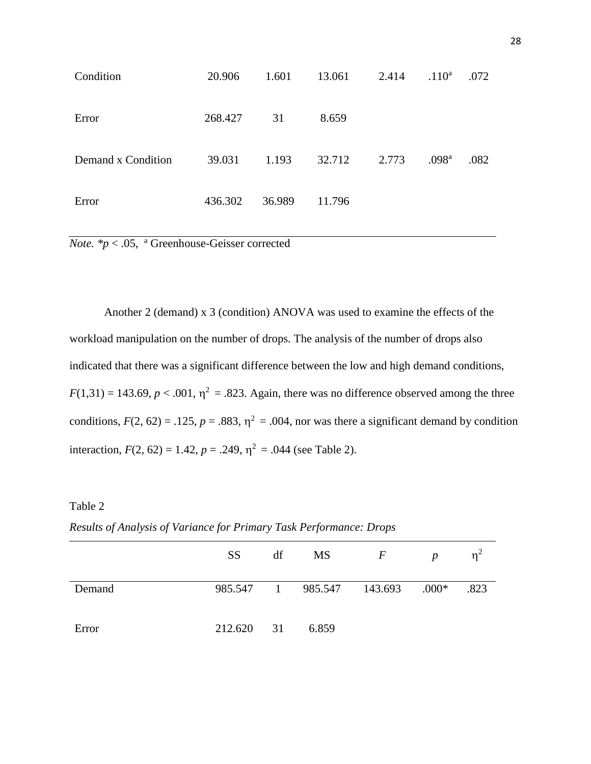| | | | | | | |
|---|---|---|---|---|---|---|
| Condition | 20.906 | 1.601 | 13.061 | 2.414 | .110[a] | .072 |
| Error | 268.427 | 31 | 8.659 | | | |
| Demand x Condition | 39.031 | 1.193 | 32.712 | 2.773 | .098[a] | .082 |
| Error | 436.302 | 36.989 | 11.796 | | | |

*Note.* \**p* < .05, [a] Greenhouse-Geisser corrected

Another 2 (demand) x 3 (condition) ANOVA was used to examine the effects of the workload manipulation on the number of drops. The analysis of the number of drops also indicated that there was a significant difference between the low and high demand conditions, $F(1,31) = 143.69$, $p < .001$, $\eta^2 = .823$. Again, there was no difference observed among the three conditions, $F(2, 62) = .125$, $p = .883$, $\eta^2 = .004$, nor was there a significant demand by condition interaction, $F(2, 62) = 1.42$, $p = .249$, $\eta^2 = .044$ (see Table 2).

Table 2

*Results of Analysis of Variance for Primary Task Performance: Drops*

| | SS | df | MS | *F* | *p* | $\eta^2$ |
|---|---|---|---|---|---|---|
| Demand | 985.547 | 1 | 985.547 | 143.693 | .000* | .823 |
| Error | 212.620 | 31 | 6.859 | | | |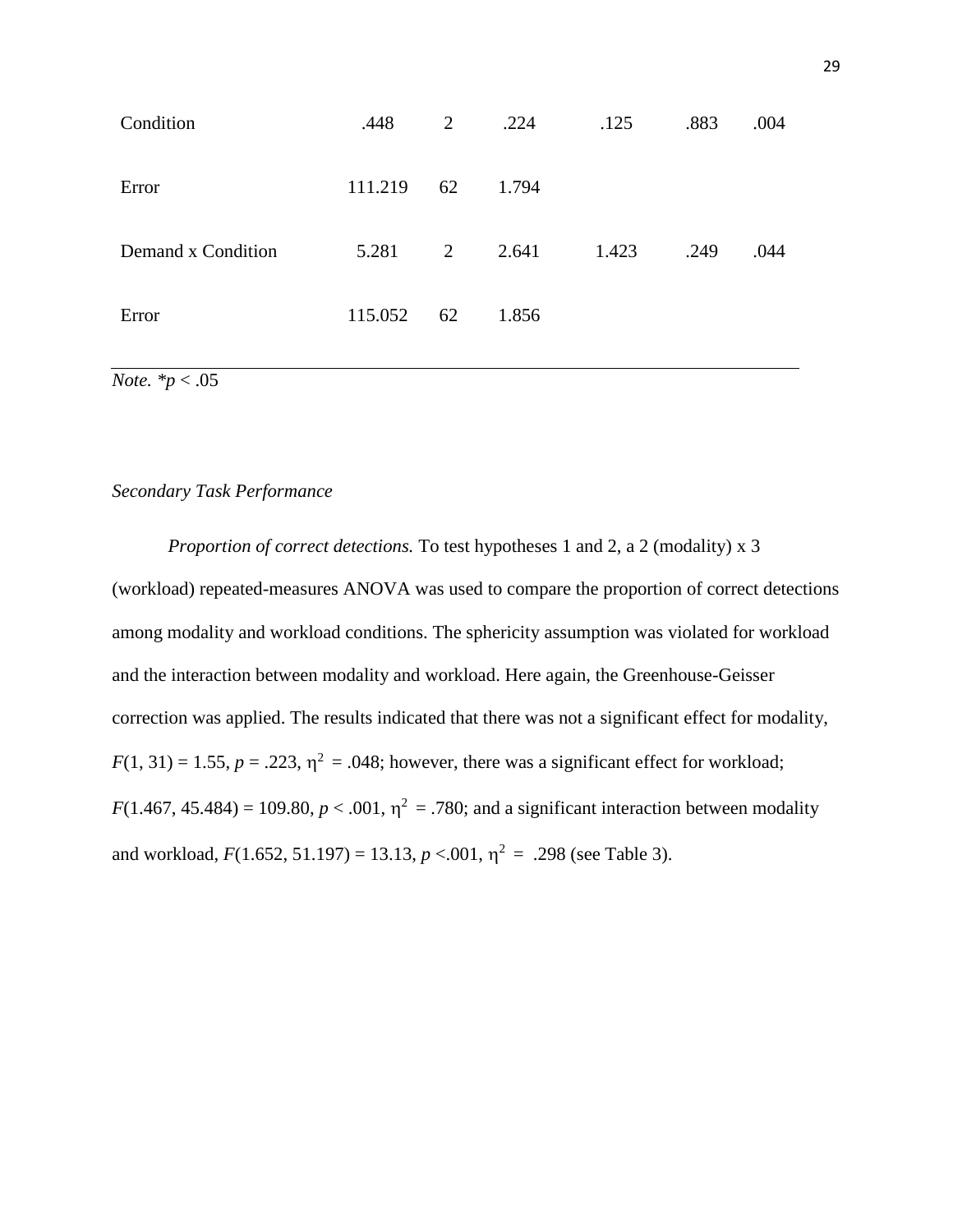| | | | | | | |
|---|---|---|---|---|---|---|
| Condition | .448 | 2 | .224 | .125 | .883 | .004 |
| Error | 111.219 | 62 | 1.794 | | | |
| Demand x Condition | 5.281 | 2 | 2.641 | 1.423 | .249 | .044 |
| Error | 115.052 | 62 | 1.856 | | | |

*Note.* $*p < .05$

*Secondary Task Performance*

*Proportion of correct detections.* To test hypotheses 1 and 2, a 2 (modality) x 3 (workload) repeated-measures ANOVA was used to compare the proportion of correct detections among modality and workload conditions. The sphericity assumption was violated for workload and the interaction between modality and workload. Here again, the Greenhouse-Geisser correction was applied. The results indicated that there was not a significant effect for modality, $F(1, 31) = 1.55$, $p = .223$, $\eta^2 = .048$; however, there was a significant effect for workload; $F(1.467, 45.484) = 109.80$, $p < .001$, $\eta^2 = .780$; and a significant interaction between modality and workload, $F(1.652, 51.197) = 13.13$, $p < .001$, $\eta^2 = .298$ (see Table 3).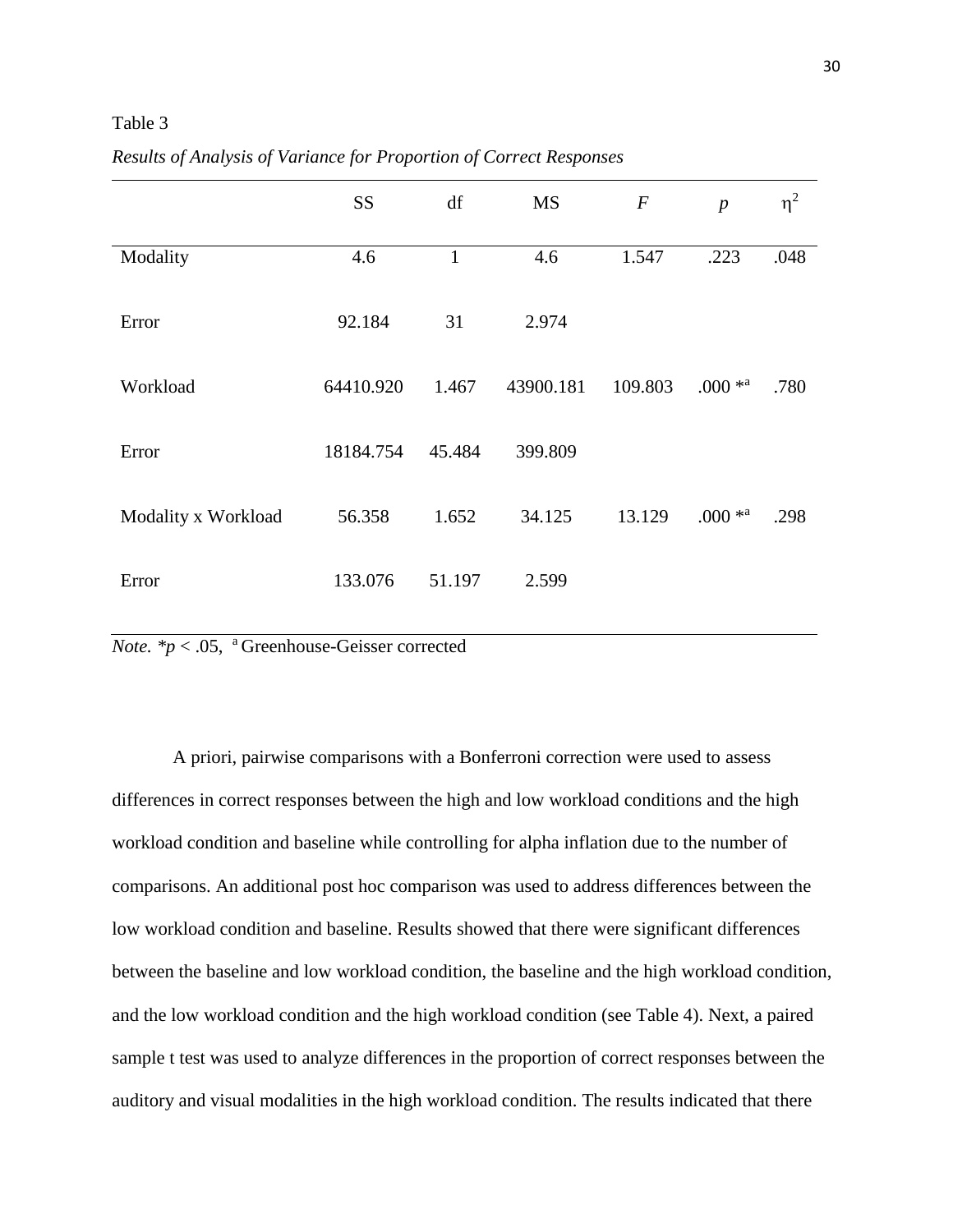Table 3

*Results of Analysis of Variance for Proportion of Correct Responses*

| | SS | df | MS | $F$ | $p$ | $\eta^2$ |
|---|---|---|---|---|---|---|
| Modality | 4.6 | 1 | 4.6 | 1.547 | .223 | .048 |
| Error | 92.184 | 31 | 2.974 | | | |
| Workload | 64410.920 | 1.467 | 43900.181 | 109.803 | .000 *[a] | .780 |
| Error | 18184.754 | 45.484 | 399.809 | | | |
| Modality x Workload | 56.358 | 1.652 | 34.125 | 13.129 | .000 *[a] | .298 |
| Error | 133.076 | 51.197 | 2.599 | | | |

*Note.* *$p < .05$, [a] Greenhouse-Geisser corrected

A priori, pairwise comparisons with a Bonferroni correction were used to assess differences in correct responses between the high and low workload conditions and the high workload condition and baseline while controlling for alpha inflation due to the number of comparisons. An additional post hoc comparison was used to address differences between the low workload condition and baseline. Results showed that there were significant differences between the baseline and low workload condition, the baseline and the high workload condition, and the low workload condition and the high workload condition (see Table 4). Next, a paired sample t test was used to analyze differences in the proportion of correct responses between the auditory and visual modalities in the high workload condition. The results indicated that there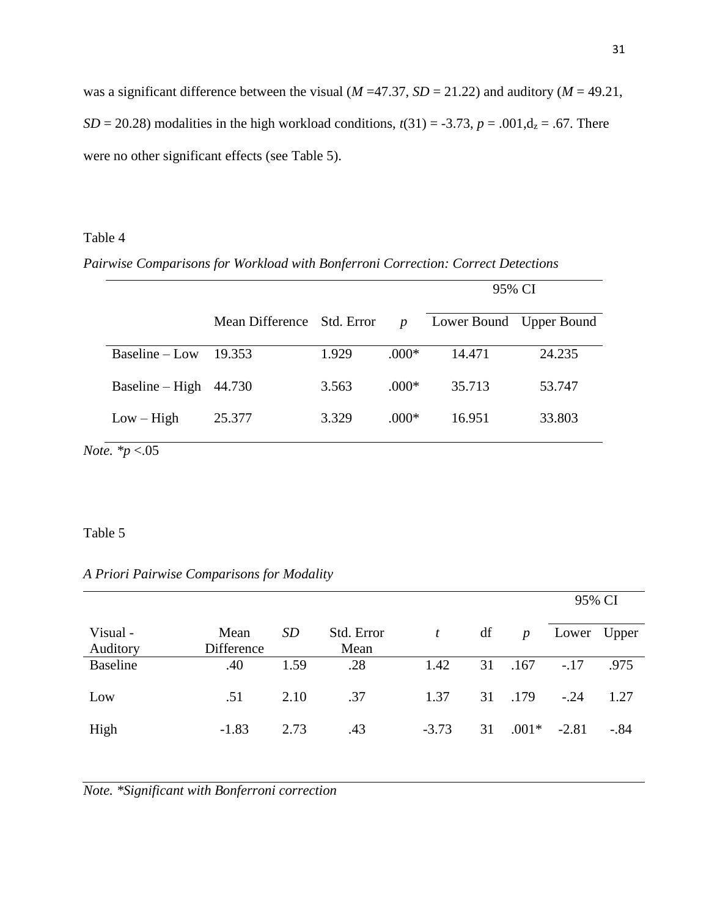was a significant difference between the visual ($M$ =47.37, $SD$ = 21.22) and auditory ($M$ = 49.21, $SD$ = 20.28) modalities in the high workload conditions, $t(31) = -3.73$, $p = .001$, $d_z = .67$. There were no other significant effects (see Table 5).

Table 4

*Pairwise Comparisons for Workload with Bonferroni Correction: Correct Detections*

| | | | | 95% CI | |
|---|---|---|---|---|---|
| | Mean Difference | Std. Error | $p$ | Lower Bound | Upper Bound |
| Baseline – Low | 19.353 | 1.929 | .000* | 14.471 | 24.235 |
| Baseline – High | 44.730 | 3.563 | .000* | 35.713 | 53.747 |
| Low – High | 25.377 | 3.329 | .000* | 16.951 | 33.803 |

*Note.* $*p < .05$

Table 5

*A Priori Pairwise Comparisons for Modality*

| | | | | | | | 95% CI | |
|---|---|---|---|---|---|---|---|---|
| Visual - Auditory | Mean Difference | $SD$ | Std. Error Mean | $t$ | df | $p$ | Lower | Upper |
| Baseline | .40 | 1.59 | .28 | 1.42 | 31 | .167 | -.17 | .975 |
| Low | .51 | 2.10 | .37 | 1.37 | 31 | .179 | -.24 | 1.27 |
| High | -1.83 | 2.73 | .43 | -3.73 | 31 | .001* | -2.81 | -.84 |

*Note. *Significant with Bonferroni correction*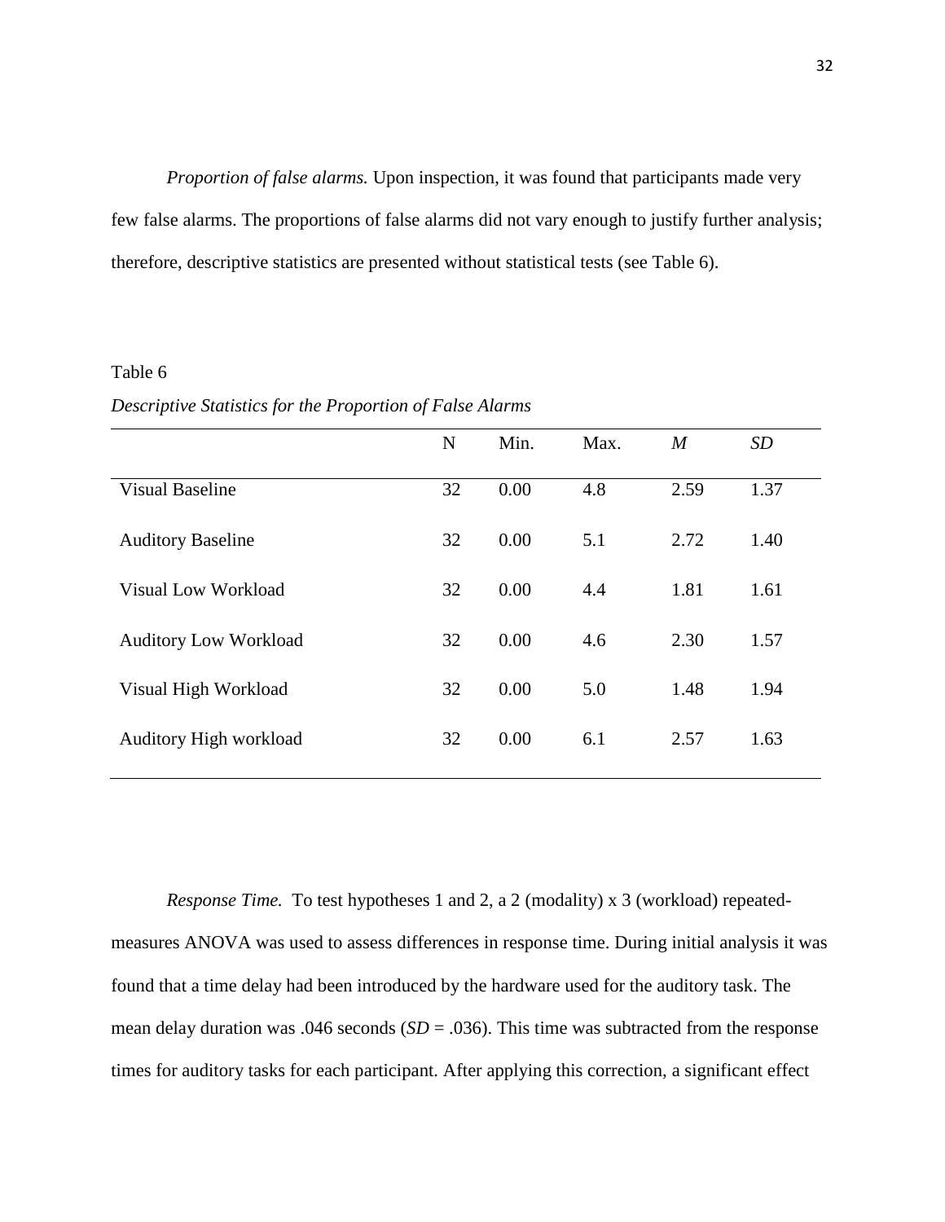*Proportion of false alarms.* Upon inspection, it was found that participants made very few false alarms. The proportions of false alarms did not vary enough to justify further analysis; therefore, descriptive statistics are presented without statistical tests (see Table 6).

Table 6

*Descriptive Statistics for the Proportion of False Alarms*

| | N | Min. | Max. | *M* | *SD* |
|---|---|---|---|---|---|
| Visual Baseline | 32 | 0.00 | 4.8 | 2.59 | 1.37 |
| Auditory Baseline | 32 | 0.00 | 5.1 | 2.72 | 1.40 |
| Visual Low Workload | 32 | 0.00 | 4.4 | 1.81 | 1.61 |
| Auditory Low Workload | 32 | 0.00 | 4.6 | 2.30 | 1.57 |
| Visual High Workload | 32 | 0.00 | 5.0 | 1.48 | 1.94 |
| Auditory High workload | 32 | 0.00 | 6.1 | 2.57 | 1.63 |

*Response Time.* To test hypotheses 1 and 2, a 2 (modality) x 3 (workload) repeated-measures ANOVA was used to assess differences in response time. During initial analysis it was found that a time delay had been introduced by the hardware used for the auditory task. The mean delay duration was .046 seconds (*SD* = .036). This time was subtracted from the response times for auditory tasks for each participant. After applying this correction, a significant effect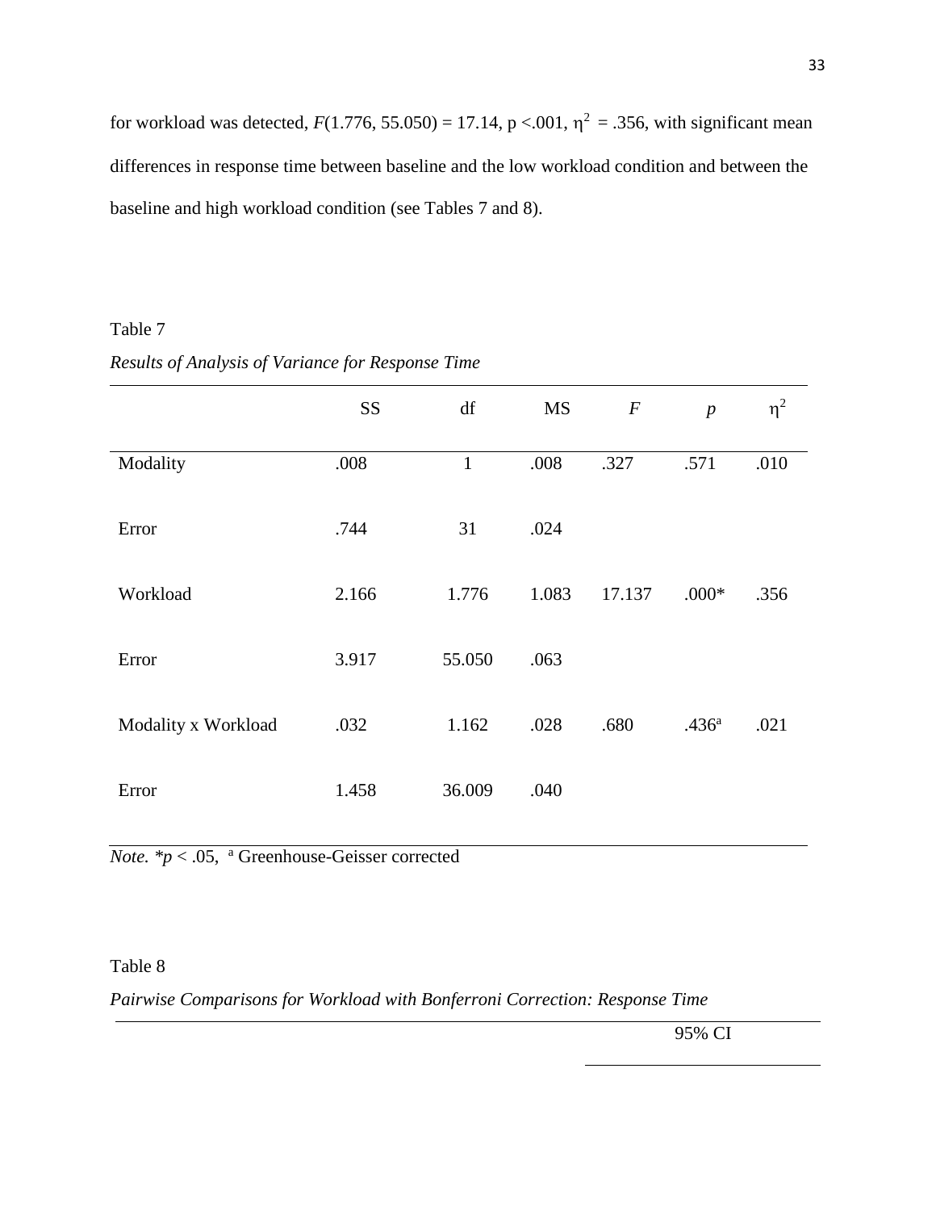for workload was detected, $F(1.776, 55.050) = 17.14$, $p < .001$, $\eta^2 = .356$, with significant mean differences in response time between baseline and the low workload condition and between the baseline and high workload condition (see Tables 7 and 8).

Table 7

*Results of Analysis of Variance for Response Time*

| | SS | df | MS | $F$ | $p$ | $\eta^2$ |
|---|---|---|---|---|---|---|
| Modality | .008 | 1 | .008 | .327 | .571 | .010 |
| Error | .744 | 31 | .024 | | | |
| Workload | 2.166 | 1.776 | 1.083 | 17.137 | .000* | .356 |
| Error | 3.917 | 55.050 | .063 | | | |
| Modality x Workload | .032 | 1.162 | .028 | .680 | .436[a] | .021 |
| Error | 1.458 | 36.009 | .040 | | | |

*Note.* $^*p < .05$, [a] Greenhouse-Geisser corrected

Table 8

*Pairwise Comparisons for Workload with Bonferroni Correction: Response Time*

| 95% CI |
|---|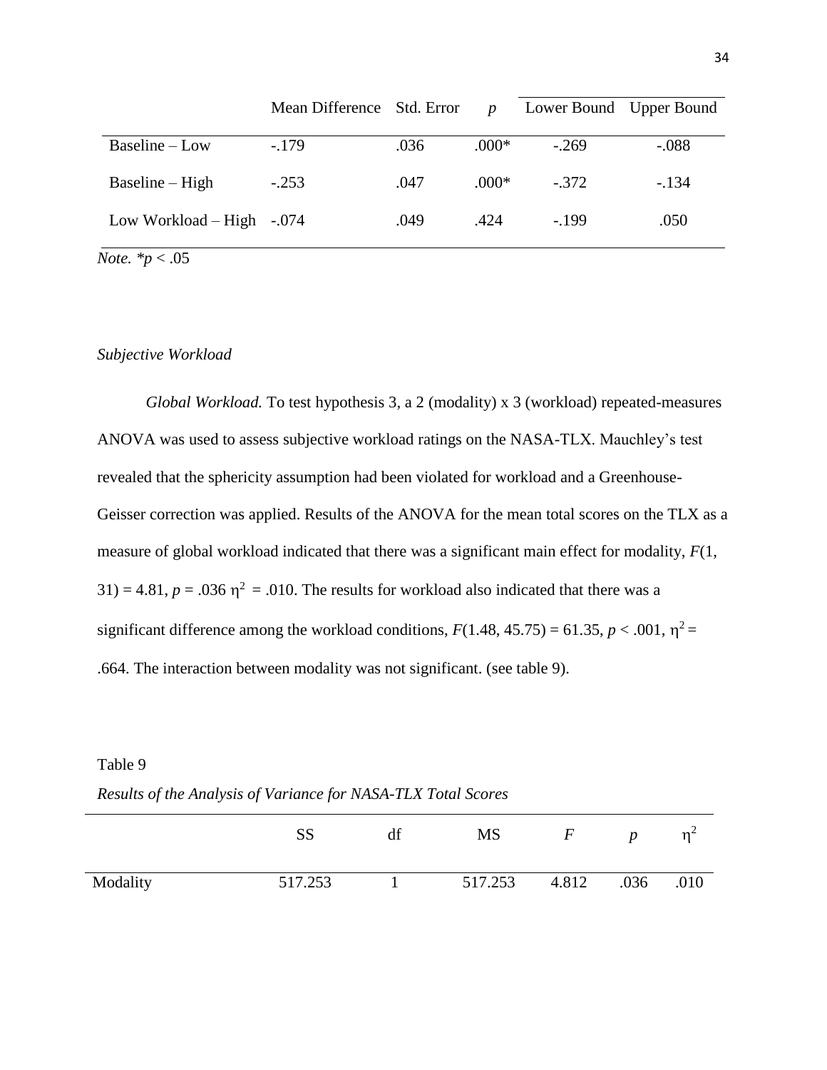| | Mean Difference | Std. Error | $p$ | Lower Bound | Upper Bound |
|---|---|---|---|---|---|
| Baseline – Low | -.179 | .036 | .000* | -.269 | -.088 |
| Baseline – High | -.253 | .047 | .000* | -.372 | -.134 |
| Low Workload – High | -.074 | .049 | .424 | -.199 | .050 |

*Note.* $^*p < .05$

*Subjective Workload*

*Global Workload.* To test hypothesis 3, a 2 (modality) x 3 (workload) repeated-measures ANOVA was used to assess subjective workload ratings on the NASA-TLX. Mauchley's test revealed that the sphericity assumption had been violated for workload and a Greenhouse-Geisser correction was applied. Results of the ANOVA for the mean total scores on the TLX as a measure of global workload indicated that there was a significant main effect for modality, $F(1, 31) = 4.81$, $p = .036$ $\eta^2 = .010$. The results for workload also indicated that there was a significant difference among the workload conditions, $F(1.48, 45.75) = 61.35$, $p < .001$, $\eta^2 = .664$. The interaction between modality was not significant. (see table 9).

Table 9

*Results of the Analysis of Variance for NASA-TLX Total Scores*

| | SS | df | MS | $F$ | $p$ | $\eta^2$ |
|---|---|---|---|---|---|---|
| Modality | 517.253 | 1 | 517.253 | 4.812 | .036 | .010 |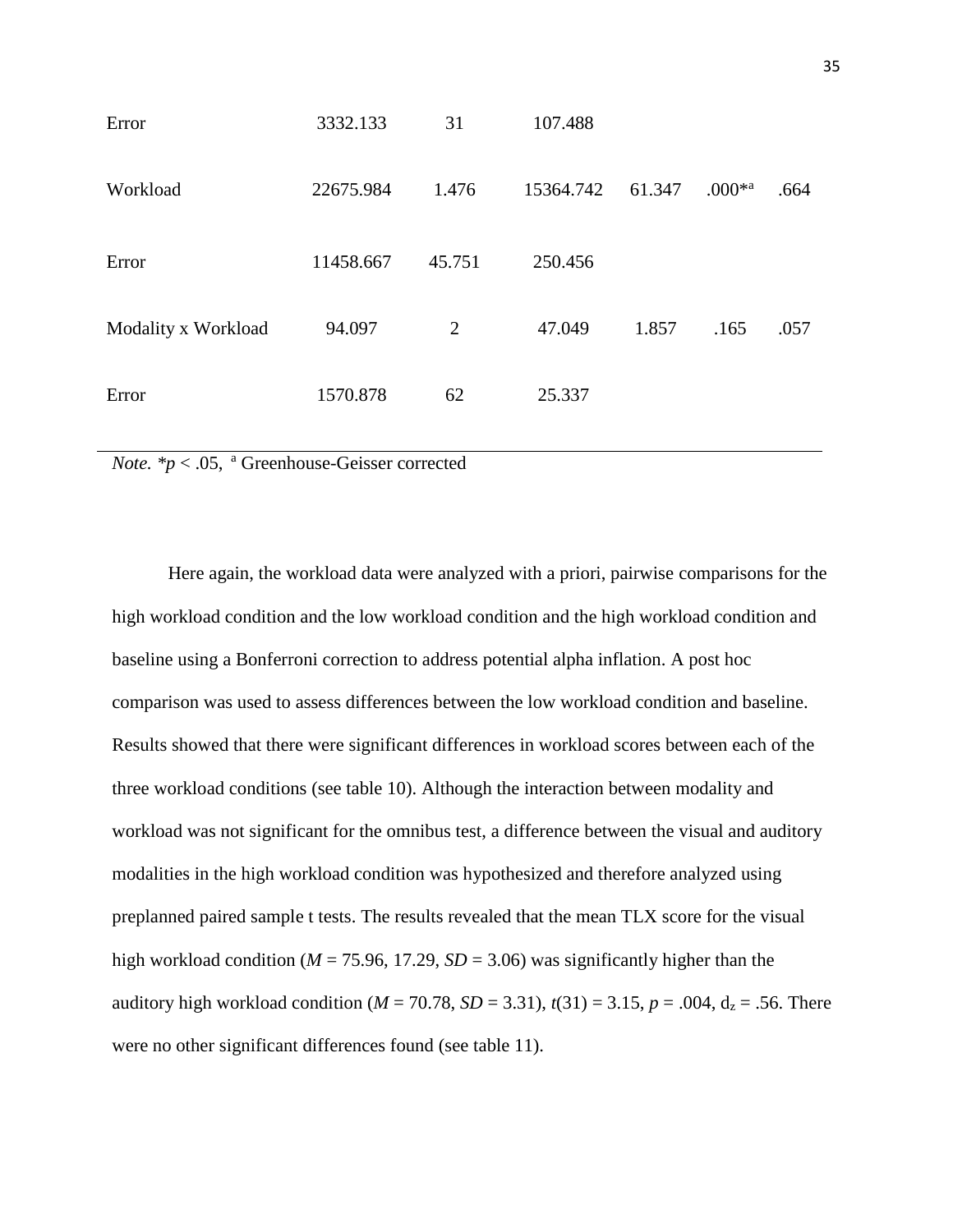| | | | | | | |
|---|---|---|---|---|---|---|
| Error | 3332.133 | 31 | 107.488 | | | |
| Workload | 22675.984 | 1.476 | 15364.742 | 61.347 | .000*[a] | .664 |
| Error | 11458.667 | 45.751 | 250.456 | | | |
| Modality x Workload | 94.097 | 2 | 47.049 | 1.857 | .165 | .057 |
| Error | 1570.878 | 62 | 25.337 | | | |

*Note.* *$p < .05$, [a] Greenhouse-Geisser corrected

Here again, the workload data were analyzed with a priori, pairwise comparisons for the high workload condition and the low workload condition and the high workload condition and baseline using a Bonferroni correction to address potential alpha inflation. A post hoc comparison was used to assess differences between the low workload condition and baseline. Results showed that there were significant differences in workload scores between each of the three workload conditions (see table 10). Although the interaction between modality and workload was not significant for the omnibus test, a difference between the visual and auditory modalities in the high workload condition was hypothesized and therefore analyzed using preplanned paired sample t tests. The results revealed that the mean TLX score for the visual high workload condition ($M$ = 75.96, 17.29, $SD$ = 3.06) was significantly higher than the auditory high workload condition ($M$ = 70.78, $SD$ = 3.31), $t(31) = 3.15$, $p = .004$, $d_z = .56$. There were no other significant differences found (see table 11).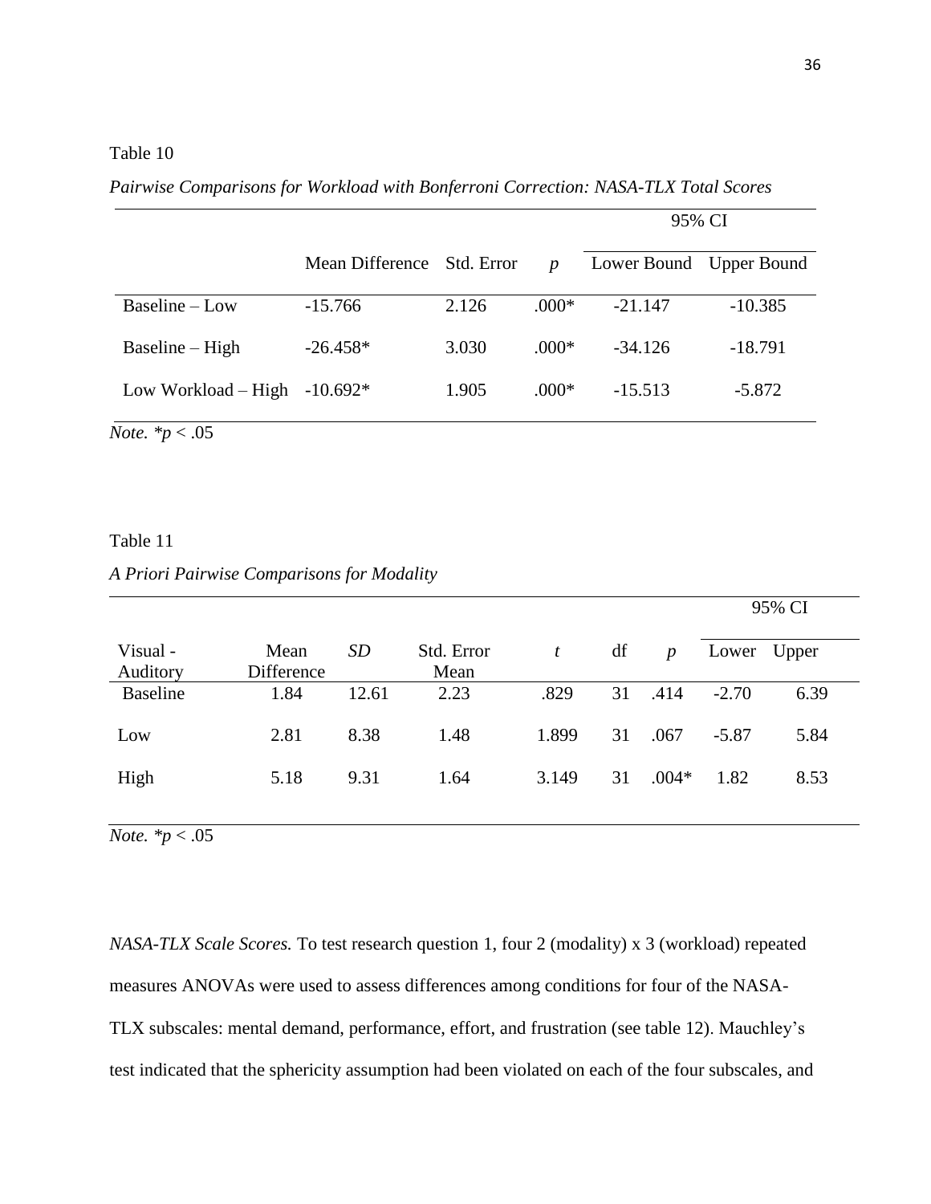Table 10

*Pairwise Comparisons for Workload with Bonferroni Correction: NASA-TLX Total Scores*

| | | | | 95% CI | |
|---|---|---|---|---|---|
| | Mean Difference | Std. Error | *p* | Lower Bound | Upper Bound |
| Baseline – Low | -15.766 | 2.126 | .000* | -21.147 | -10.385 |
| Baseline – High | -26.458* | 3.030 | .000* | -34.126 | -18.791 |
| Low Workload – High | -10.692* | 1.905 | .000* | -15.513 | -5.872 |

*Note.* *$p$ < .05

Table 11

*A Priori Pairwise Comparisons for Modality*

| | | | | | | | 95% CI | |
|---|---|---|---|---|---|---|---|---|
| Visual - Auditory | Mean Difference | *SD* | Std. Error Mean | *t* | df | *p* | Lower | Upper |
| Baseline | 1.84 | 12.61 | 2.23 | .829 | 31 | .414 | -2.70 | 6.39 |
| Low | 2.81 | 8.38 | 1.48 | 1.899 | 31 | .067 | -5.87 | 5.84 |
| High | 5.18 | 9.31 | 1.64 | 3.149 | 31 | .004* | 1.82 | 8.53 |

*Note.* *$p$ < .05

*NASA-TLX Scale Scores.* To test research question 1, four 2 (modality) x 3 (workload) repeated measures ANOVAs were used to assess differences among conditions for four of the NASA-TLX subscales: mental demand, performance, effort, and frustration (see table 12). Mauchley's test indicated that the sphericity assumption had been violated on each of the four subscales, and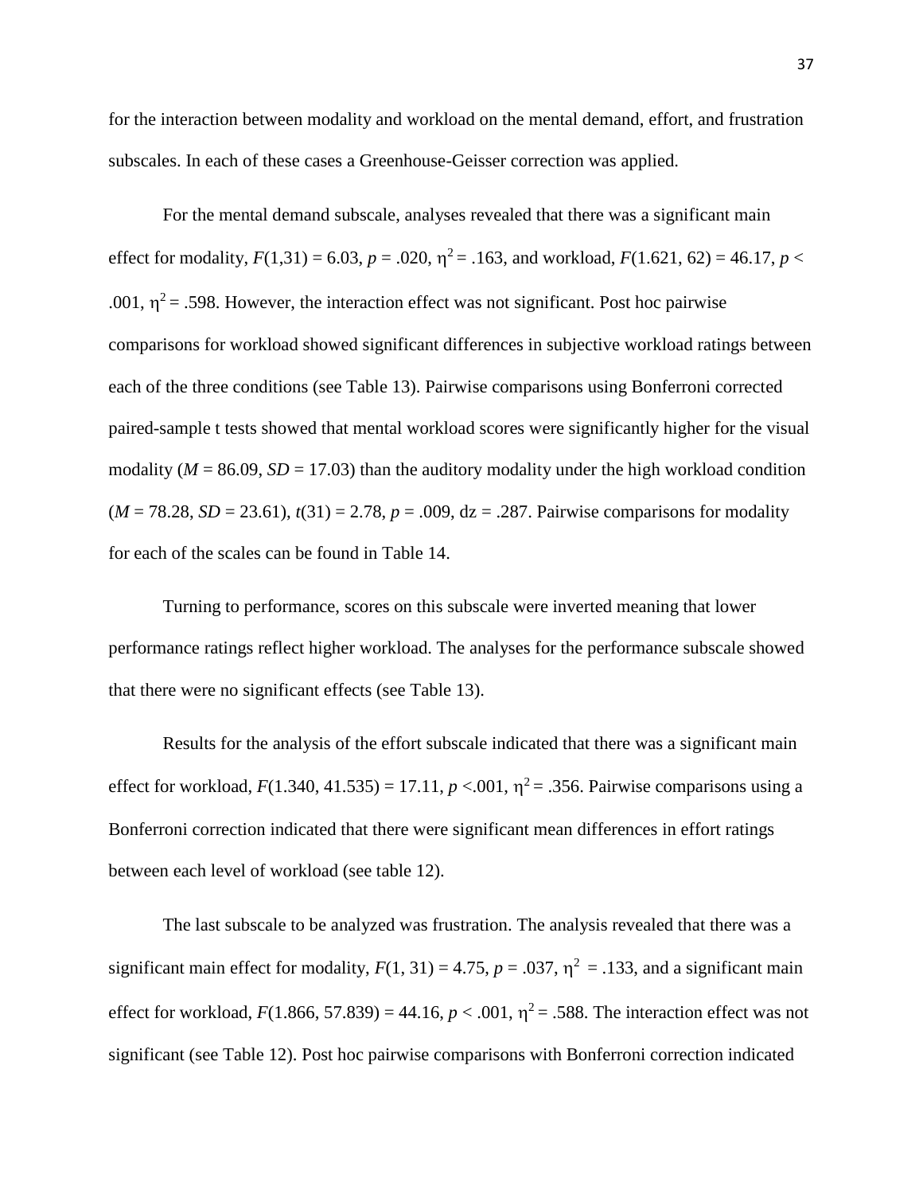for the interaction between modality and workload on the mental demand, effort, and frustration subscales. In each of these cases a Greenhouse-Geisser correction was applied.

For the mental demand subscale, analyses revealed that there was a significant main effect for modality, $F(1,31) = 6.03$, $p = .020$, $\eta^2 = .163$, and workload, $F(1.621, 62) = 46.17$, $p < .001$, $\eta^2 = .598$. However, the interaction effect was not significant. Post hoc pairwise comparisons for workload showed significant differences in subjective workload ratings between each of the three conditions (see Table 13). Pairwise comparisons using Bonferroni corrected paired-sample t tests showed that mental workload scores were significantly higher for the visual modality ($M = 86.09$, $SD = 17.03$) than the auditory modality under the high workload condition ($M = 78.28$, $SD = 23.61$), $t(31) = 2.78$, $p = .009$, dz = .287. Pairwise comparisons for modality for each of the scales can be found in Table 14.

Turning to performance, scores on this subscale were inverted meaning that lower performance ratings reflect higher workload. The analyses for the performance subscale showed that there were no significant effects (see Table 13).

Results for the analysis of the effort subscale indicated that there was a significant main effect for workload, $F(1.340, 41.535) = 17.11$, $p < .001$, $\eta^2 = .356$. Pairwise comparisons using a Bonferroni correction indicated that there were significant mean differences in effort ratings between each level of workload (see table 12).

The last subscale to be analyzed was frustration. The analysis revealed that there was a significant main effect for modality, $F(1, 31) = 4.75$, $p = .037$, $\eta^2 = .133$, and a significant main effect for workload, $F(1.866, 57.839) = 44.16$, $p < .001$, $\eta^2 = .588$. The interaction effect was not significant (see Table 12). Post hoc pairwise comparisons with Bonferroni correction indicated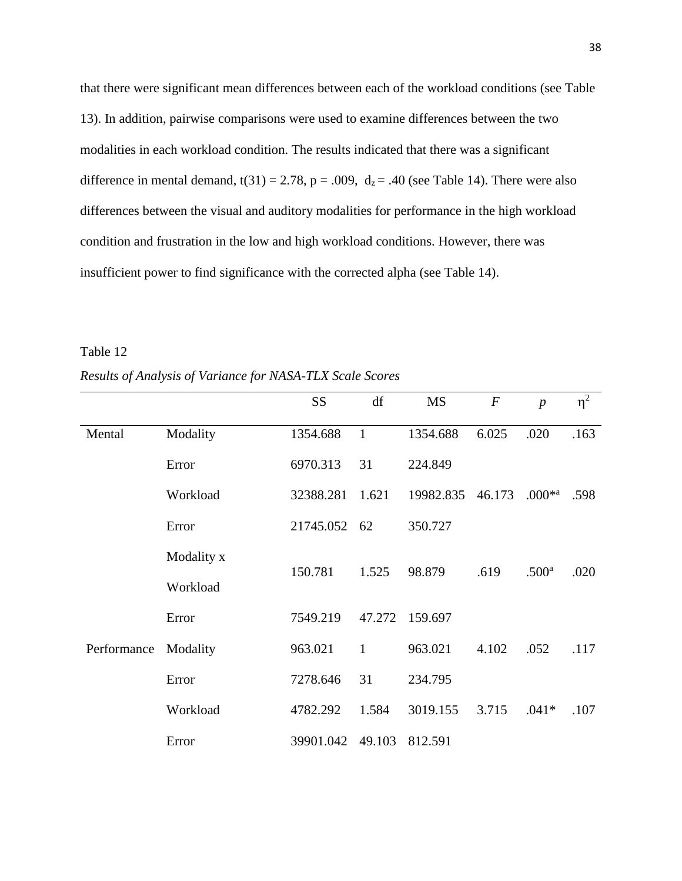that there were significant mean differences between each of the workload conditions (see Table 13). In addition, pairwise comparisons were used to examine differences between the two modalities in each workload condition. The results indicated that there was a significant difference in mental demand, $t(31) = 2.78$, $p = .009$, $d_z = .40$ (see Table 14). There were also differences between the visual and auditory modalities for performance in the high workload condition and frustration in the low and high workload conditions. However, there was insufficient power to find significance with the corrected alpha (see Table 14).

Table 12

*Results of Analysis of Variance for NASA-TLX Scale Scores*

| | | SS | df | MS | *F* | *p* | $\eta^2$ |
|---|---|---|---|---|---|---|---|
| Mental | Modality | 1354.688 | 1 | 1354.688 | 6.025 | .020 | .163 |
| | Error | 6970.313 | 31 | 224.849 | | | |
| | Workload | 32388.281 | 1.621 | 19982.835 | 46.173 | .000*[a] | .598 |
| | Error | 21745.052 | 62 | 350.727 | | | |
| | Modality x Workload | 150.781 | 1.525 | 98.879 | .619 | .500[a] | .020 |
| | Error | 7549.219 | 47.272 | 159.697 | | | |
| Performance | Modality | 963.021 | 1 | 963.021 | 4.102 | .052 | .117 |
| | Error | 7278.646 | 31 | 234.795 | | | |
| | Workload | 4782.292 | 1.584 | 3019.155 | 3.715 | .041* | .107 |
| | Error | 39901.042 | 49.103 | 812.591 | | | |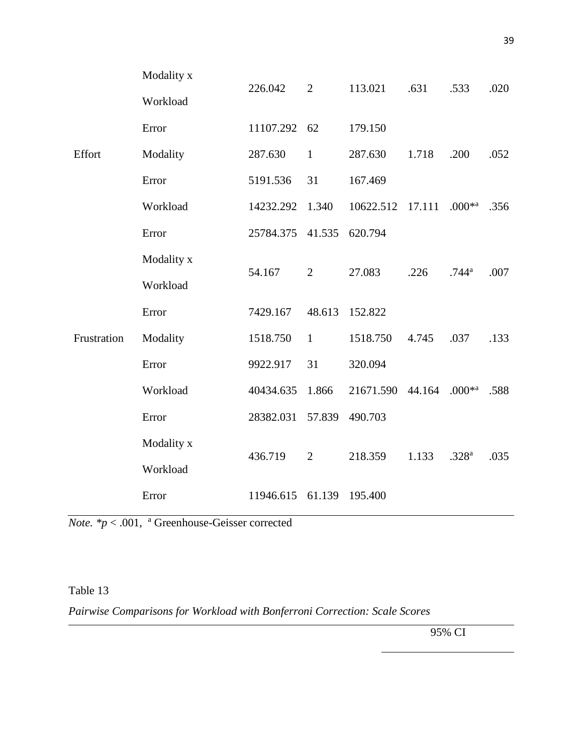| | | | | | | | |
|---|---|---|---|---|---|---|---|
| | Modality x Workload | 226.042 | 2 | 113.021 | .631 | .533 | .020 |
| | Error | 11107.292 | 62 | 179.150 | | | |
| Effort | Modality | 287.630 | 1 | 287.630 | 1.718 | .200 | .052 |
| | Error | 5191.536 | 31 | 167.469 | | | |
| | Workload | 14232.292 | 1.340 | 10622.512 | 17.111 | .000*[a] | .356 |
| | Error | 25784.375 | 41.535 | 620.794 | | | |
| | Modality x Workload | 54.167 | 2 | 27.083 | .226 | .744[a] | .007 |
| | Error | 7429.167 | 48.613 | 152.822 | | | |
| Frustration | Modality | 1518.750 | 1 | 1518.750 | 4.745 | .037 | .133 |
| | Error | 9922.917 | 31 | 320.094 | | | |
| | Workload | 40434.635 | 1.866 | 21671.590 | 44.164 | .000*[a] | .588 |
| | Error | 28382.031 | 57.839 | 490.703 | | | |
| | Modality x Workload | 436.719 | 2 | 218.359 | 1.133 | .328[a] | .035 |
| | Error | 11946.615 | 61.139 | 195.400 | | | |

*Note.* *$p < .001$, [a] Greenhouse-Geisser corrected

Table 13

*Pairwise Comparisons for Workload with Bonferroni Correction: Scale Scores*

| | 95% CI |
|---|---|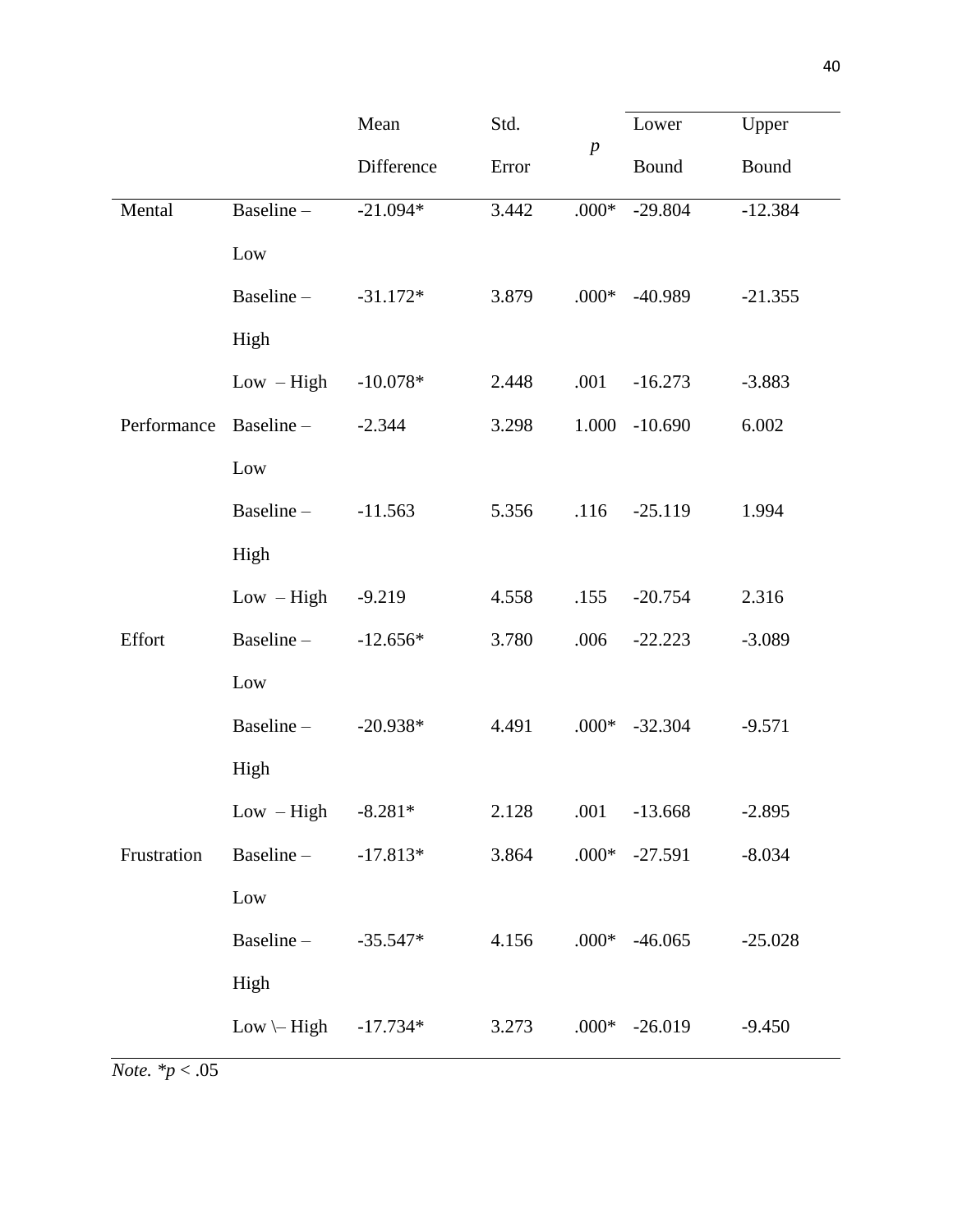| | | Mean Difference | Std. Error | *p* | Lower Bound | Upper Bound |
|---|---|---|---|---|---|---|
| Mental | Baseline – Low | -21.094* | 3.442 | .000* | -29.804 | -12.384 |
| | Baseline – High | -31.172* | 3.879 | .000* | -40.989 | -21.355 |
| | Low – High | -10.078* | 2.448 | .001 | -16.273 | -3.883 |
| Performance | Baseline – Low | -2.344 | 3.298 | 1.000 | -10.690 | 6.002 |
| | Baseline – High | -11.563 | 5.356 | .116 | -25.119 | 1.994 |
| | Low – High | -9.219 | 4.558 | .155 | -20.754 | 2.316 |
| Effort | Baseline – Low | -12.656* | 3.780 | .006 | -22.223 | -3.089 |
| | Baseline – High | -20.938* | 4.491 | .000* | -32.304 | -9.571 |
| | Low – High | -8.281* | 2.128 | .001 | -13.668 | -2.895 |
| Frustration | Baseline – Low | -17.813* | 3.864 | .000* | -27.591 | -8.034 |
| | Baseline – High | -35.547* | 4.156 | .000* | -46.065 | -25.028 |
| | Low \– High | -17.734* | 3.273 | .000* | -26.019 | -9.450 |

*Note.* *$p < .05$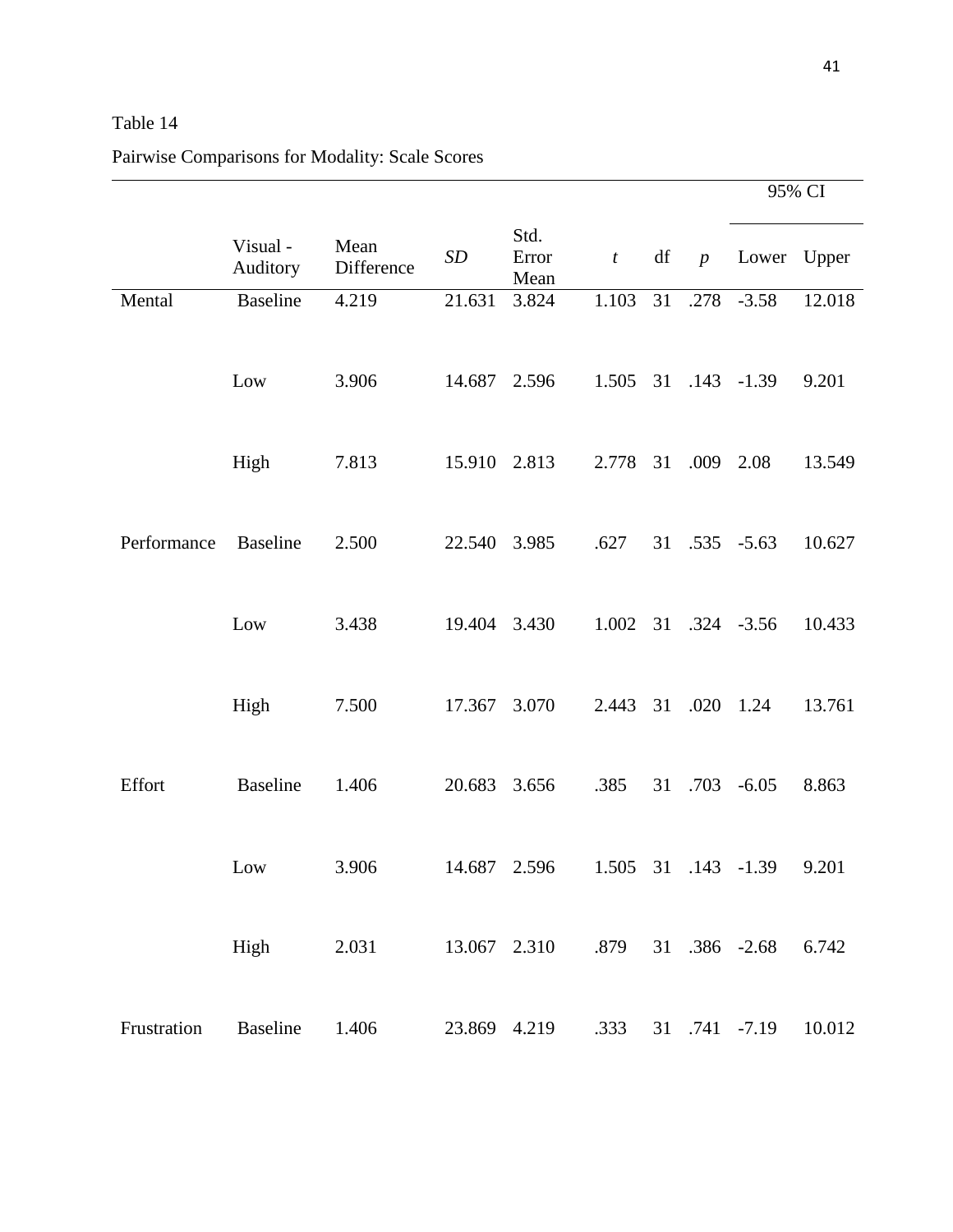Table 14

Pairwise Comparisons for Modality: Scale Scores

| | | | | | | | | 95% CI | |
|---|---|---|---|---|---|---|---|---|---|
| | Visual - Auditory | Mean Difference | *SD* | Std. Error Mean | *t* | df | *p* | Lower | Upper |
| Mental | Baseline | 4.219 | 21.631 | 3.824 | 1.103 | 31 | .278 | -3.58 | 12.018 |
| | Low | 3.906 | 14.687 | 2.596 | 1.505 | 31 | .143 | -1.39 | 9.201 |
| | High | 7.813 | 15.910 | 2.813 | 2.778 | 31 | .009 | 2.08 | 13.549 |
| Performance | Baseline | 2.500 | 22.540 | 3.985 | .627 | 31 | .535 | -5.63 | 10.627 |
| | Low | 3.438 | 19.404 | 3.430 | 1.002 | 31 | .324 | -3.56 | 10.433 |
| | High | 7.500 | 17.367 | 3.070 | 2.443 | 31 | .020 | 1.24 | 13.761 |
| Effort | Baseline | 1.406 | 20.683 | 3.656 | .385 | 31 | .703 | -6.05 | 8.863 |
| | Low | 3.906 | 14.687 | 2.596 | 1.505 | 31 | .143 | -1.39 | 9.201 |
| | High | 2.031 | 13.067 | 2.310 | .879 | 31 | .386 | -2.68 | 6.742 |
| Frustration | Baseline | 1.406 | 23.869 | 4.219 | .333 | 31 | .741 | -7.19 | 10.012 |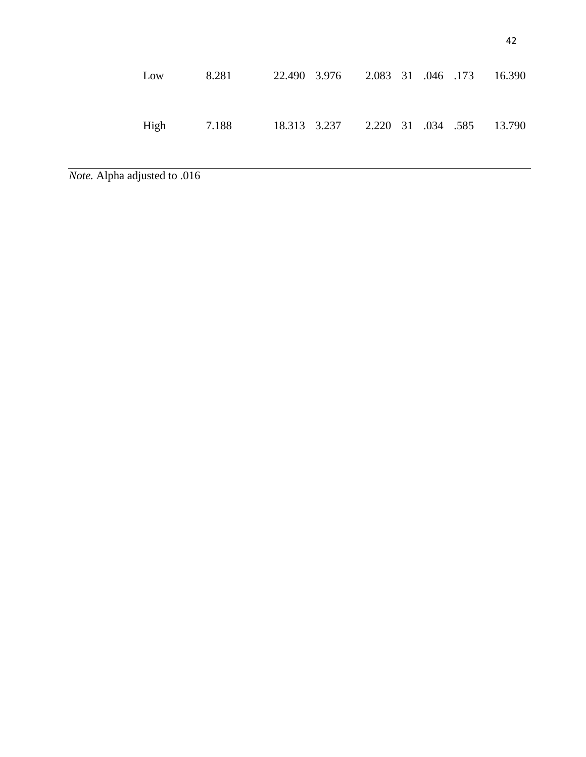| | | | | | | | | |
|---|---|---|---|---|---|---|---|---|
| Low | 8.281 | 22.490 | 3.976 | 2.083 | 31 | .046 | .173 | 16.390 |
| High | 7.188 | 18.313 | 3.237 | 2.220 | 31 | .034 | .585 | 13.790 |

*Note.* Alpha adjusted to .016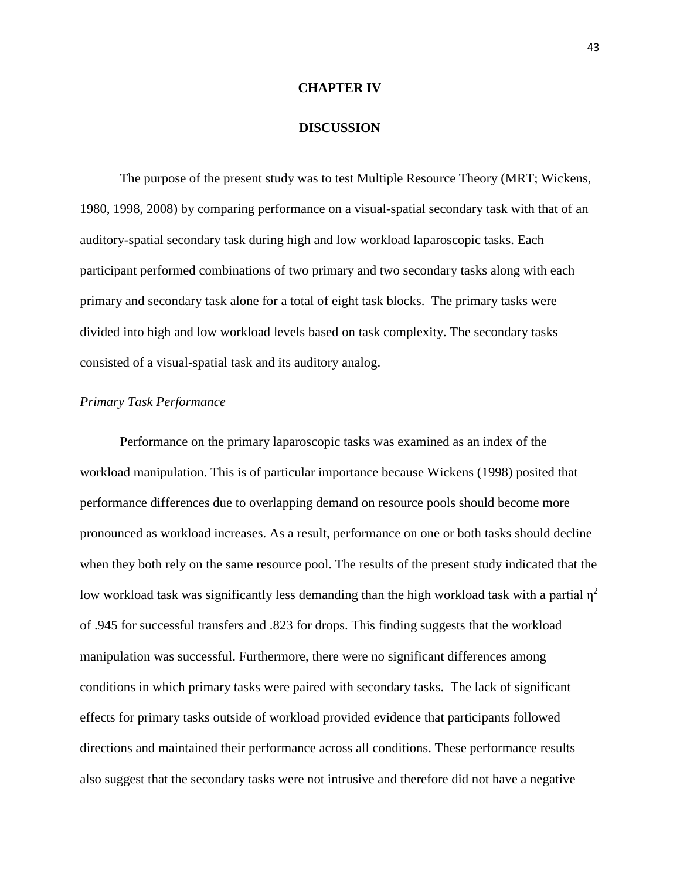# CHAPTER IV

# DISCUSSION

The purpose of the present study was to test Multiple Resource Theory (MRT; Wickens, 1980, 1998, 2008) by comparing performance on a visual-spatial secondary task with that of an auditory-spatial secondary task during high and low workload laparoscopic tasks. Each participant performed combinations of two primary and two secondary tasks along with each primary and secondary task alone for a total of eight task blocks. The primary tasks were divided into high and low workload levels based on task complexity. The secondary tasks consisted of a visual-spatial task and its auditory analog.

*Primary Task Performance*

Performance on the primary laparoscopic tasks was examined as an index of the workload manipulation. This is of particular importance because Wickens (1998) posited that performance differences due to overlapping demand on resource pools should become more pronounced as workload increases. As a result, performance on one or both tasks should decline when they both rely on the same resource pool. The results of the present study indicated that the low workload task was significantly less demanding than the high workload task with a partial $\eta^2$ of .945 for successful transfers and .823 for drops. This finding suggests that the workload manipulation was successful. Furthermore, there were no significant differences among conditions in which primary tasks were paired with secondary tasks. The lack of significant effects for primary tasks outside of workload provided evidence that participants followed directions and maintained their performance across all conditions. These performance results also suggest that the secondary tasks were not intrusive and therefore did not have a negative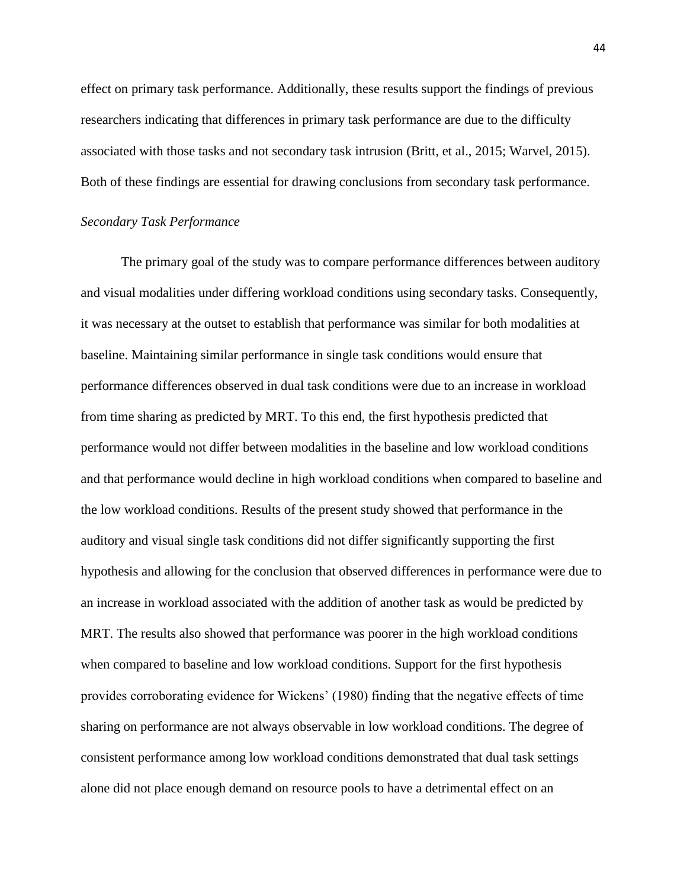effect on primary task performance. Additionally, these results support the findings of previous researchers indicating that differences in primary task performance are due to the difficulty associated with those tasks and not secondary task intrusion (Britt, et al., 2015; Warvel, 2015). Both of these findings are essential for drawing conclusions from secondary task performance.

*Secondary Task Performance*

The primary goal of the study was to compare performance differences between auditory and visual modalities under differing workload conditions using secondary tasks. Consequently, it was necessary at the outset to establish that performance was similar for both modalities at baseline. Maintaining similar performance in single task conditions would ensure that performance differences observed in dual task conditions were due to an increase in workload from time sharing as predicted by MRT. To this end, the first hypothesis predicted that performance would not differ between modalities in the baseline and low workload conditions and that performance would decline in high workload conditions when compared to baseline and the low workload conditions. Results of the present study showed that performance in the auditory and visual single task conditions did not differ significantly supporting the first hypothesis and allowing for the conclusion that observed differences in performance were due to an increase in workload associated with the addition of another task as would be predicted by MRT. The results also showed that performance was poorer in the high workload conditions when compared to baseline and low workload conditions. Support for the first hypothesis provides corroborating evidence for Wickens' (1980) finding that the negative effects of time sharing on performance are not always observable in low workload conditions. The degree of consistent performance among low workload conditions demonstrated that dual task settings alone did not place enough demand on resource pools to have a detrimental effect on an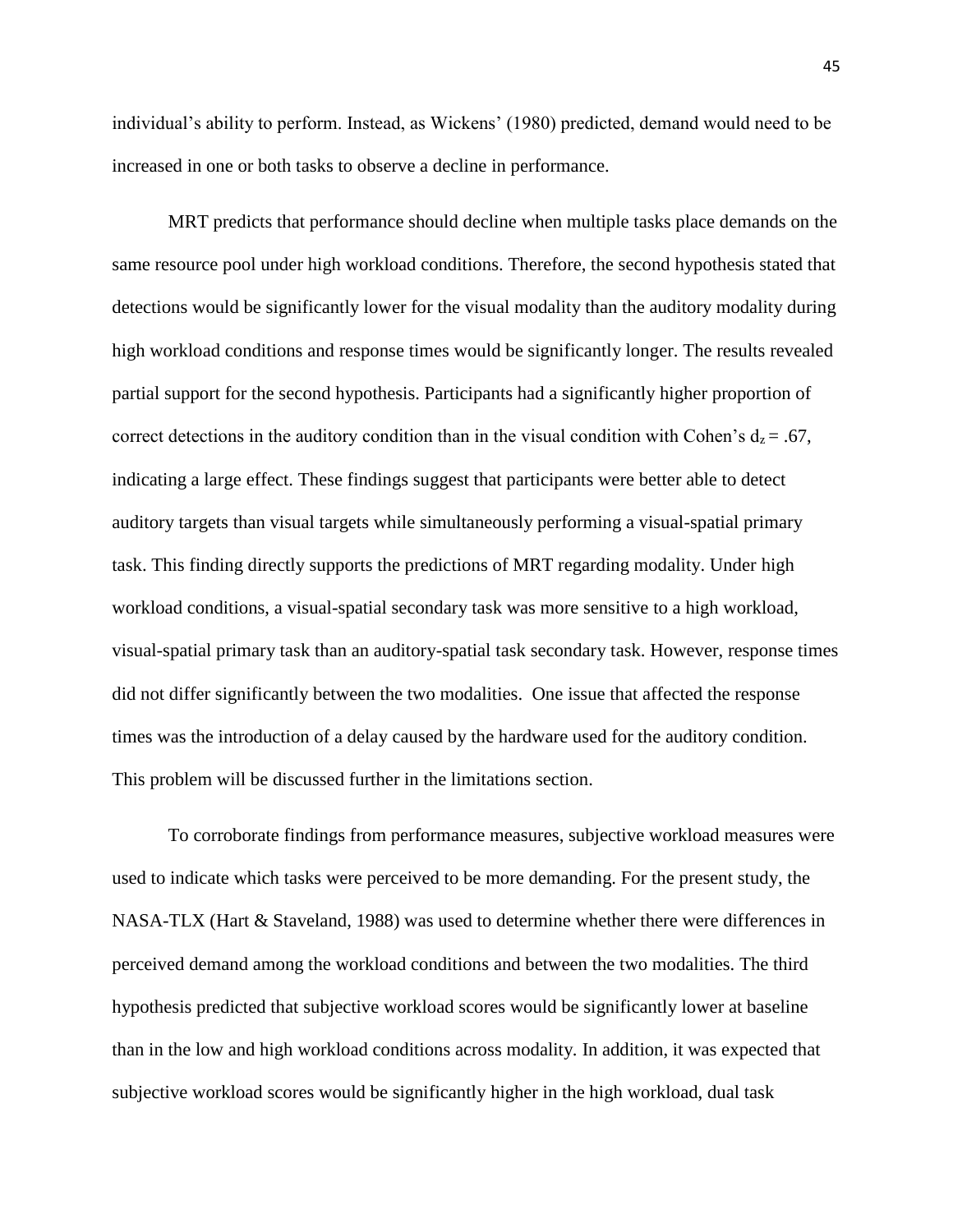individual's ability to perform. Instead, as Wickens' (1980) predicted, demand would need to be increased in one or both tasks to observe a decline in performance.

MRT predicts that performance should decline when multiple tasks place demands on the same resource pool under high workload conditions. Therefore, the second hypothesis stated that detections would be significantly lower for the visual modality than the auditory modality during high workload conditions and response times would be significantly longer. The results revealed partial support for the second hypothesis. Participants had a significantly higher proportion of correct detections in the auditory condition than in the visual condition with Cohen's $d_z = .67$, indicating a large effect. These findings suggest that participants were better able to detect auditory targets than visual targets while simultaneously performing a visual-spatial primary task. This finding directly supports the predictions of MRT regarding modality. Under high workload conditions, a visual-spatial secondary task was more sensitive to a high workload, visual-spatial primary task than an auditory-spatial task secondary task. However, response times did not differ significantly between the two modalities. One issue that affected the response times was the introduction of a delay caused by the hardware used for the auditory condition. This problem will be discussed further in the limitations section.

To corroborate findings from performance measures, subjective workload measures were used to indicate which tasks were perceived to be more demanding. For the present study, the NASA-TLX (Hart & Staveland, 1988) was used to determine whether there were differences in perceived demand among the workload conditions and between the two modalities. The third hypothesis predicted that subjective workload scores would be significantly lower at baseline than in the low and high workload conditions across modality. In addition, it was expected that subjective workload scores would be significantly higher in the high workload, dual task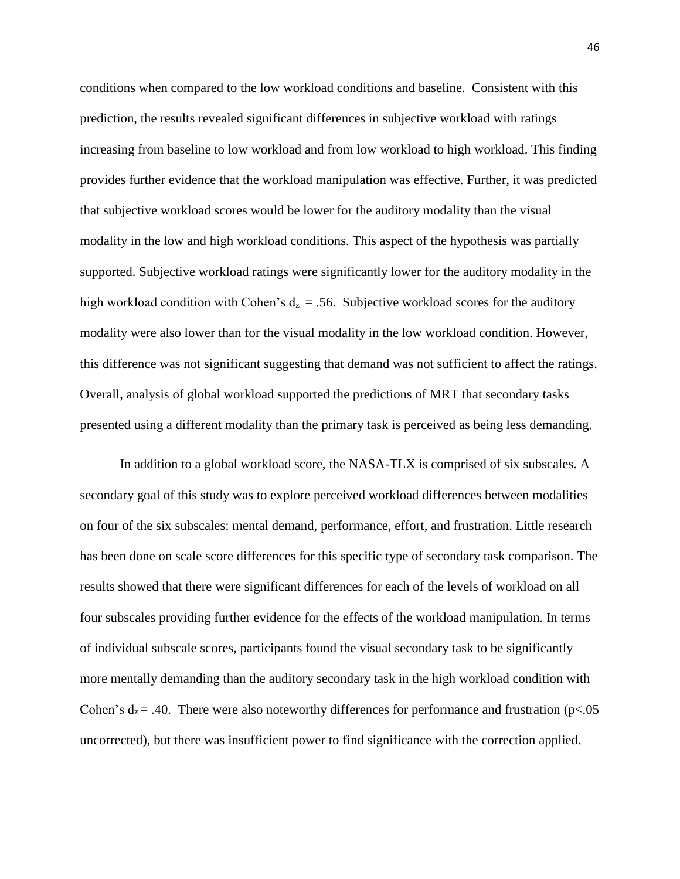conditions when compared to the low workload conditions and baseline. Consistent with this prediction, the results revealed significant differences in subjective workload with ratings increasing from baseline to low workload and from low workload to high workload. This finding provides further evidence that the workload manipulation was effective. Further, it was predicted that subjective workload scores would be lower for the auditory modality than the visual modality in the low and high workload conditions. This aspect of the hypothesis was partially supported. Subjective workload ratings were significantly lower for the auditory modality in the high workload condition with Cohen's $d_z = .56$. Subjective workload scores for the auditory modality were also lower than for the visual modality in the low workload condition. However, this difference was not significant suggesting that demand was not sufficient to affect the ratings. Overall, analysis of global workload supported the predictions of MRT that secondary tasks presented using a different modality than the primary task is perceived as being less demanding.

In addition to a global workload score, the NASA-TLX is comprised of six subscales. A secondary goal of this study was to explore perceived workload differences between modalities on four of the six subscales: mental demand, performance, effort, and frustration. Little research has been done on scale score differences for this specific type of secondary task comparison. The results showed that there were significant differences for each of the levels of workload on all four subscales providing further evidence for the effects of the workload manipulation. In terms of individual subscale scores, participants found the visual secondary task to be significantly more mentally demanding than the auditory secondary task in the high workload condition with Cohen's $d_z = .40$. There were also noteworthy differences for performance and frustration ($p<.05$ uncorrected), but there was insufficient power to find significance with the correction applied.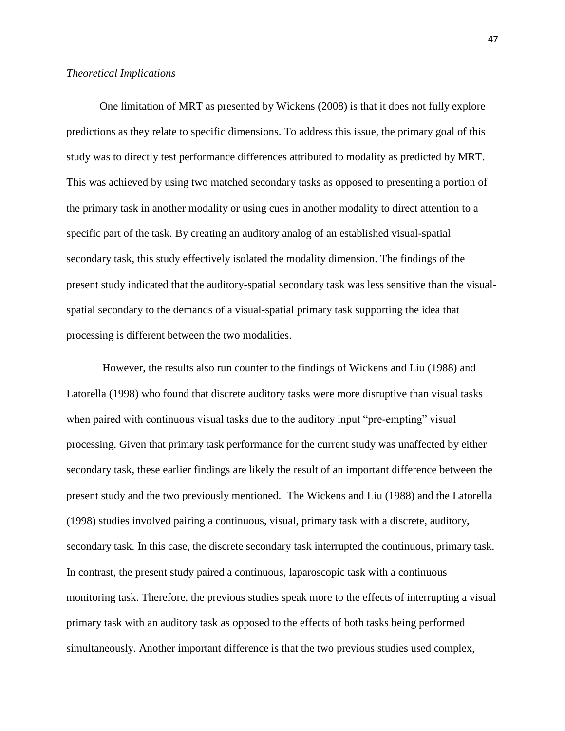*Theoretical Implications*

One limitation of MRT as presented by Wickens (2008) is that it does not fully explore predictions as they relate to specific dimensions. To address this issue, the primary goal of this study was to directly test performance differences attributed to modality as predicted by MRT. This was achieved by using two matched secondary tasks as opposed to presenting a portion of the primary task in another modality or using cues in another modality to direct attention to a specific part of the task. By creating an auditory analog of an established visual-spatial secondary task, this study effectively isolated the modality dimension. The findings of the present study indicated that the auditory-spatial secondary task was less sensitive than the visual-spatial secondary to the demands of a visual-spatial primary task supporting the idea that processing is different between the two modalities.

However, the results also run counter to the findings of Wickens and Liu (1988) and Latorella (1998) who found that discrete auditory tasks were more disruptive than visual tasks when paired with continuous visual tasks due to the auditory input "pre-empting" visual processing. Given that primary task performance for the current study was unaffected by either secondary task, these earlier findings are likely the result of an important difference between the present study and the two previously mentioned. The Wickens and Liu (1988) and the Latorella (1998) studies involved pairing a continuous, visual, primary task with a discrete, auditory, secondary task. In this case, the discrete secondary task interrupted the continuous, primary task. In contrast, the present study paired a continuous, laparoscopic task with a continuous monitoring task. Therefore, the previous studies speak more to the effects of interrupting a visual primary task with an auditory task as opposed to the effects of both tasks being performed simultaneously. Another important difference is that the two previous studies used complex,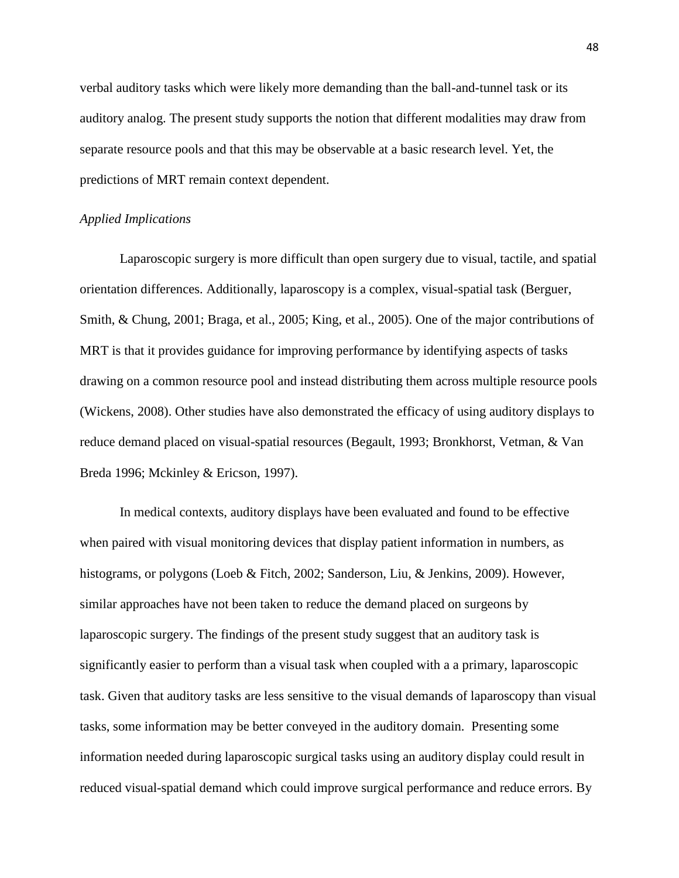verbal auditory tasks which were likely more demanding than the ball-and-tunnel task or its auditory analog. The present study supports the notion that different modalities may draw from separate resource pools and that this may be observable at a basic research level. Yet, the predictions of MRT remain context dependent.

*Applied Implications*

Laparoscopic surgery is more difficult than open surgery due to visual, tactile, and spatial orientation differences. Additionally, laparoscopy is a complex, visual-spatial task (Berguer, Smith, & Chung, 2001; Braga, et al., 2005; King, et al., 2005). One of the major contributions of MRT is that it provides guidance for improving performance by identifying aspects of tasks drawing on a common resource pool and instead distributing them across multiple resource pools (Wickens, 2008). Other studies have also demonstrated the efficacy of using auditory displays to reduce demand placed on visual-spatial resources (Begault, 1993; Bronkhorst, Vetman, & Van Breda 1996; Mckinley & Ericson, 1997).

In medical contexts, auditory displays have been evaluated and found to be effective when paired with visual monitoring devices that display patient information in numbers, as histograms, or polygons (Loeb & Fitch, 2002; Sanderson, Liu, & Jenkins, 2009). However, similar approaches have not been taken to reduce the demand placed on surgeons by laparoscopic surgery. The findings of the present study suggest that an auditory task is significantly easier to perform than a visual task when coupled with a a primary, laparoscopic task. Given that auditory tasks are less sensitive to the visual demands of laparoscopy than visual tasks, some information may be better conveyed in the auditory domain. Presenting some information needed during laparoscopic surgical tasks using an auditory display could result in reduced visual-spatial demand which could improve surgical performance and reduce errors. By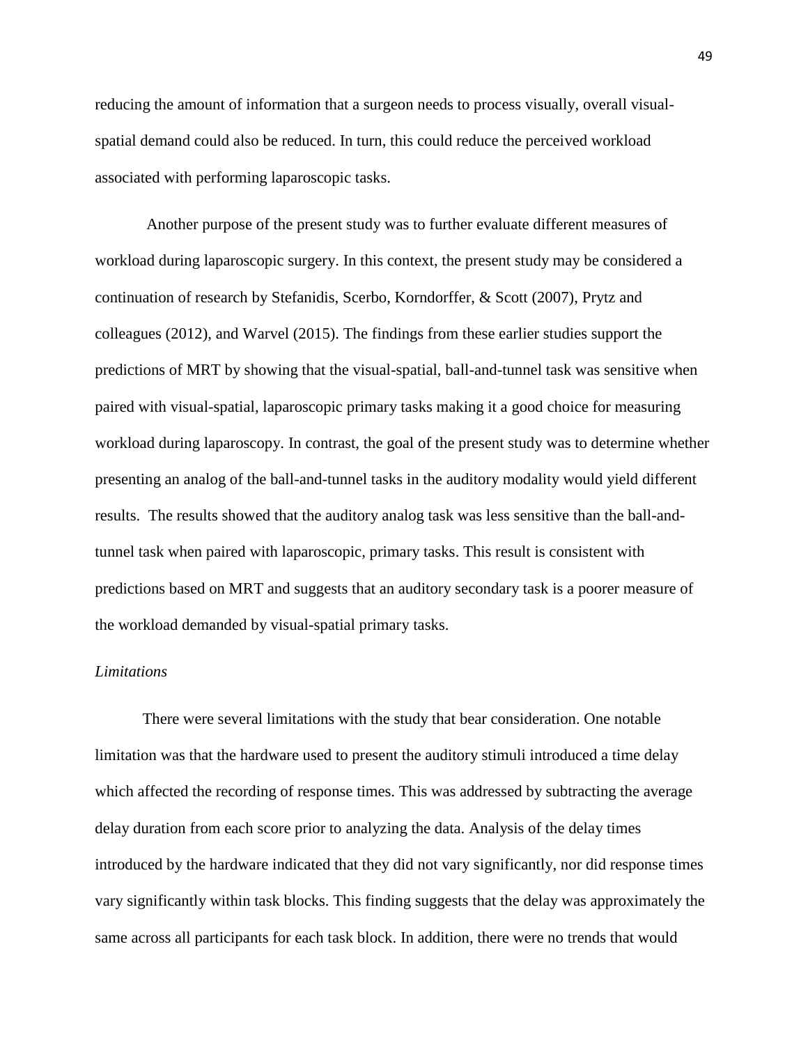reducing the amount of information that a surgeon needs to process visually, overall visual-spatial demand could also be reduced. In turn, this could reduce the perceived workload associated with performing laparoscopic tasks.

Another purpose of the present study was to further evaluate different measures of workload during laparoscopic surgery. In this context, the present study may be considered a continuation of research by Stefanidis, Scerbo, Korndorffer, & Scott (2007), Prytz and colleagues (2012), and Warvel (2015). The findings from these earlier studies support the predictions of MRT by showing that the visual-spatial, ball-and-tunnel task was sensitive when paired with visual-spatial, laparoscopic primary tasks making it a good choice for measuring workload during laparoscopy. In contrast, the goal of the present study was to determine whether presenting an analog of the ball-and-tunnel tasks in the auditory modality would yield different results. The results showed that the auditory analog task was less sensitive than the ball-and-tunnel task when paired with laparoscopic, primary tasks. This result is consistent with predictions based on MRT and suggests that an auditory secondary task is a poorer measure of the workload demanded by visual-spatial primary tasks.

*Limitations*

There were several limitations with the study that bear consideration. One notable limitation was that the hardware used to present the auditory stimuli introduced a time delay which affected the recording of response times. This was addressed by subtracting the average delay duration from each score prior to analyzing the data. Analysis of the delay times introduced by the hardware indicated that they did not vary significantly, nor did response times vary significantly within task blocks. This finding suggests that the delay was approximately the same across all participants for each task block. In addition, there were no trends that would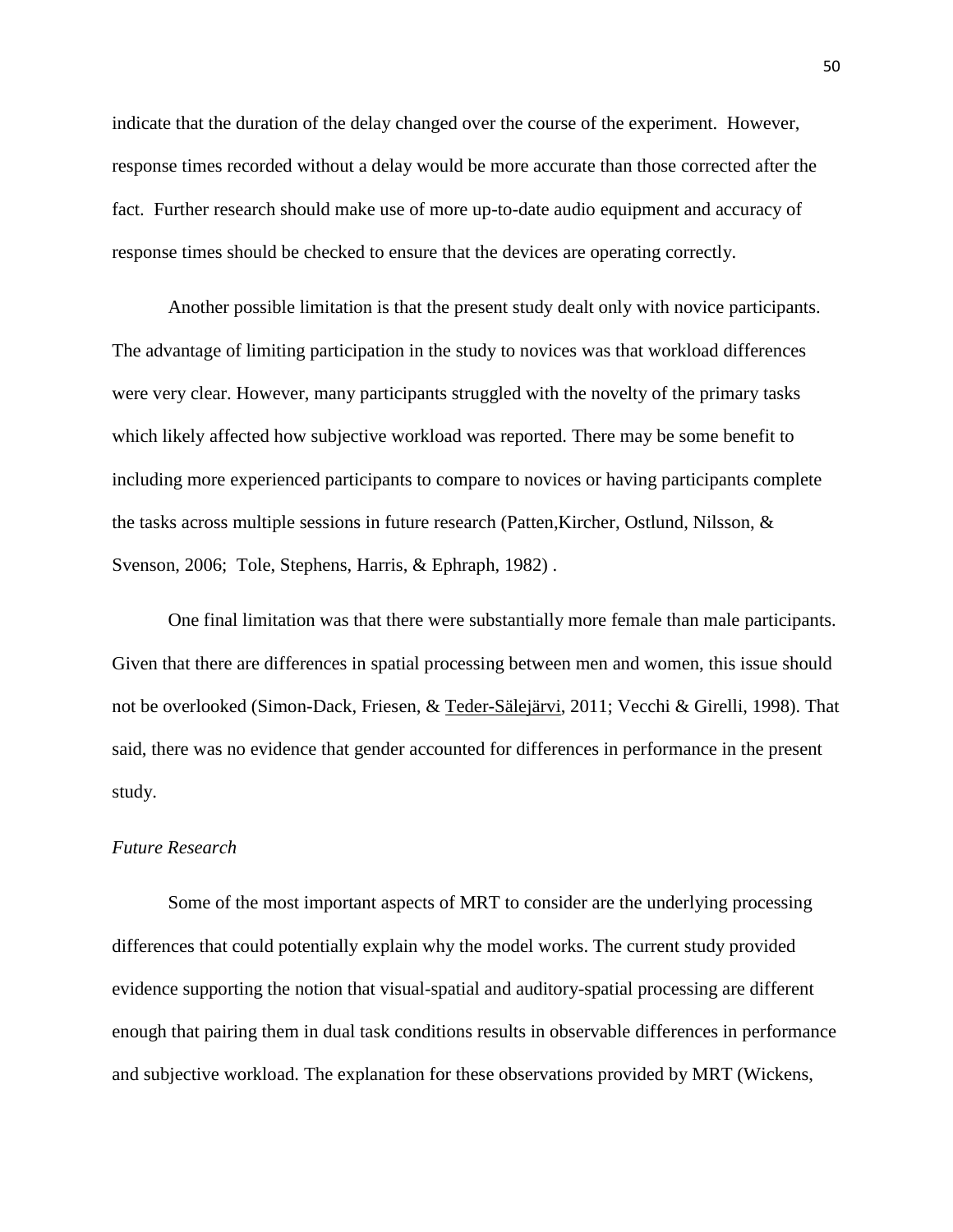indicate that the duration of the delay changed over the course of the experiment. However, response times recorded without a delay would be more accurate than those corrected after the fact. Further research should make use of more up-to-date audio equipment and accuracy of response times should be checked to ensure that the devices are operating correctly.

Another possible limitation is that the present study dealt only with novice participants. The advantage of limiting participation in the study to novices was that workload differences were very clear. However, many participants struggled with the novelty of the primary tasks which likely affected how subjective workload was reported. There may be some benefit to including more experienced participants to compare to novices or having participants complete the tasks across multiple sessions in future research (Patten,Kircher, Ostlund, Nilsson, & Svenson, 2006; Tole, Stephens, Harris, & Ephraph, 1982) .

One final limitation was that there were substantially more female than male participants. Given that there are differences in spatial processing between men and women, this issue should not be overlooked (Simon-Dack, Friesen, & Teder-Sälejärvi, 2011; Vecchi & Girelli, 1998). That said, there was no evidence that gender accounted for differences in performance in the present study.

*Future Research*

Some of the most important aspects of MRT to consider are the underlying processing differences that could potentially explain why the model works. The current study provided evidence supporting the notion that visual-spatial and auditory-spatial processing are different enough that pairing them in dual task conditions results in observable differences in performance and subjective workload. The explanation for these observations provided by MRT (Wickens,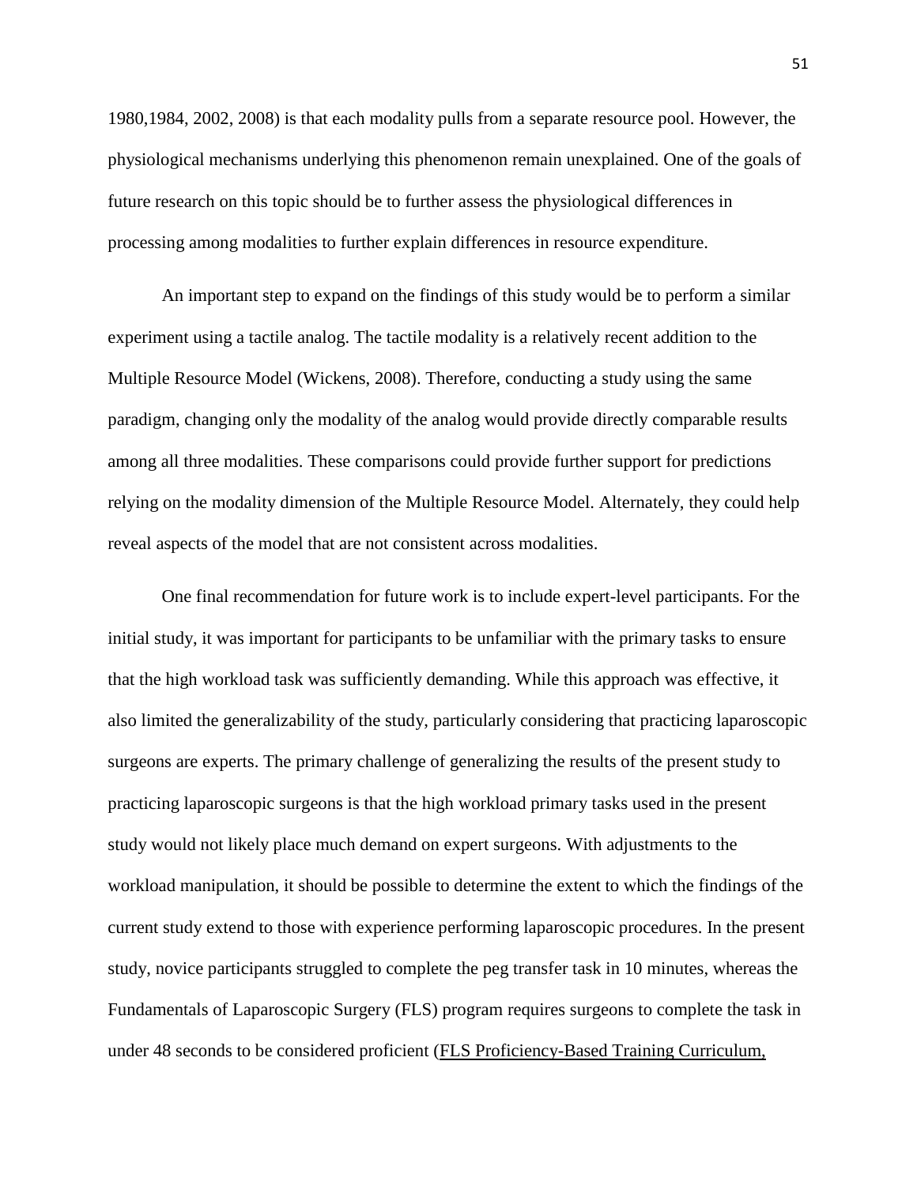1980,1984, 2002, 2008) is that each modality pulls from a separate resource pool. However, the physiological mechanisms underlying this phenomenon remain unexplained. One of the goals of future research on this topic should be to further assess the physiological differences in processing among modalities to further explain differences in resource expenditure.

An important step to expand on the findings of this study would be to perform a similar experiment using a tactile analog. The tactile modality is a relatively recent addition to the Multiple Resource Model (Wickens, 2008). Therefore, conducting a study using the same paradigm, changing only the modality of the analog would provide directly comparable results among all three modalities. These comparisons could provide further support for predictions relying on the modality dimension of the Multiple Resource Model. Alternately, they could help reveal aspects of the model that are not consistent across modalities.

One final recommendation for future work is to include expert-level participants. For the initial study, it was important for participants to be unfamiliar with the primary tasks to ensure that the high workload task was sufficiently demanding. While this approach was effective, it also limited the generalizability of the study, particularly considering that practicing laparoscopic surgeons are experts. The primary challenge of generalizing the results of the present study to practicing laparoscopic surgeons is that the high workload primary tasks used in the present study would not likely place much demand on expert surgeons. With adjustments to the workload manipulation, it should be possible to determine the extent to which the findings of the current study extend to those with experience performing laparoscopic procedures. In the present study, novice participants struggled to complete the peg transfer task in 10 minutes, whereas the Fundamentals of Laparoscopic Surgery (FLS) program requires surgeons to complete the task in under 48 seconds to be considered proficient (FLS Proficiency-Based Training Curriculum,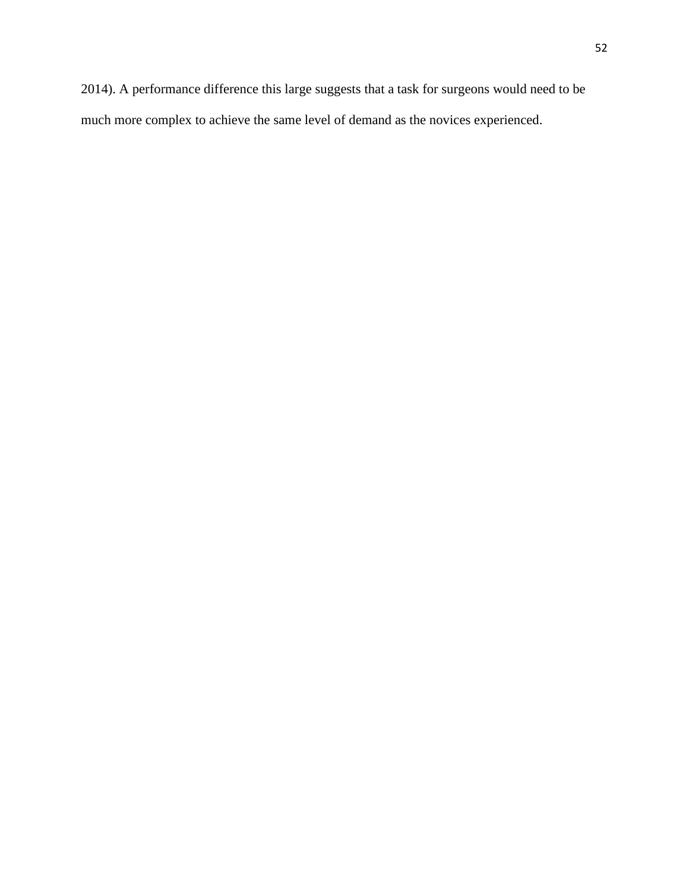2014). A performance difference this large suggests that a task for surgeons would need to be much more complex to achieve the same level of demand as the novices experienced.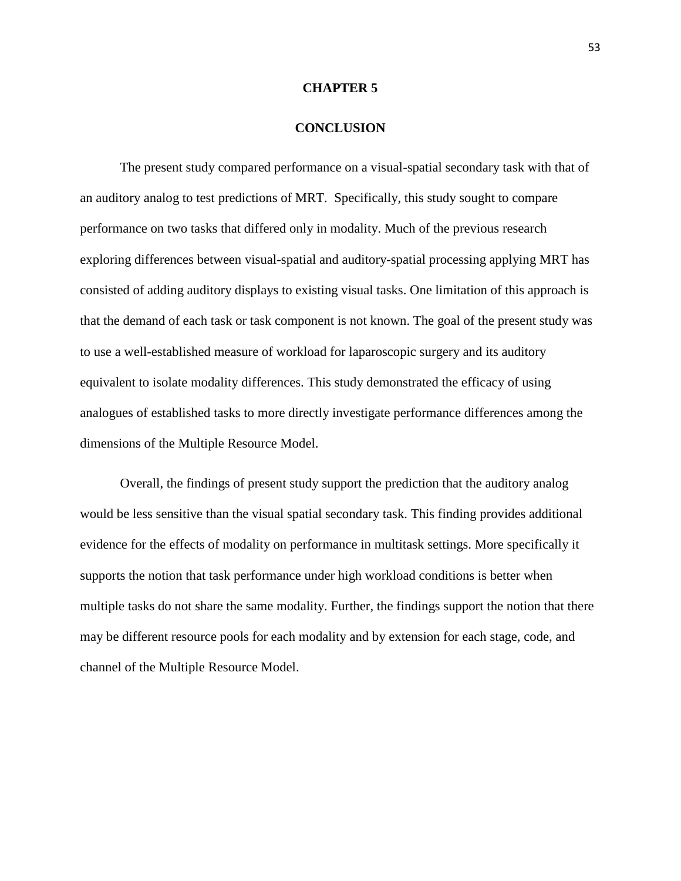# CHAPTER 5

# CONCLUSION

The present study compared performance on a visual-spatial secondary task with that of an auditory analog to test predictions of MRT. Specifically, this study sought to compare performance on two tasks that differed only in modality. Much of the previous research exploring differences between visual-spatial and auditory-spatial processing applying MRT has consisted of adding auditory displays to existing visual tasks. One limitation of this approach is that the demand of each task or task component is not known. The goal of the present study was to use a well-established measure of workload for laparoscopic surgery and its auditory equivalent to isolate modality differences. This study demonstrated the efficacy of using analogues of established tasks to more directly investigate performance differences among the dimensions of the Multiple Resource Model.

Overall, the findings of present study support the prediction that the auditory analog would be less sensitive than the visual spatial secondary task. This finding provides additional evidence for the effects of modality on performance in multitask settings. More specifically it supports the notion that task performance under high workload conditions is better when multiple tasks do not share the same modality. Further, the findings support the notion that there may be different resource pools for each modality and by extension for each stage, code, and channel of the Multiple Resource Model.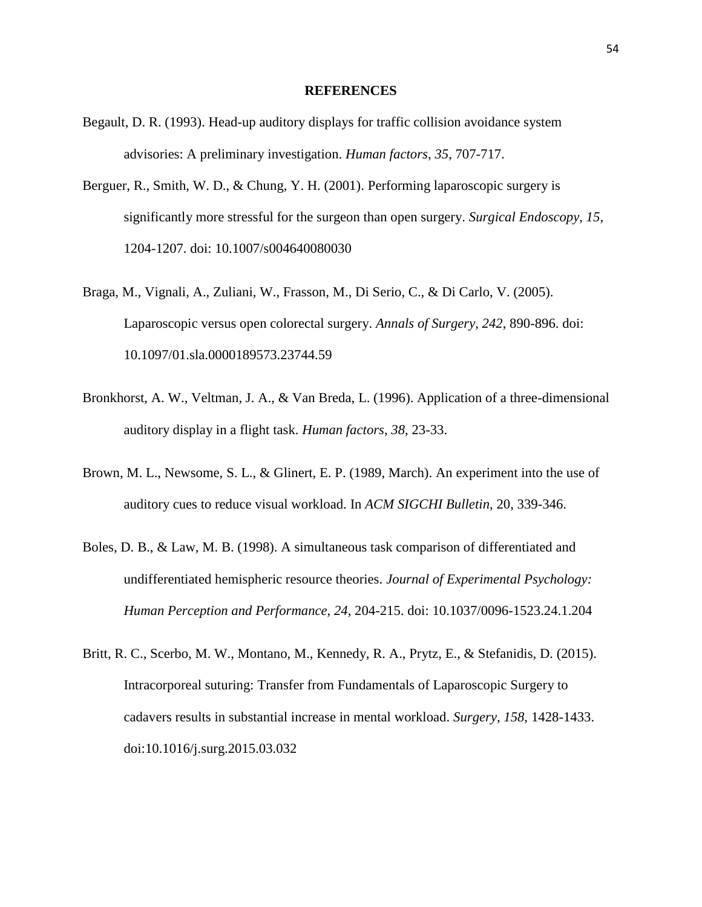# REFERENCES

Begault, D. R. (1993). Head-up auditory displays for traffic collision avoidance system advisories: A preliminary investigation. *Human factors*, *35*, 707-717.

Berguer, R., Smith, W. D., & Chung, Y. H. (2001). Performing laparoscopic surgery is significantly more stressful for the surgeon than open surgery. *Surgical Endoscopy, 15*, 1204-1207. doi: 10.1007/s004640080030

Braga, M., Vignali, A., Zuliani, W., Frasson, M., Di Serio, C., & Di Carlo, V. (2005). Laparoscopic versus open colorectal surgery. *Annals of Surgery*, *242*, 890-896. doi: 10.1097/01.sla.0000189573.23744.59

Bronkhorst, A. W., Veltman, J. A., & Van Breda, L. (1996). Application of a three-dimensional auditory display in a flight task. *Human factors*, *38*, 23-33.

Brown, M. L., Newsome, S. L., & Glinert, E. P. (1989, March). An experiment into the use of auditory cues to reduce visual workload. In *ACM SIGCHI Bulletin*, 20, 339-346.

Boles, D. B., & Law, M. B. (1998). A simultaneous task comparison of differentiated and undifferentiated hemispheric resource theories. *Journal of Experimental Psychology: Human Perception and Performance, 24*, 204-215. doi: 10.1037/0096-1523.24.1.204

Britt, R. C., Scerbo, M. W., Montano, M., Kennedy, R. A., Prytz, E., & Stefanidis, D. (2015). Intracorporeal suturing: Transfer from Fundamentals of Laparoscopic Surgery to cadavers results in substantial increase in mental workload. *Surgery, 158*, 1428-1433. doi:10.1016/j.surg.2015.03.032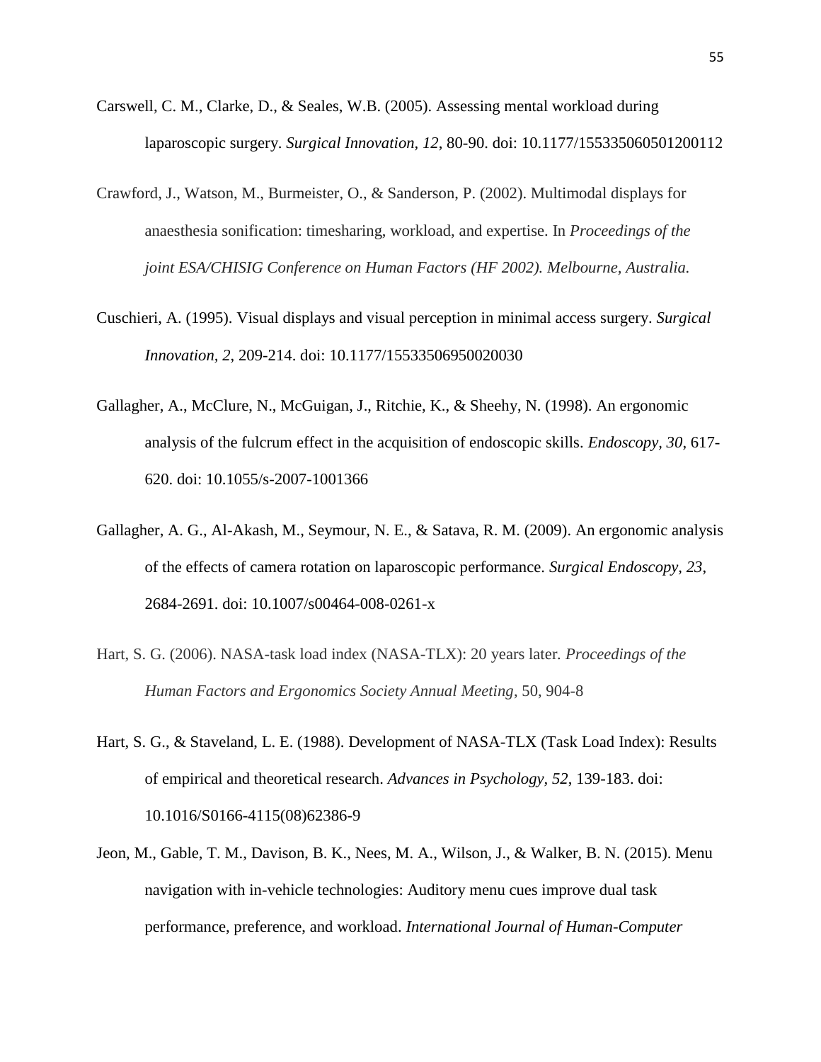Carswell, C. M., Clarke, D., & Seales, W.B. (2005). Assessing mental workload during laparoscopic surgery. *Surgical Innovation, 12*, 80-90. doi: 10.1177/155335060501200112

Crawford, J., Watson, M., Burmeister, O., & Sanderson, P. (2002). Multimodal displays for anaesthesia sonification: timesharing, workload, and expertise. In *Proceedings of the joint ESA/CHISIG Conference on Human Factors (HF 2002). Melbourne, Australia.*

Cuschieri, A. (1995). Visual displays and visual perception in minimal access surgery. *Surgical Innovation, 2*, 209-214. doi: 10.1177/155335069500200​30

Gallagher, A., McClure, N., McGuigan, J., Ritchie, K., & Sheehy, N. (1998). An ergonomic analysis of the fulcrum effect in the acquisition of endoscopic skills. *Endoscopy, 30*, 617-620. doi: 10.1055/s-2007-1001366

Gallagher, A. G., Al-Akash, M., Seymour, N. E., & Satava, R. M. (2009). An ergonomic analysis of the effects of camera rotation on laparoscopic performance. *Surgical Endoscopy, 23*, 2684-2691. doi: 10.1007/s00464-008-0261-x

Hart, S. G. (2006). NASA-task load index (NASA-TLX): 20 years later. *Proceedings of the Human Factors and Ergonomics Society Annual Meeting*, 50, 904-8

Hart, S. G., & Staveland, L. E. (1988). Development of NASA-TLX (Task Load Index): Results of empirical and theoretical research. *Advances in Psychology, 52*, 139-183. doi: 10.1016/S0166-4115(08)62386-9

Jeon, M., Gable, T. M., Davison, B. K., Nees, M. A., Wilson, J., & Walker, B. N. (2015). Menu navigation with in-vehicle technologies: Auditory menu cues improve dual task performance, preference, and workload. *International Journal of Human-Computer*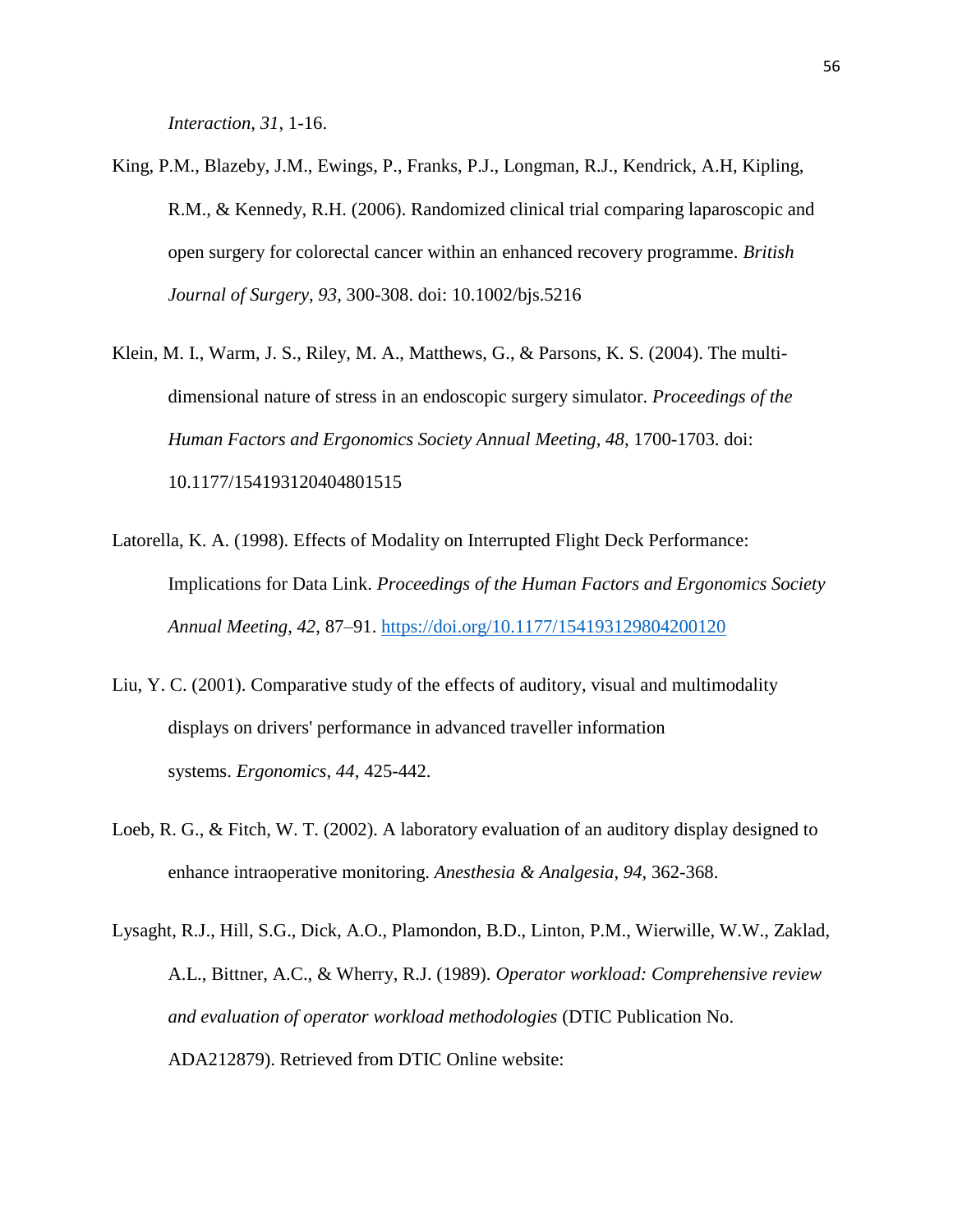*Interaction*, *31*, 1-16.

King, P.M., Blazeby, J.M., Ewings, P., Franks, P.J., Longman, R.J., Kendrick, A.H, Kipling, R.M., & Kennedy, R.H. (2006). Randomized clinical trial comparing laparoscopic and open surgery for colorectal cancer within an enhanced recovery programme. *British Journal of Surgery*, *93*, 300-308. doi: 10.1002/bjs.5216

Klein, M. I., Warm, J. S., Riley, M. A., Matthews, G., & Parsons, K. S. (2004). The multi-dimensional nature of stress in an endoscopic surgery simulator. *Proceedings of the Human Factors and Ergonomics Society Annual Meeting*, *48*, 1700-1703. doi: 10.1177/154193120404801515

Latorella, K. A. (1998). Effects of Modality on Interrupted Flight Deck Performance: Implications for Data Link. *Proceedings of the Human Factors and Ergonomics Society Annual Meeting*, *42*, 87–91. https://doi.org/10.1177/154193129804200120

Liu, Y. C. (2001). Comparative study of the effects of auditory, visual and multimodality displays on drivers' performance in advanced traveller information systems. *Ergonomics*, *44*, 425-442.

Loeb, R. G., & Fitch, W. T. (2002). A laboratory evaluation of an auditory display designed to enhance intraoperative monitoring. *Anesthesia & Analgesia*, *94*, 362-368.

Lysaght, R.J., Hill, S.G., Dick, A.O., Plamondon, B.D., Linton, P.M., Wierwille, W.W., Zaklad, A.L., Bittner, A.C., & Wherry, R.J. (1989). *Operator workload: Comprehensive review and evaluation of operator workload methodologies* (DTIC Publication No. ADA212879). Retrieved from DTIC Online website: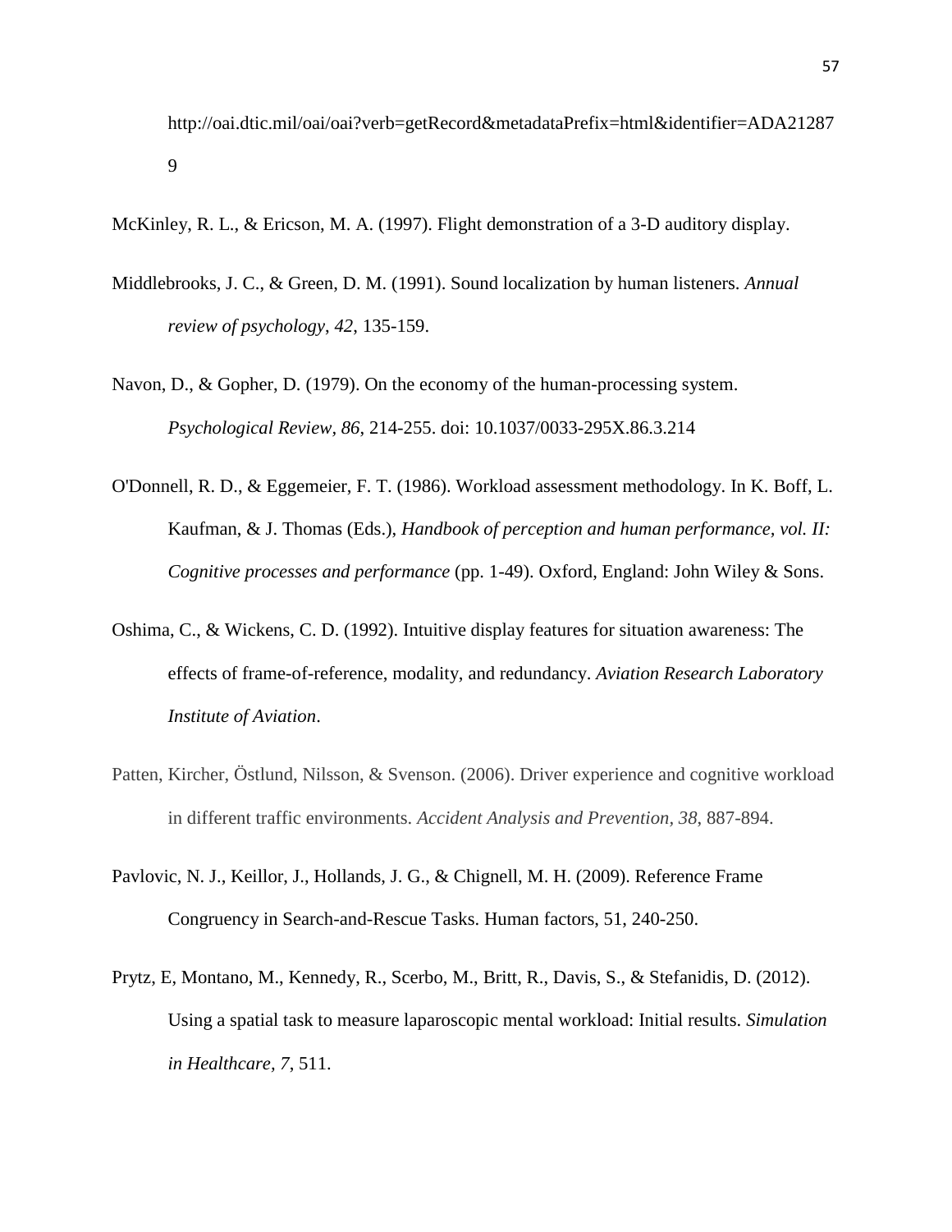http://oai.dtic.mil/oai/oai?verb=getRecord&metadataPrefix=html&identifier=ADA212879

McKinley, R. L., & Ericson, M. A. (1997). Flight demonstration of a 3-D auditory display.

Middlebrooks, J. C., & Green, D. M. (1991). Sound localization by human listeners. *Annual review of psychology*, *42*, 135-159.

Navon, D., & Gopher, D. (1979). On the economy of the human-processing system. *Psychological Review, 86*, 214-255. doi: 10.1037/0033-295X.86.3.214

O'Donnell, R. D., & Eggemeier, F. T. (1986). Workload assessment methodology. In K. Boff, L. Kaufman, & J. Thomas (Eds.), *Handbook of perception and human performance, vol. II: Cognitive processes and performance* (pp. 1-49). Oxford, England: John Wiley & Sons.

Oshima, C., & Wickens, C. D. (1992). Intuitive display features for situation awareness: The effects of frame-of-reference, modality, and redundancy. *Aviation Research Laboratory Institute of Aviation*.

Patten, Kircher, Östlund, Nilsson, & Svenson. (2006). Driver experience and cognitive workload in different traffic environments. *Accident Analysis and Prevention*, *38*, 887-894.

Pavlovic, N. J., Keillor, J., Hollands, J. G., & Chignell, M. H. (2009). Reference Frame Congruency in Search-and-Rescue Tasks. Human factors, 51, 240-250.

Prytz, E, Montano, M., Kennedy, R., Scerbo, M., Britt, R., Davis, S., & Stefanidis, D. (2012). Using a spatial task to measure laparoscopic mental workload: Initial results. *Simulation in Healthcare, 7*, 511.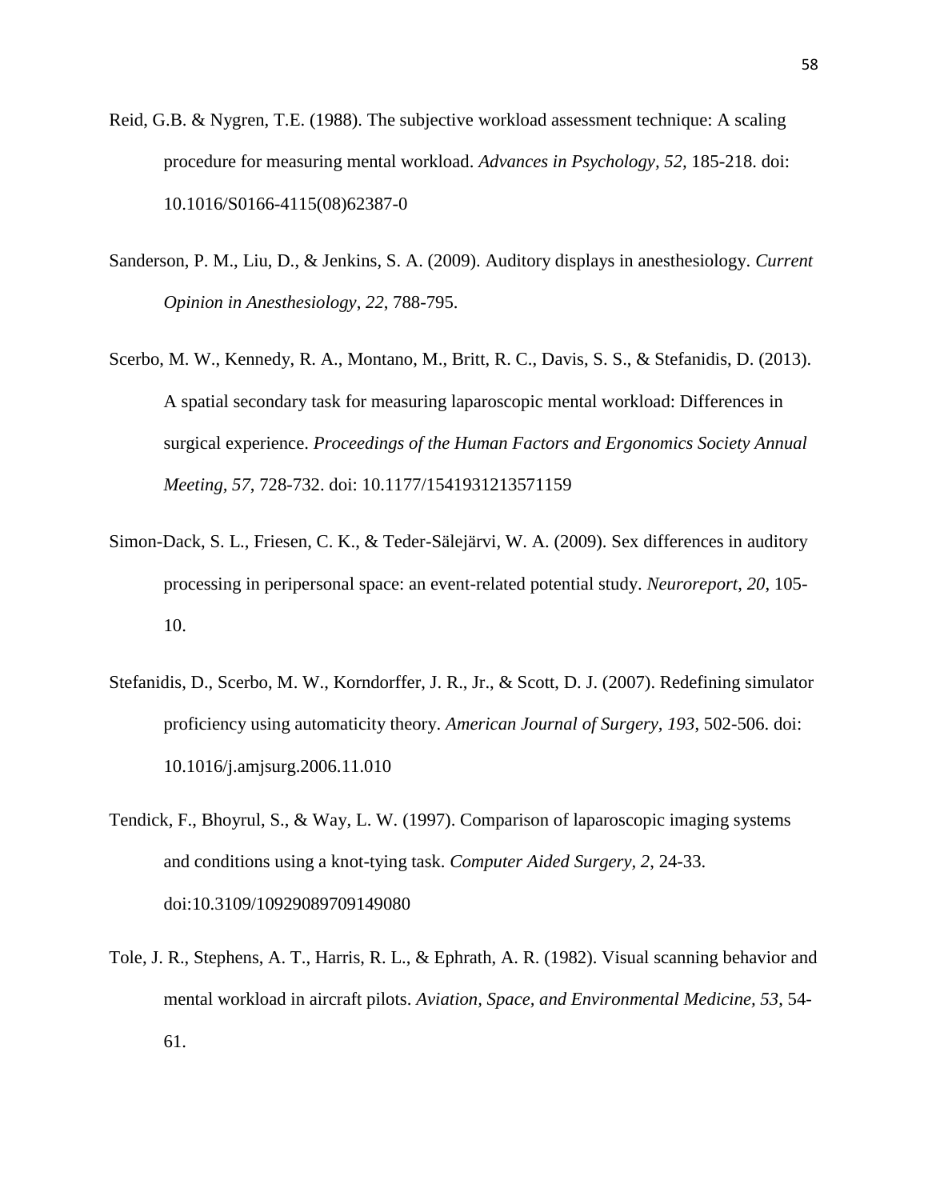Reid, G.B. & Nygren, T.E. (1988). The subjective workload assessment technique: A scaling procedure for measuring mental workload. *Advances in Psychology, 52*, 185-218. doi: 10.1016/S0166-4115(08)62387-0

Sanderson, P. M., Liu, D., & Jenkins, S. A. (2009). Auditory displays in anesthesiology. *Current Opinion in Anesthesiology*, *22*, 788-795.

Scerbo, M. W., Kennedy, R. A., Montano, M., Britt, R. C., Davis, S. S., & Stefanidis, D. (2013). A spatial secondary task for measuring laparoscopic mental workload: Differences in surgical experience. *Proceedings of the Human Factors and Ergonomics Society Annual Meeting*, *57*, 728-732. doi: 10.1177/1541931213571159

Simon-Dack, S. L., Friesen, C. K., & Teder-Sälejärvi, W. A. (2009). Sex differences in auditory processing in peripersonal space: an event-related potential study. *Neuroreport*, *20*, 105-10.

Stefanidis, D., Scerbo, M. W., Korndorffer, J. R., Jr., & Scott, D. J. (2007). Redefining simulator proficiency using automaticity theory. *American Journal of Surgery, 193*, 502-506. doi: 10.1016/j.amjsurg.2006.11.010

Tendick, F., Bhoyrul, S., & Way, L. W. (1997). Comparison of laparoscopic imaging systems and conditions using a knot-tying task. *Computer Aided Surgery*, *2*, 24-33. doi:10.3109/10929089709149080

Tole, J. R., Stephens, A. T., Harris, R. L., & Ephrath, A. R. (1982). Visual scanning behavior and mental workload in aircraft pilots. *Aviation, Space, and Environmental Medicine, 53*, 54-61.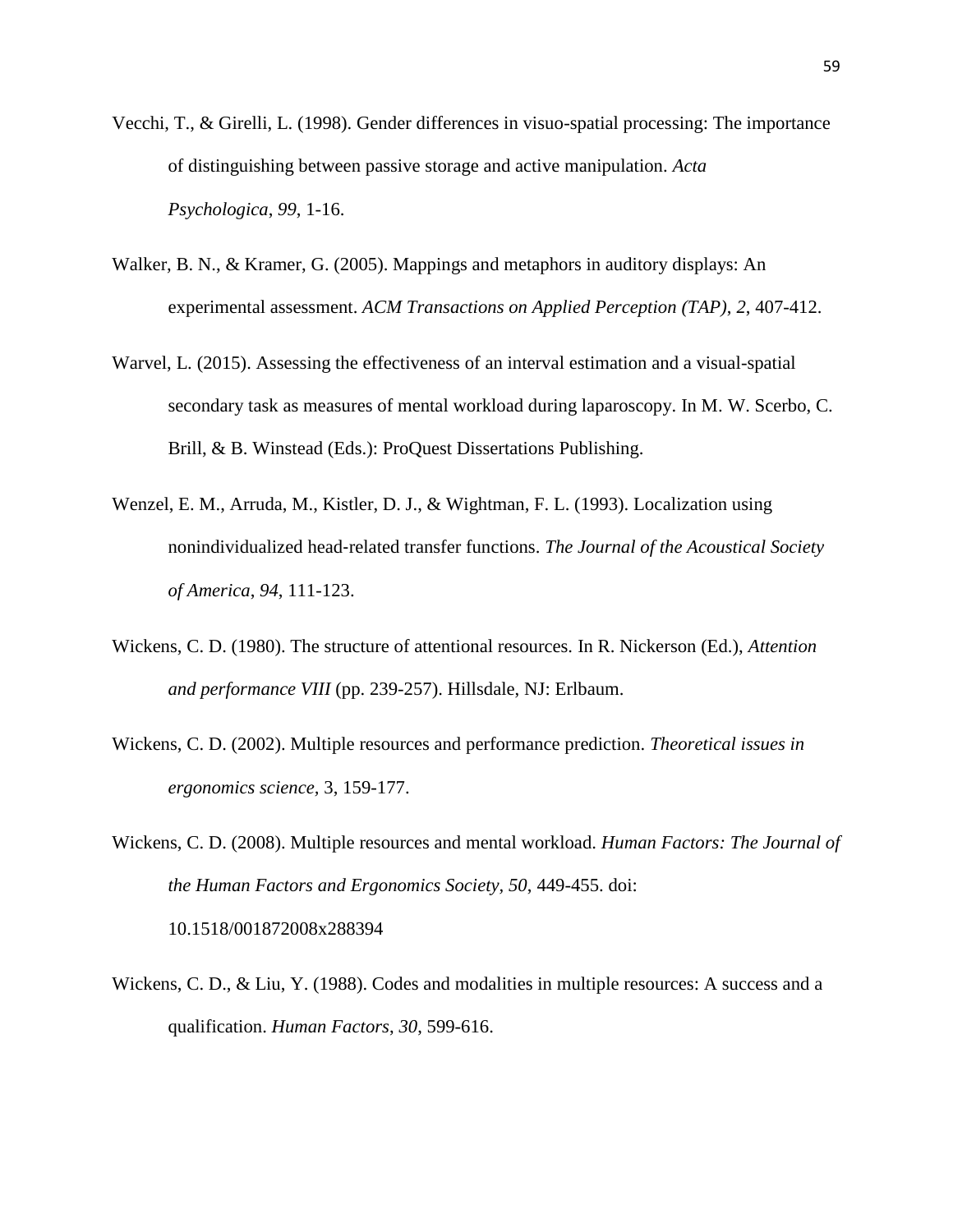Vecchi, T., & Girelli, L. (1998). Gender differences in visuo-spatial processing: The importance of distinguishing between passive storage and active manipulation. *Acta Psychologica*, *99*, 1-16.

Walker, B. N., & Kramer, G. (2005). Mappings and metaphors in auditory displays: An experimental assessment. *ACM Transactions on Applied Perception (TAP)*, *2*, 407-412.

Warvel, L. (2015). Assessing the effectiveness of an interval estimation and a visual-spatial secondary task as measures of mental workload during laparoscopy. In M. W. Scerbo, C. Brill, & B. Winstead (Eds.): ProQuest Dissertations Publishing.

Wenzel, E. M., Arruda, M., Kistler, D. J., & Wightman, F. L. (1993). Localization using nonindividualized head-related transfer functions. *The Journal of the Acoustical Society of America*, *94*, 111-123.

Wickens, C. D. (1980). The structure of attentional resources. In R. Nickerson (Ed.), *Attention and performance VIII* (pp. 239-257). Hillsdale, NJ: Erlbaum.

Wickens, C. D. (2002). Multiple resources and performance prediction. *Theoretical issues in ergonomics science*, 3, 159-177.

Wickens, C. D. (2008). Multiple resources and mental workload. *Human Factors: The Journal of the Human Factors and Ergonomics Society*, *50*, 449-455. doi: 10.1518/001872008x288394

Wickens, C. D., & Liu, Y. (1988). Codes and modalities in multiple resources: A success and a qualification. *Human Factors*, *30*, 599-616.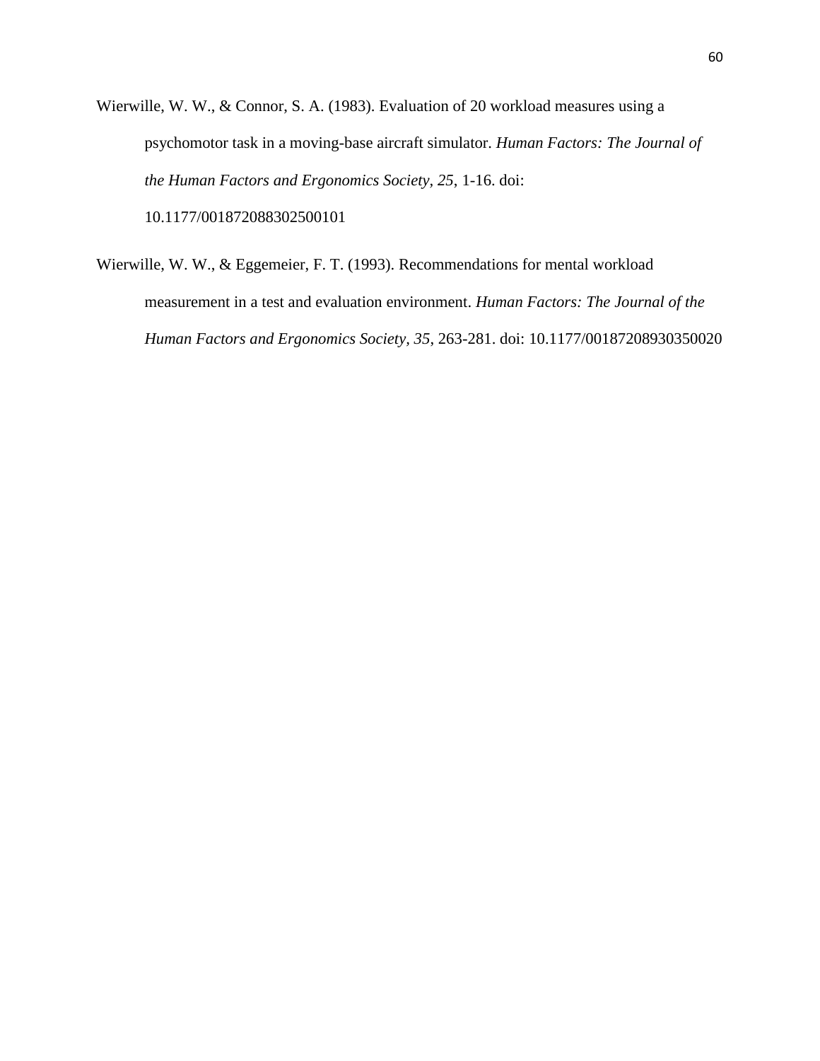Wierwille, W. W., & Connor, S. A. (1983). Evaluation of 20 workload measures using a psychomotor task in a moving-base aircraft simulator. *Human Factors: The Journal of the Human Factors and Ergonomics Society*, *25*, 1-16. doi: 10.1177/001872088302500101

Wierwille, W. W., & Eggemeier, F. T. (1993). Recommendations for mental workload measurement in a test and evaluation environment. *Human Factors: The Journal of the Human Factors and Ergonomics Society*, *35*, 263-281. doi: 10.1177/00187208930350020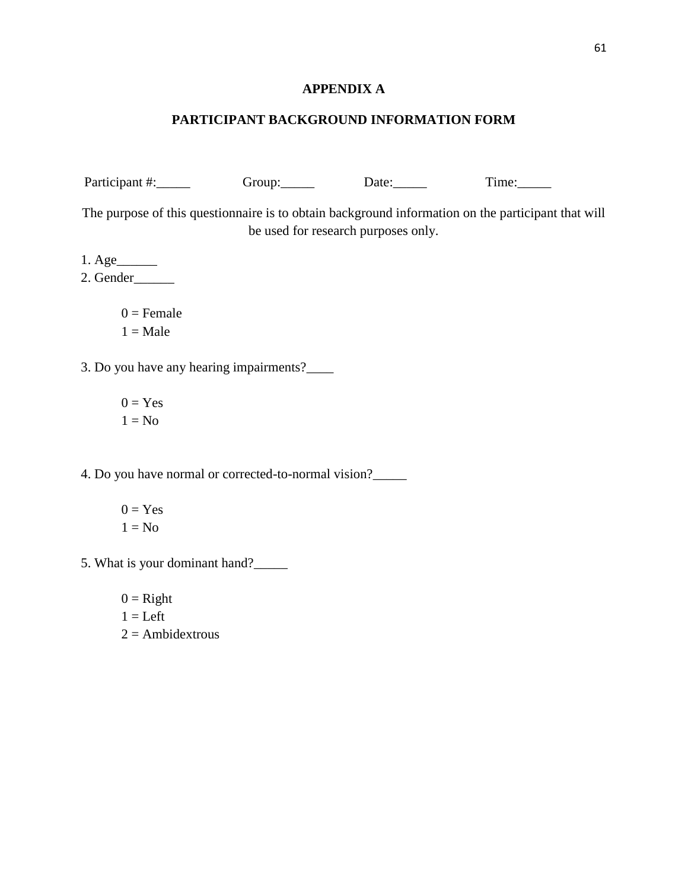# APPENDIX A

## PARTICIPANT BACKGROUND INFORMATION FORM

Participant #:_____ Group:_____ Date:_____ Time:_____

The purpose of this questionnaire is to obtain background information on the participant that will be used for research purposes only.

1. Age______
2. Gender______

    0 = Female
    1 = Male

3. Do you have any hearing impairments?____

    0 = Yes
    1 = No

4. Do you have normal or corrected-to-normal vision?_____

    0 = Yes
    1 = No

5. What is your dominant hand?_____

    0 = Right
    1 = Left
    2 = Ambidextrous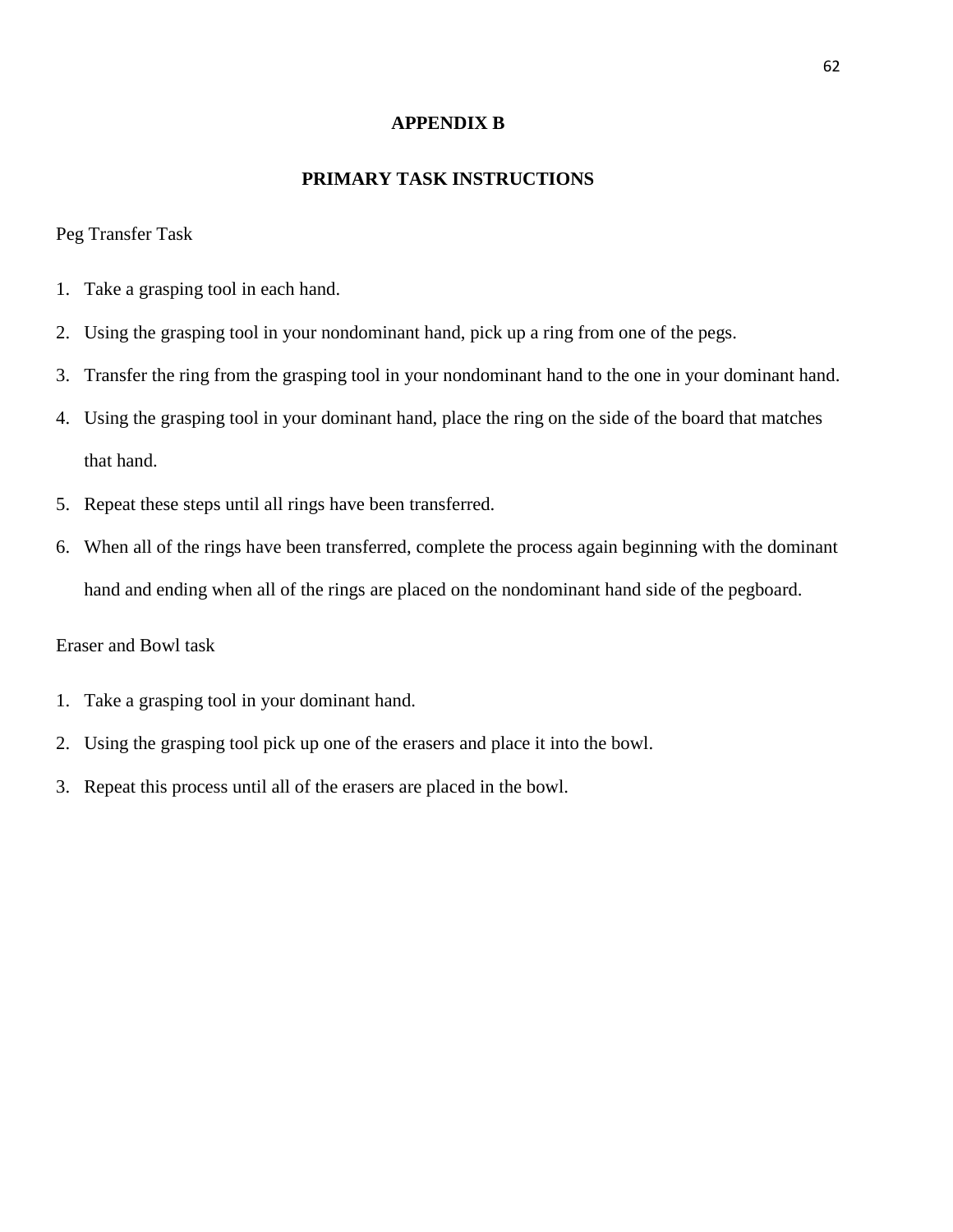# APPENDIX B

## PRIMARY TASK INSTRUCTIONS

Peg Transfer Task

1. Take a grasping tool in each hand.
2. Using the grasping tool in your nondominant hand, pick up a ring from one of the pegs.
3. Transfer the ring from the grasping tool in your nondominant hand to the one in your dominant hand.
4. Using the grasping tool in your dominant hand, place the ring on the side of the board that matches that hand.
5. Repeat these steps until all rings have been transferred.
6. When all of the rings have been transferred, complete the process again beginning with the dominant hand and ending when all of the rings are placed on the nondominant hand side of the pegboard.

Eraser and Bowl task

1. Take a grasping tool in your dominant hand.
2. Using the grasping tool pick up one of the erasers and place it into the bowl.
3. Repeat this process until all of the erasers are placed in the bowl.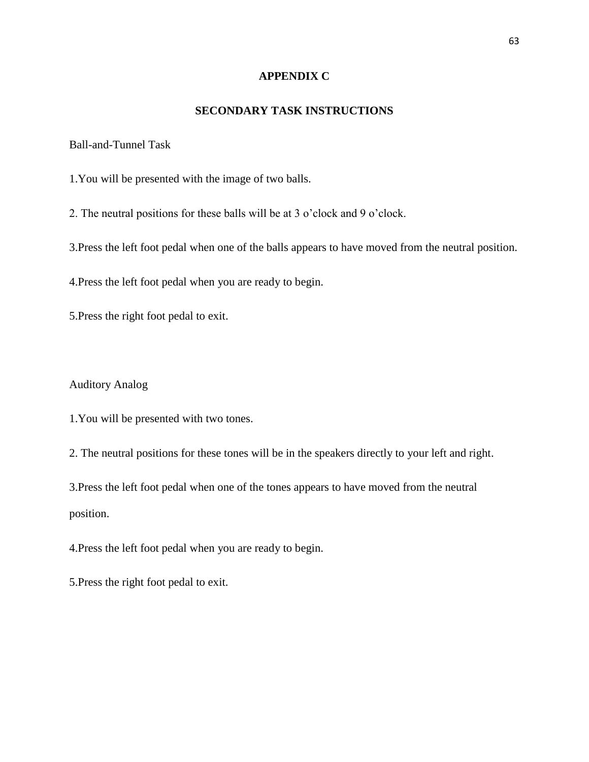# APPENDIX C

## SECONDARY TASK INSTRUCTIONS

Ball-and-Tunnel Task

1.You will be presented with the image of two balls.

2. The neutral positions for these balls will be at 3 o'clock and 9 o'clock.

3.Press the left foot pedal when one of the balls appears to have moved from the neutral position.

4.Press the left foot pedal when you are ready to begin.

5.Press the right foot pedal to exit.

Auditory Analog

1.You will be presented with two tones.

2. The neutral positions for these tones will be in the speakers directly to your left and right.

3.Press the left foot pedal when one of the tones appears to have moved from the neutral position.

4.Press the left foot pedal when you are ready to begin.

5.Press the right foot pedal to exit.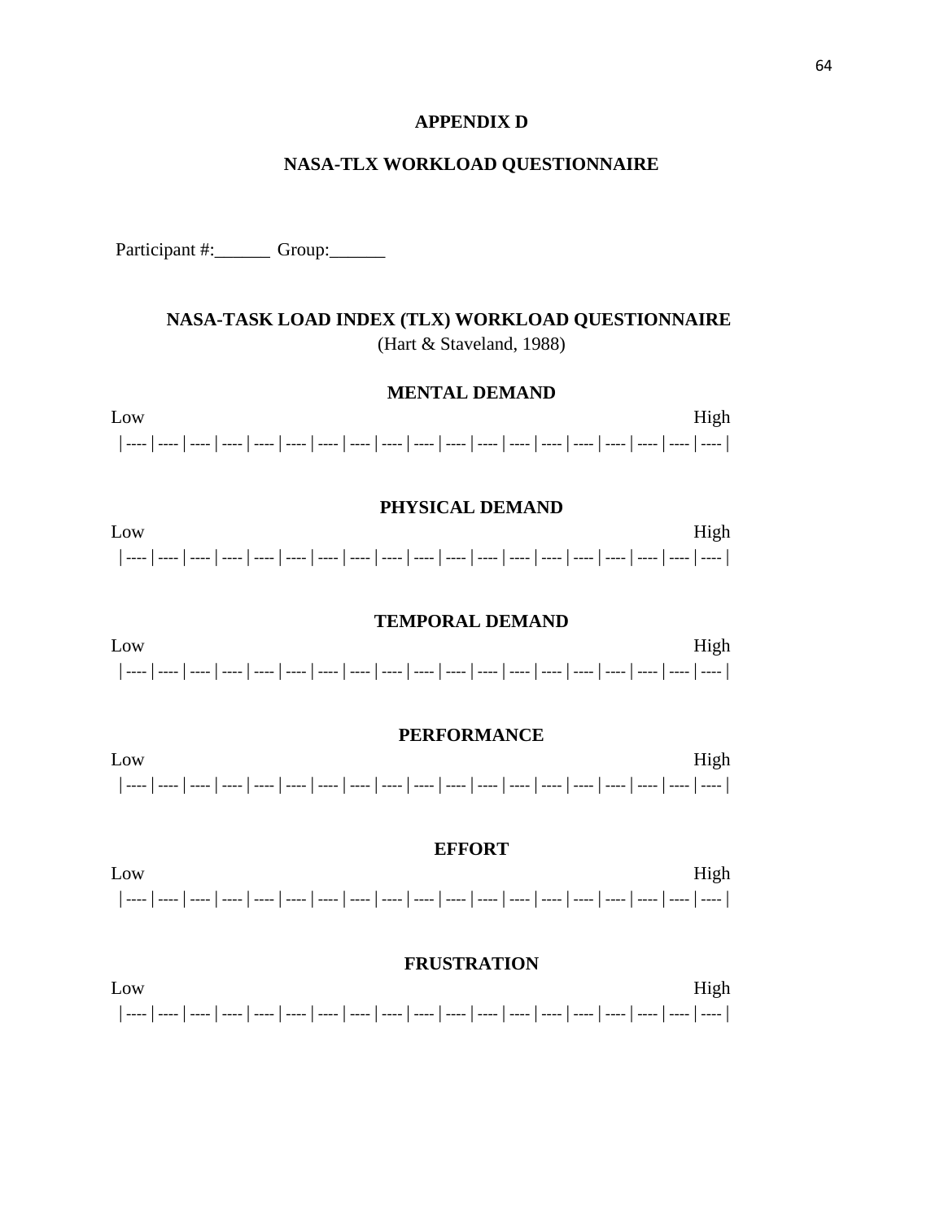# APPENDIX D

## NASA-TLX WORKLOAD QUESTIONNAIRE

Participant #:______ Group:______

### NASA-TASK LOAD INDEX (TLX) WORKLOAD QUESTIONNAIRE

(Hart & Staveland, 1988)

**MENTAL DEMAND**

Low High

|----|----|----|----|----|----|----|----|----|----|----|----|----|----|----|----|----|----|----|----|

**PHYSICAL DEMAND**

Low High

|----|----|----|----|----|----|----|----|----|----|----|----|----|----|----|----|----|----|----|----|

**TEMPORAL DEMAND**

Low High

|----|----|----|----|----|----|----|----|----|----|----|----|----|----|----|----|----|----|----|----|

**PERFORMANCE**

Low High

|----|----|----|----|----|----|----|----|----|----|----|----|----|----|----|----|----|----|----|----|

**EFFORT**

Low High

|----|----|----|----|----|----|----|----|----|----|----|----|----|----|----|----|----|----|----|----|

**FRUSTRATION**

Low High

|----|----|----|----|----|----|----|----|----|----|----|----|----|----|----|----|----|----|----|----|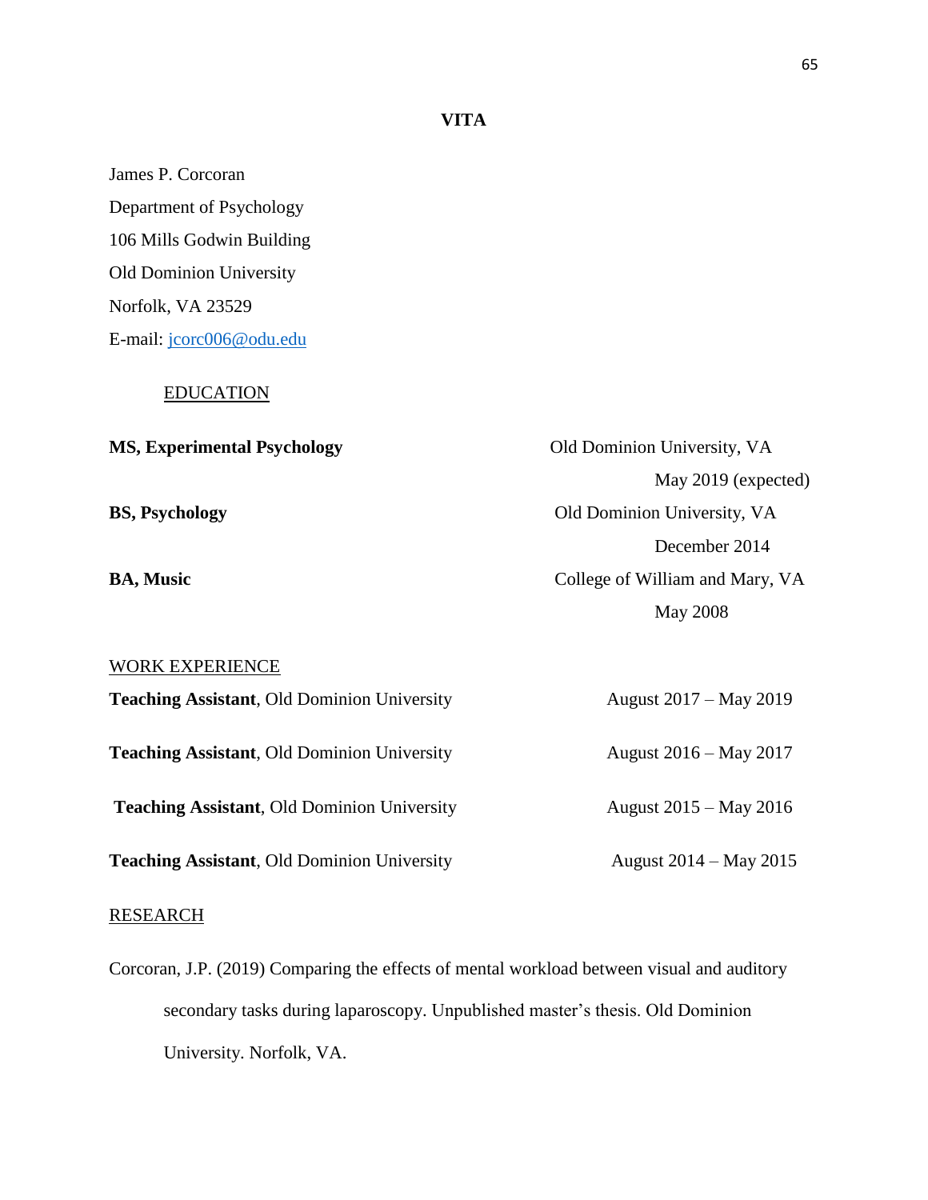# VITA

James P. Corcoran
Department of Psychology
106 Mills Godwin Building
Old Dominion University
Norfolk, VA 23529
E-mail: jcorc006@odu.edu

## EDUCATION

**MS, Experimental Psychology** — Old Dominion University, VA, May 2019 (expected)

**BS, Psychology** — Old Dominion University, VA, December 2014

**BA, Music** — College of William and Mary, VA, May 2008

## WORK EXPERIENCE

**Teaching Assistant**, Old Dominion University — August 2017 – May 2019

**Teaching Assistant**, Old Dominion University — August 2016 – May 2017

**Teaching Assistant**, Old Dominion University — August 2015 – May 2016

**Teaching Assistant**, Old Dominion University — August 2014 – May 2015

## RESEARCH

Corcoran, J.P. (2019) Comparing the effects of mental workload between visual and auditory secondary tasks during laparoscopy. Unpublished master's thesis. Old Dominion University. Norfolk, VA.